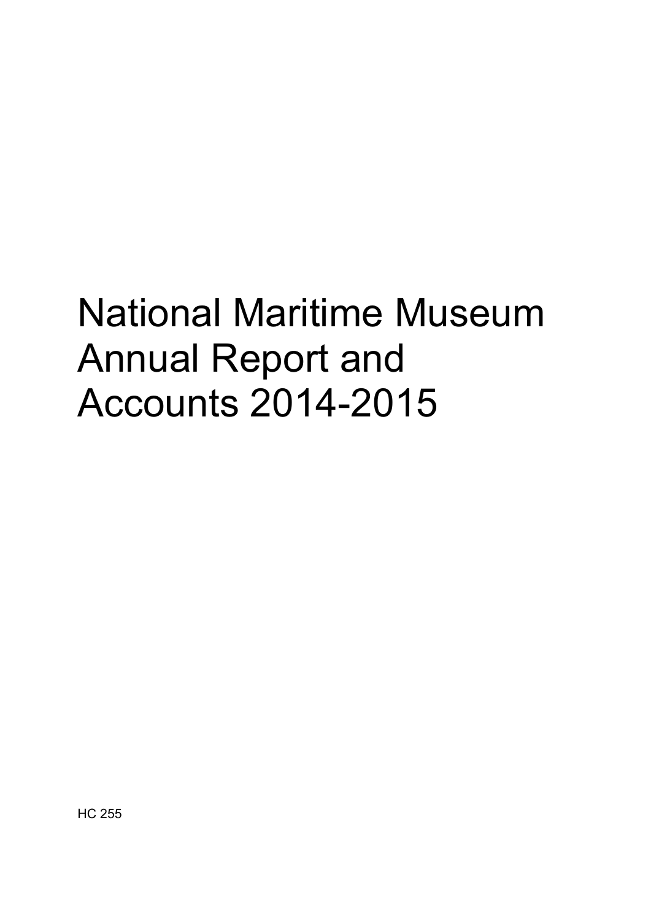# National Maritime Museum Annual Report and Accounts 2014-2015

HC 255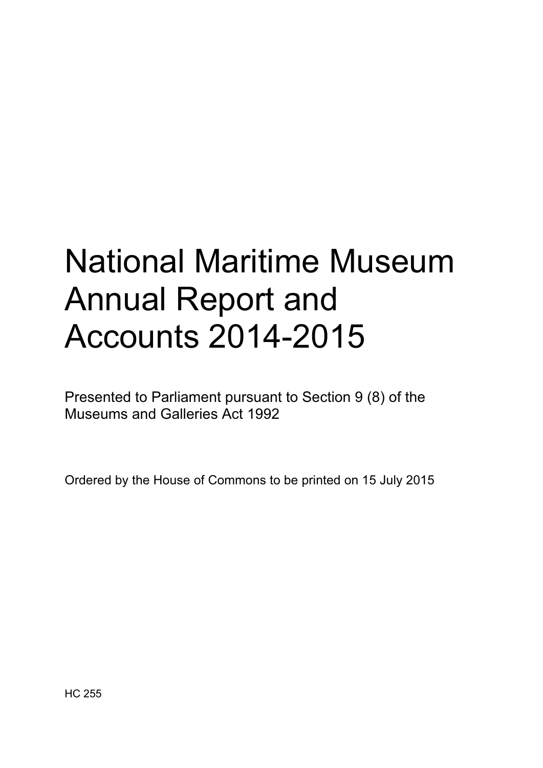# National Maritime Museum Annual Report and Accounts 2014-2015

Presented to Parliament pursuant to Section 9 (8) of the Museums and Galleries Act 1992

Ordered by the House of Commons to be printed on 15 July 2015

HC 255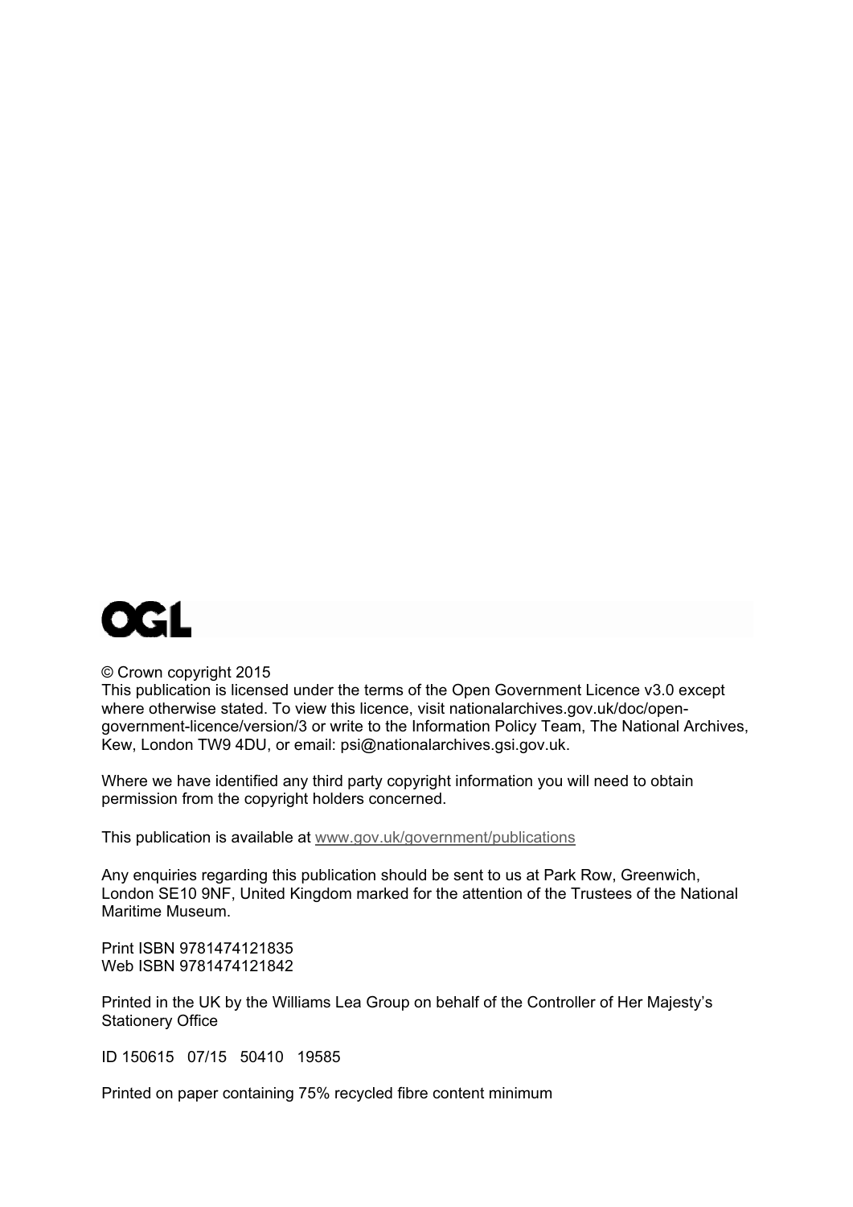OGL

© Crown copyright 2015

This publication is licensed under the terms of the Open Government Licence v3.0 except where otherwise stated. To view this licence, visit nationalarchives.gov.uk/doc/open-government-licence/version/3 or write to the Information Policy Team, The National Archives, Kew, London TW9 4DU, or email: psi@nationalarchives.gsi.gov.uk.

Where we have identified any third party copyright information you will need to obtain permission from the copyright holders concerned.

This publication is available at www.gov.uk/government/publications

Any enquiries regarding this publication should be sent to us at Park Row, Greenwich, London SE10 9NF, United Kingdom marked for the attention of the Trustees of the National Maritime Museum.

Print ISBN 9781474121835
Web ISBN 9781474121842

Printed in the UK by the Williams Lea Group on behalf of the Controller of Her Majesty's Stationery Office

ID 150615 07/15 50410 19585

Printed on paper containing 75% recycled fibre content minimum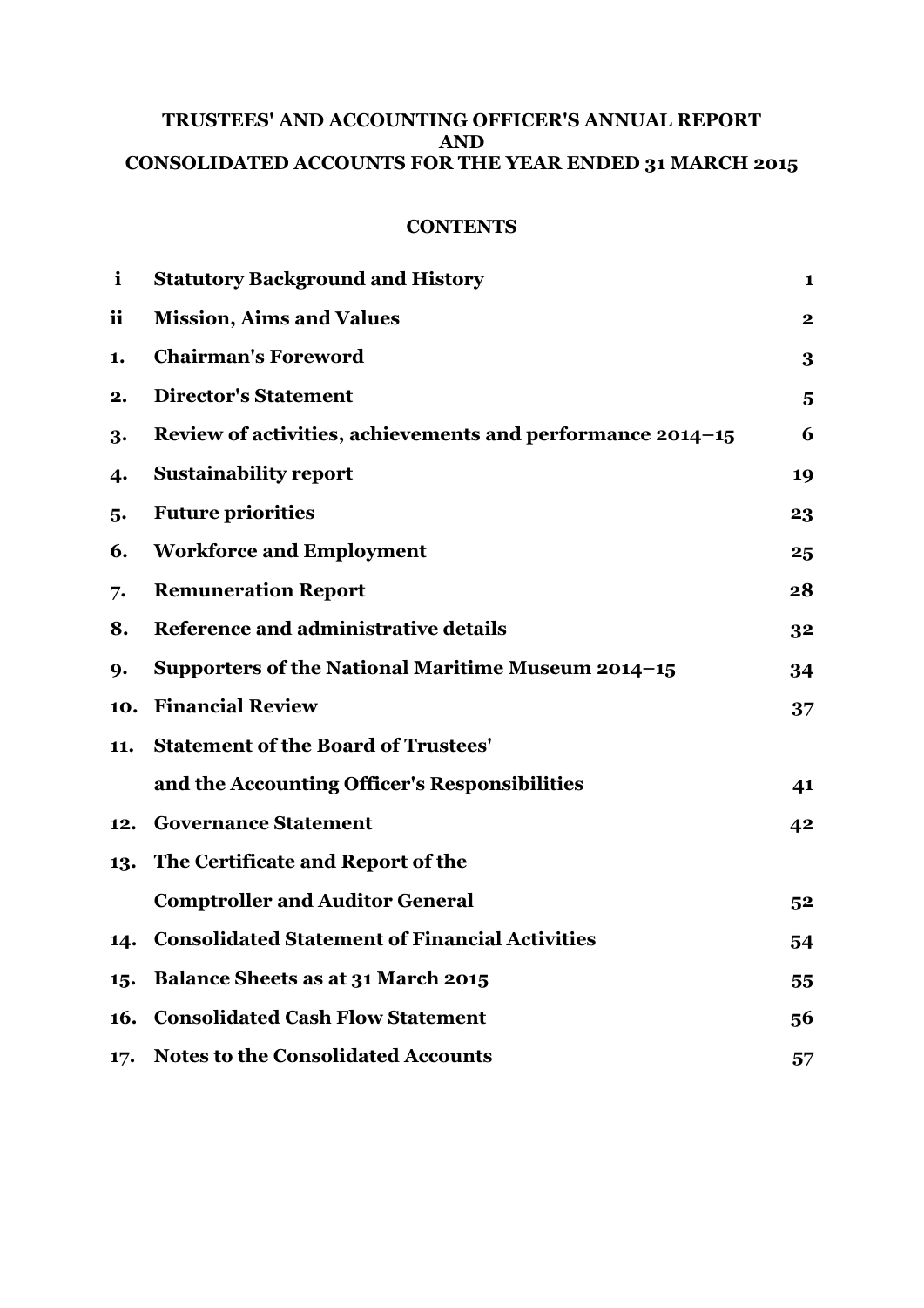# TRUSTEES' AND ACCOUNTING OFFICER'S ANNUAL REPORT AND CONSOLIDATED ACCOUNTS FOR THE YEAR ENDED 31 MARCH 2015

## CONTENTS

| | | |
|---|---|---|
| i | **Statutory Background and History** | 1 |
| ii | **Mission, Aims and Values** | 2 |
| 1. | **Chairman's Foreword** | 3 |
| 2. | **Director's Statement** | 5 |
| 3. | **Review of activities, achievements and performance 2014–15** | 6 |
| 4. | **Sustainability report** | 19 |
| 5. | **Future priorities** | 23 |
| 6. | **Workforce and Employment** | 25 |
| 7. | **Remuneration Report** | 28 |
| 8. | **Reference and administrative details** | 32 |
| 9. | **Supporters of the National Maritime Museum 2014–15** | 34 |
| 10. | **Financial Review** | 37 |
| 11. | **Statement of the Board of Trustees' and the Accounting Officer's Responsibilities** | 41 |
| 12. | **Governance Statement** | 42 |
| 13. | **The Certificate and Report of the Comptroller and Auditor General** | 52 |
| 14. | **Consolidated Statement of Financial Activities** | 54 |
| 15. | **Balance Sheets as at 31 March 2015** | 55 |
| 16. | **Consolidated Cash Flow Statement** | 56 |
| 17. | **Notes to the Consolidated Accounts** | 57 |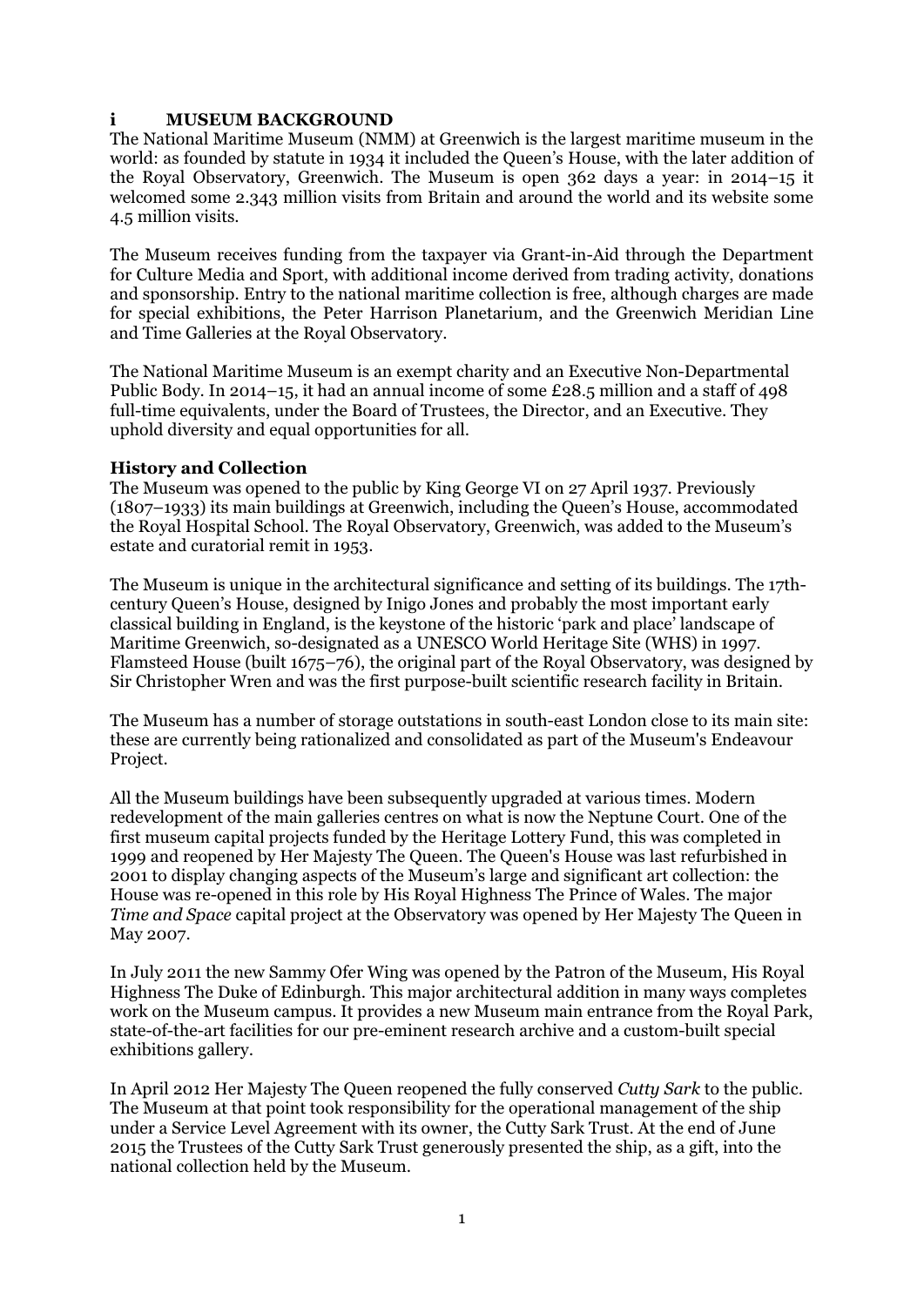## i MUSEUM BACKGROUND

The National Maritime Museum (NMM) at Greenwich is the largest maritime museum in the world: as founded by statute in 1934 it included the Queen's House, with the later addition of the Royal Observatory, Greenwich. The Museum is open 362 days a year: in 2014–15 it welcomed some 2.343 million visits from Britain and around the world and its website some 4.5 million visits.

The Museum receives funding from the taxpayer via Grant-in-Aid through the Department for Culture Media and Sport, with additional income derived from trading activity, donations and sponsorship. Entry to the national maritime collection is free, although charges are made for special exhibitions, the Peter Harrison Planetarium, and the Greenwich Meridian Line and Time Galleries at the Royal Observatory.

The National Maritime Museum is an exempt charity and an Executive Non-Departmental Public Body. In 2014–15, it had an annual income of some £28.5 million and a staff of 498 full-time equivalents, under the Board of Trustees, the Director, and an Executive. They uphold diversity and equal opportunities for all.

### History and Collection

The Museum was opened to the public by King George VI on 27 April 1937. Previously (1807–1933) its main buildings at Greenwich, including the Queen's House, accommodated the Royal Hospital School. The Royal Observatory, Greenwich, was added to the Museum's estate and curatorial remit in 1953.

The Museum is unique in the architectural significance and setting of its buildings. The 17th-century Queen's House, designed by Inigo Jones and probably the most important early classical building in England, is the keystone of the historic 'park and place' landscape of Maritime Greenwich, so-designated as a UNESCO World Heritage Site (WHS) in 1997. Flamsteed House (built 1675–76), the original part of the Royal Observatory, was designed by Sir Christopher Wren and was the first purpose-built scientific research facility in Britain.

The Museum has a number of storage outstations in south-east London close to its main site: these are currently being rationalized and consolidated as part of the Museum's Endeavour Project.

All the Museum buildings have been subsequently upgraded at various times. Modern redevelopment of the main galleries centres on what is now the Neptune Court. One of the first museum capital projects funded by the Heritage Lottery Fund, this was completed in 1999 and reopened by Her Majesty The Queen. The Queen's House was last refurbished in 2001 to display changing aspects of the Museum's large and significant art collection: the House was re-opened in this role by His Royal Highness The Prince of Wales. The major *Time and Space* capital project at the Observatory was opened by Her Majesty The Queen in May 2007.

In July 2011 the new Sammy Ofer Wing was opened by the Patron of the Museum, His Royal Highness The Duke of Edinburgh. This major architectural addition in many ways completes work on the Museum campus. It provides a new Museum main entrance from the Royal Park, state-of-the-art facilities for our pre-eminent research archive and a custom-built special exhibitions gallery.

In April 2012 Her Majesty The Queen reopened the fully conserved *Cutty Sark* to the public. The Museum at that point took responsibility for the operational management of the ship under a Service Level Agreement with its owner, the Cutty Sark Trust. At the end of June 2015 the Trustees of the Cutty Sark Trust generously presented the ship, as a gift, into the national collection held by the Museum.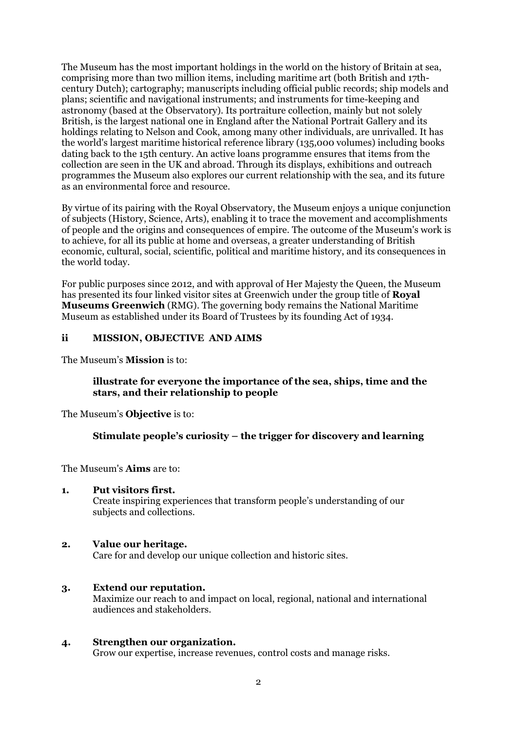The Museum has the most important holdings in the world on the history of Britain at sea, comprising more than two million items, including maritime art (both British and 17th-century Dutch); cartography; manuscripts including official public records; ship models and plans; scientific and navigational instruments; and instruments for time-keeping and astronomy (based at the Observatory). Its portraiture collection, mainly but not solely British, is the largest national one in England after the National Portrait Gallery and its holdings relating to Nelson and Cook, among many other individuals, are unrivalled. It has the world's largest maritime historical reference library (135,000 volumes) including books dating back to the 15th century. An active loans programme ensures that items from the collection are seen in the UK and abroad. Through its displays, exhibitions and outreach programmes the Museum also explores our current relationship with the sea, and its future as an environmental force and resource.

By virtue of its pairing with the Royal Observatory, the Museum enjoys a unique conjunction of subjects (History, Science, Arts), enabling it to trace the movement and accomplishments of people and the origins and consequences of empire. The outcome of the Museum's work is to achieve, for all its public at home and overseas, a greater understanding of British economic, cultural, social, scientific, political and maritime history, and its consequences in the world today.

For public purposes since 2012, and with approval of Her Majesty the Queen, the Museum has presented its four linked visitor sites at Greenwich under the group title of **Royal Museums Greenwich** (RMG). The governing body remains the National Maritime Museum as established under its Board of Trustees by its founding Act of 1934.

## ii MISSION, OBJECTIVE AND AIMS

The Museum's **Mission** is to:

> **illustrate for everyone the importance of the sea, ships, time and the stars, and their relationship to people**

The Museum's **Objective** is to:

> **Stimulate people's curiosity – the trigger for discovery and learning**

The Museum's **Aims** are to:

1. **Put visitors first.**
   Create inspiring experiences that transform people's understanding of our subjects and collections.

2. **Value our heritage.**
   Care for and develop our unique collection and historic sites.

3. **Extend our reputation.**
   Maximize our reach to and impact on local, regional, national and international audiences and stakeholders.

4. **Strengthen our organization.**
   Grow our expertise, increase revenues, control costs and manage risks.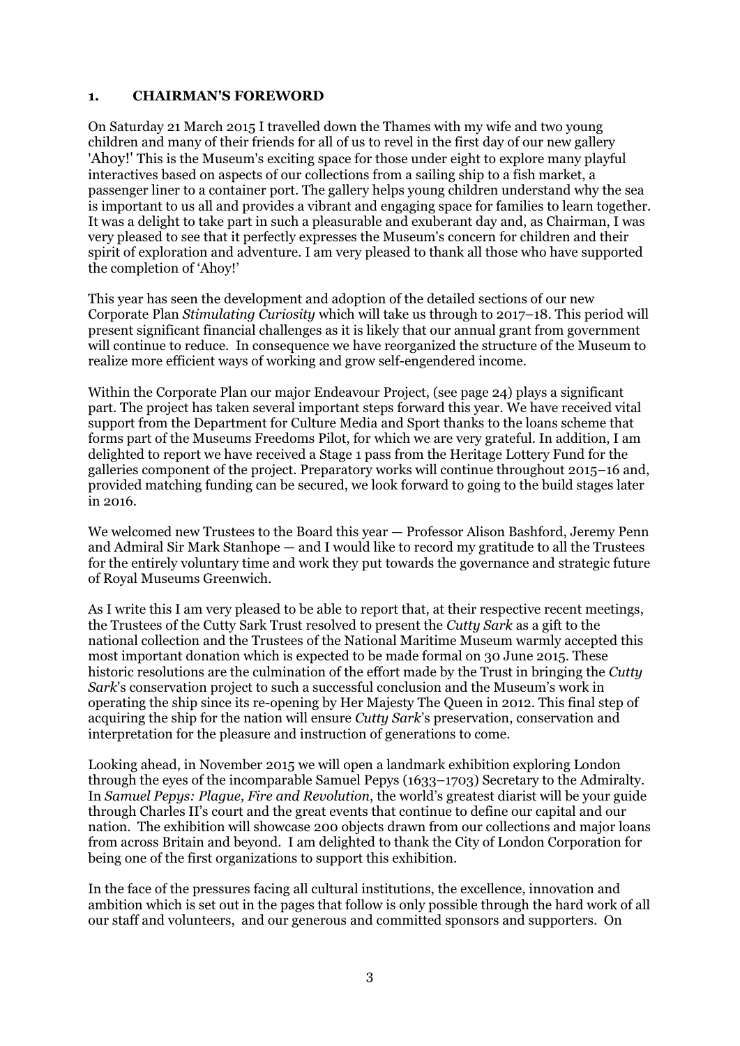## 1. CHAIRMAN'S FOREWORD

On Saturday 21 March 2015 I travelled down the Thames with my wife and two young children and many of their friends for all of us to revel in the first day of our new gallery 'Ahoy!' This is the Museum's exciting space for those under eight to explore many playful interactives based on aspects of our collections from a sailing ship to a fish market, a passenger liner to a container port. The gallery helps young children understand why the sea is important to us all and provides a vibrant and engaging space for families to learn together. It was a delight to take part in such a pleasurable and exuberant day and, as Chairman, I was very pleased to see that it perfectly expresses the Museum's concern for children and their spirit of exploration and adventure. I am very pleased to thank all those who have supported the completion of 'Ahoy!'

This year has seen the development and adoption of the detailed sections of our new Corporate Plan *Stimulating Curiosity* which will take us through to 2017–18. This period will present significant financial challenges as it is likely that our annual grant from government will continue to reduce. In consequence we have reorganized the structure of the Museum to realize more efficient ways of working and grow self-engendered income.

Within the Corporate Plan our major Endeavour Project, (see page 24) plays a significant part. The project has taken several important steps forward this year. We have received vital support from the Department for Culture Media and Sport thanks to the loans scheme that forms part of the Museums Freedoms Pilot, for which we are very grateful. In addition, I am delighted to report we have received a Stage 1 pass from the Heritage Lottery Fund for the galleries component of the project. Preparatory works will continue throughout 2015–16 and, provided matching funding can be secured, we look forward to going to the build stages later in 2016.

We welcomed new Trustees to the Board this year — Professor Alison Bashford, Jeremy Penn and Admiral Sir Mark Stanhope — and I would like to record my gratitude to all the Trustees for the entirely voluntary time and work they put towards the governance and strategic future of Royal Museums Greenwich.

As I write this I am very pleased to be able to report that, at their respective recent meetings, the Trustees of the Cutty Sark Trust resolved to present the *Cutty Sark* as a gift to the national collection and the Trustees of the National Maritime Museum warmly accepted this most important donation which is expected to be made formal on 30 June 2015. These historic resolutions are the culmination of the effort made by the Trust in bringing the *Cutty Sark*'s conservation project to such a successful conclusion and the Museum's work in operating the ship since its re-opening by Her Majesty The Queen in 2012. This final step of acquiring the ship for the nation will ensure *Cutty Sark*'s preservation, conservation and interpretation for the pleasure and instruction of generations to come.

Looking ahead, in November 2015 we will open a landmark exhibition exploring London through the eyes of the incomparable Samuel Pepys (1633–1703) Secretary to the Admiralty. In *Samuel Pepys: Plague, Fire and Revolution*, the world's greatest diarist will be your guide through Charles II's court and the great events that continue to define our capital and our nation. The exhibition will showcase 200 objects drawn from our collections and major loans from across Britain and beyond. I am delighted to thank the City of London Corporation for being one of the first organizations to support this exhibition.

In the face of the pressures facing all cultural institutions, the excellence, innovation and ambition which is set out in the pages that follow is only possible through the hard work of all our staff and volunteers, and our generous and committed sponsors and supporters. On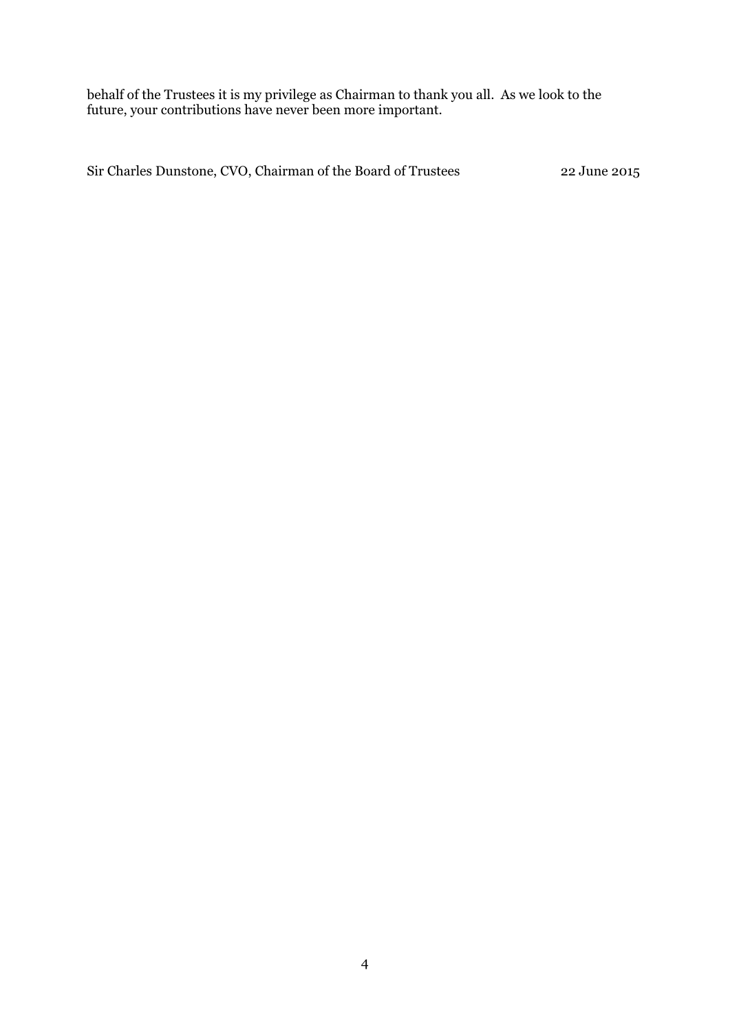behalf of the Trustees it is my privilege as Chairman to thank you all. As we look to the future, your contributions have never been more important.

Sir Charles Dunstone, CVO, Chairman of the Board of Trustees 22 June 2015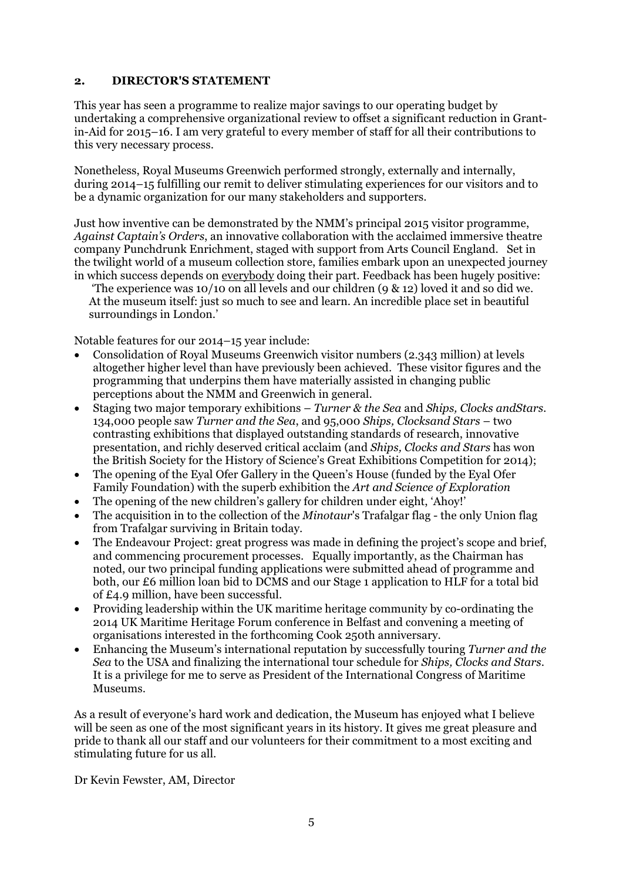## 2. DIRECTOR'S STATEMENT

This year has seen a programme to realize major savings to our operating budget by undertaking a comprehensive organizational review to offset a significant reduction in Grant-in-Aid for 2015–16. I am very grateful to every member of staff for all their contributions to this very necessary process.

Nonetheless, Royal Museums Greenwich performed strongly, externally and internally, during 2014–15 fulfilling our remit to deliver stimulating experiences for our visitors and to be a dynamic organization for our many stakeholders and supporters.

Just how inventive can be demonstrated by the NMM's principal 2015 visitor programme, *Against Captain's Orders*, an innovative collaboration with the acclaimed immersive theatre company Punchdrunk Enrichment, staged with support from Arts Council England. Set in the twilight world of a museum collection store, families embark upon an unexpected journey in which success depends on everybody doing their part. Feedback has been hugely positive:

> 'The experience was 10/10 on all levels and our children (9 & 12) loved it and so did we. At the museum itself: just so much to see and learn. An incredible place set in beautiful surroundings in London.'

Notable features for our 2014–15 year include:

- Consolidation of Royal Museums Greenwich visitor numbers (2.343 million) at levels altogether higher level than have previously been achieved. These visitor figures and the programming that underpins them have materially assisted in changing public perceptions about the NMM and Greenwich in general.
- Staging two major temporary exhibitions – *Turner & the Sea* and *Ships, Clocks andStars*. 134,000 people saw *Turner and the Sea*, and 95,000 *Ships, Clocksand Stars* – two contrasting exhibitions that displayed outstanding standards of research, innovative presentation, and richly deserved critical acclaim (and *Ships, Clocks and Stars* has won the British Society for the History of Science's Great Exhibitions Competition for 2014);
- The opening of the Eyal Ofer Gallery in the Queen's House (funded by the Eyal Ofer Family Foundation) with the superb exhibition the *Art and Science of Exploration*
- The opening of the new children's gallery for children under eight, 'Ahoy!'
- The acquisition in to the collection of the *Minotaur*'s Trafalgar flag - the only Union flag from Trafalgar surviving in Britain today.
- The Endeavour Project: great progress was made in defining the project's scope and brief, and commencing procurement processes. Equally importantly, as the Chairman has noted, our two principal funding applications were submitted ahead of programme and both, our £6 million loan bid to DCMS and our Stage 1 application to HLF for a total bid of £4.9 million, have been successful.
- Providing leadership within the UK maritime heritage community by co-ordinating the 2014 UK Maritime Heritage Forum conference in Belfast and convening a meeting of organisations interested in the forthcoming Cook 250th anniversary.
- Enhancing the Museum's international reputation by successfully touring *Turner and the Sea* to the USA and finalizing the international tour schedule for *Ships, Clocks and Stars*. It is a privilege for me to serve as President of the International Congress of Maritime Museums.

As a result of everyone's hard work and dedication, the Museum has enjoyed what I believe will be seen as one of the most significant years in its history. It gives me great pleasure and pride to thank all our staff and our volunteers for their commitment to a most exciting and stimulating future for us all.

Dr Kevin Fewster, AM, Director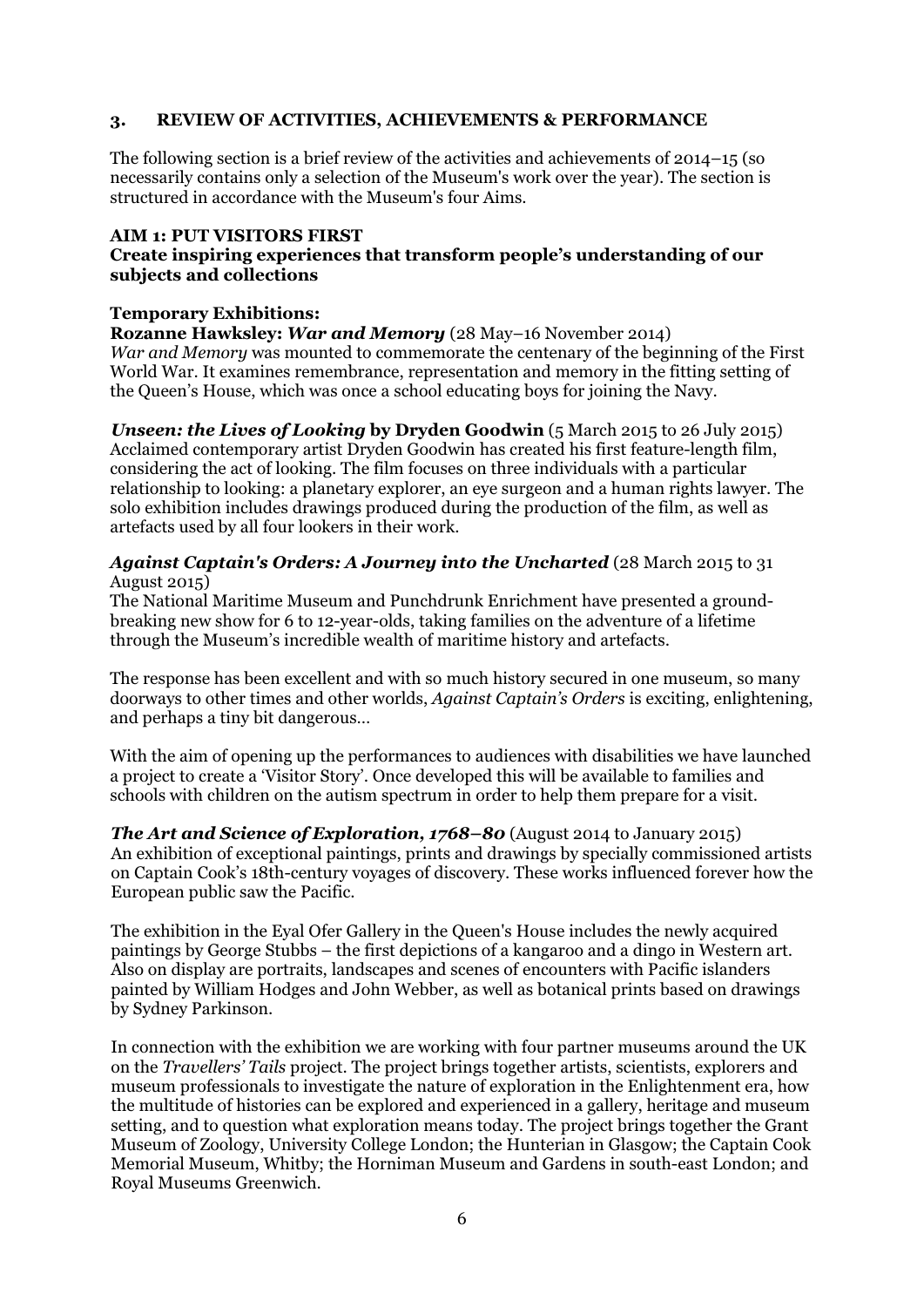## 3. REVIEW OF ACTIVITIES, ACHIEVEMENTS & PERFORMANCE

The following section is a brief review of the activities and achievements of 2014–15 (so necessarily contains only a selection of the Museum's work over the year). The section is structured in accordance with the Museum's four Aims.

### AIM 1: PUT VISITORS FIRST

**Create inspiring experiences that transform people's understanding of our subjects and collections**

**Temporary Exhibitions:**

**Rozanne Hawksley: *War and Memory*** (28 May–16 November 2014)
*War and Memory* was mounted to commemorate the centenary of the beginning of the First World War. It examines remembrance, representation and memory in the fitting setting of the Queen's House, which was once a school educating boys for joining the Navy.

***Unseen: the Lives of Looking* by Dryden Goodwin** (5 March 2015 to 26 July 2015)
Acclaimed contemporary artist Dryden Goodwin has created his first feature-length film, considering the act of looking. The film focuses on three individuals with a particular relationship to looking: a planetary explorer, an eye surgeon and a human rights lawyer. The solo exhibition includes drawings produced during the production of the film, as well as artefacts used by all four lookers in their work.

***Against Captain's Orders: A Journey into the Uncharted*** (28 March 2015 to 31 August 2015)
The National Maritime Museum and Punchdrunk Enrichment have presented a ground-breaking new show for 6 to 12-year-olds, taking families on the adventure of a lifetime through the Museum's incredible wealth of maritime history and artefacts.

The response has been excellent and with so much history secured in one museum, so many doorways to other times and other worlds, *Against Captain's Orders* is exciting, enlightening, and perhaps a tiny bit dangerous…

With the aim of opening up the performances to audiences with disabilities we have launched a project to create a 'Visitor Story'. Once developed this will be available to families and schools with children on the autism spectrum in order to help them prepare for a visit.

***The Art and Science of Exploration, 1768–80*** (August 2014 to January 2015)
An exhibition of exceptional paintings, prints and drawings by specially commissioned artists on Captain Cook's 18th-century voyages of discovery. These works influenced forever how the European public saw the Pacific.

The exhibition in the Eyal Ofer Gallery in the Queen's House includes the newly acquired paintings by George Stubbs – the first depictions of a kangaroo and a dingo in Western art. Also on display are portraits, landscapes and scenes of encounters with Pacific islanders painted by William Hodges and John Webber, as well as botanical prints based on drawings by Sydney Parkinson.

In connection with the exhibition we are working with four partner museums around the UK on the *Travellers' Tails* project. The project brings together artists, scientists, explorers and museum professionals to investigate the nature of exploration in the Enlightenment era, how the multitude of histories can be explored and experienced in a gallery, heritage and museum setting, and to question what exploration means today. The project brings together the Grant Museum of Zoology, University College London; the Hunterian in Glasgow; the Captain Cook Memorial Museum, Whitby; the Horniman Museum and Gardens in south-east London; and Royal Museums Greenwich.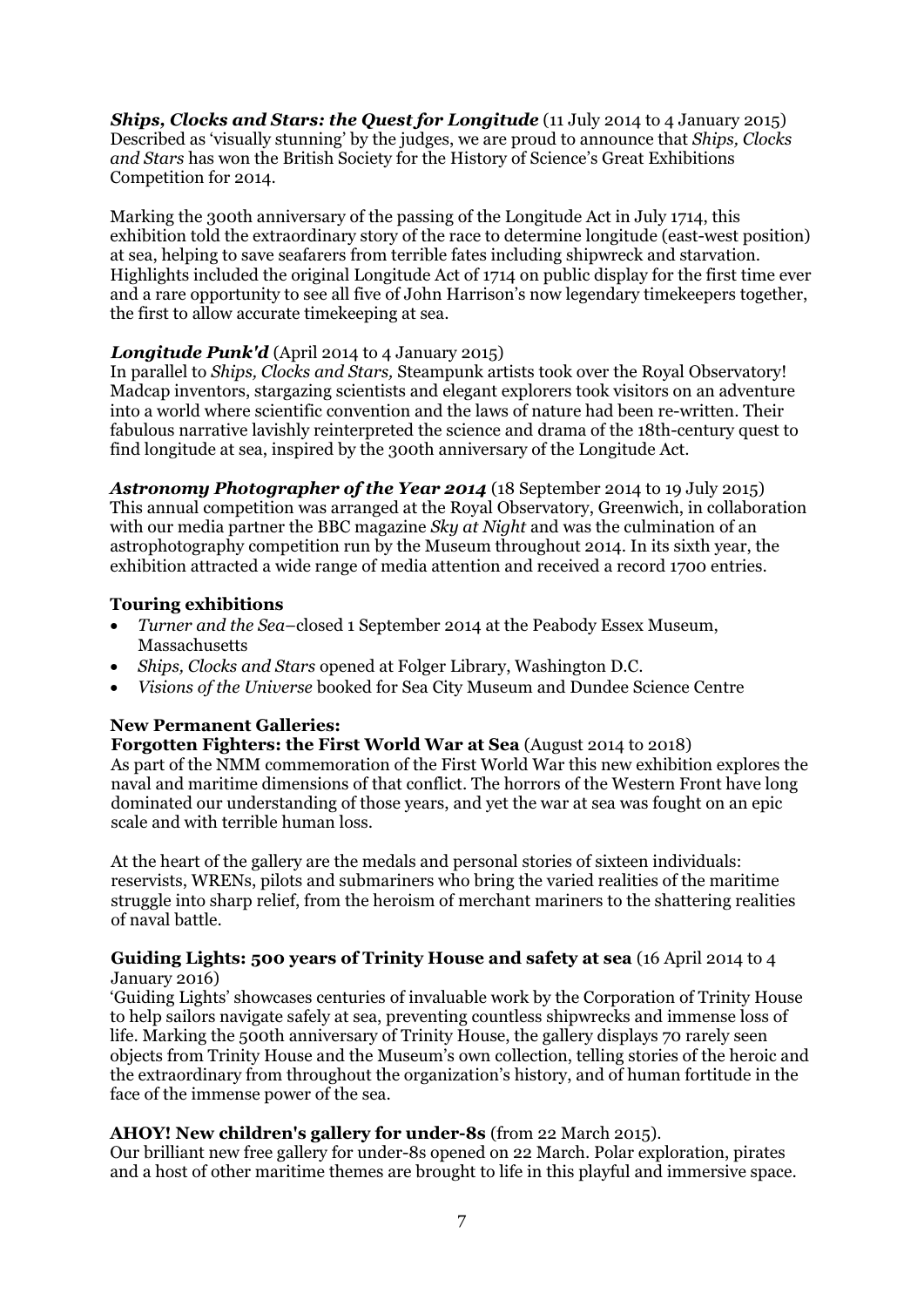***Ships, Clocks and Stars: the Quest for Longitude*** (11 July 2014 to 4 January 2015)
Described as 'visually stunning' by the judges, we are proud to announce that *Ships, Clocks and Stars* has won the British Society for the History of Science's Great Exhibitions Competition for 2014.

Marking the 300th anniversary of the passing of the Longitude Act in July 1714, this exhibition told the extraordinary story of the race to determine longitude (east-west position) at sea, helping to save seafarers from terrible fates including shipwreck and starvation. Highlights included the original Longitude Act of 1714 on public display for the first time ever and a rare opportunity to see all five of John Harrison's now legendary timekeepers together, the first to allow accurate timekeeping at sea.

***Longitude Punk'd*** (April 2014 to 4 January 2015)
In parallel to *Ships, Clocks and Stars,* Steampunk artists took over the Royal Observatory! Madcap inventors, stargazing scientists and elegant explorers took visitors on an adventure into a world where scientific convention and the laws of nature had been re-written. Their fabulous narrative lavishly reinterpreted the science and drama of the 18th-century quest to find longitude at sea, inspired by the 300th anniversary of the Longitude Act.

***Astronomy Photographer of the Year 2014*** (18 September 2014 to 19 July 2015)
This annual competition was arranged at the Royal Observatory, Greenwich, in collaboration with our media partner the BBC magazine *Sky at Night* and was the culmination of an astrophotography competition run by the Museum throughout 2014. In its sixth year, the exhibition attracted a wide range of media attention and received a record 1700 entries.

**Touring exhibitions**

- *Turner and the Sea*–closed 1 September 2014 at the Peabody Essex Museum, Massachusetts
- *Ships, Clocks and Stars* opened at Folger Library, Washington D.C.
- *Visions of the Universe* booked for Sea City Museum and Dundee Science Centre

**New Permanent Galleries:**

**Forgotten Fighters: the First World War at Sea** (August 2014 to 2018)
As part of the NMM commemoration of the First World War this new exhibition explores the naval and maritime dimensions of that conflict. The horrors of the Western Front have long dominated our understanding of those years, and yet the war at sea was fought on an epic scale and with terrible human loss.

At the heart of the gallery are the medals and personal stories of sixteen individuals: reservists, WRENs, pilots and submariners who bring the varied realities of the maritime struggle into sharp relief, from the heroism of merchant mariners to the shattering realities of naval battle.

**Guiding Lights: 500 years of Trinity House and safety at sea** (16 April 2014 to 4 January 2016)
'Guiding Lights' showcases centuries of invaluable work by the Corporation of Trinity House to help sailors navigate safely at sea, preventing countless shipwrecks and immense loss of life. Marking the 500th anniversary of Trinity House, the gallery displays 70 rarely seen objects from Trinity House and the Museum's own collection, telling stories of the heroic and the extraordinary from throughout the organization's history, and of human fortitude in the face of the immense power of the sea.

**AHOY! New children's gallery for under-8s** (from 22 March 2015).
Our brilliant new free gallery for under-8s opened on 22 March. Polar exploration, pirates and a host of other maritime themes are brought to life in this playful and immersive space.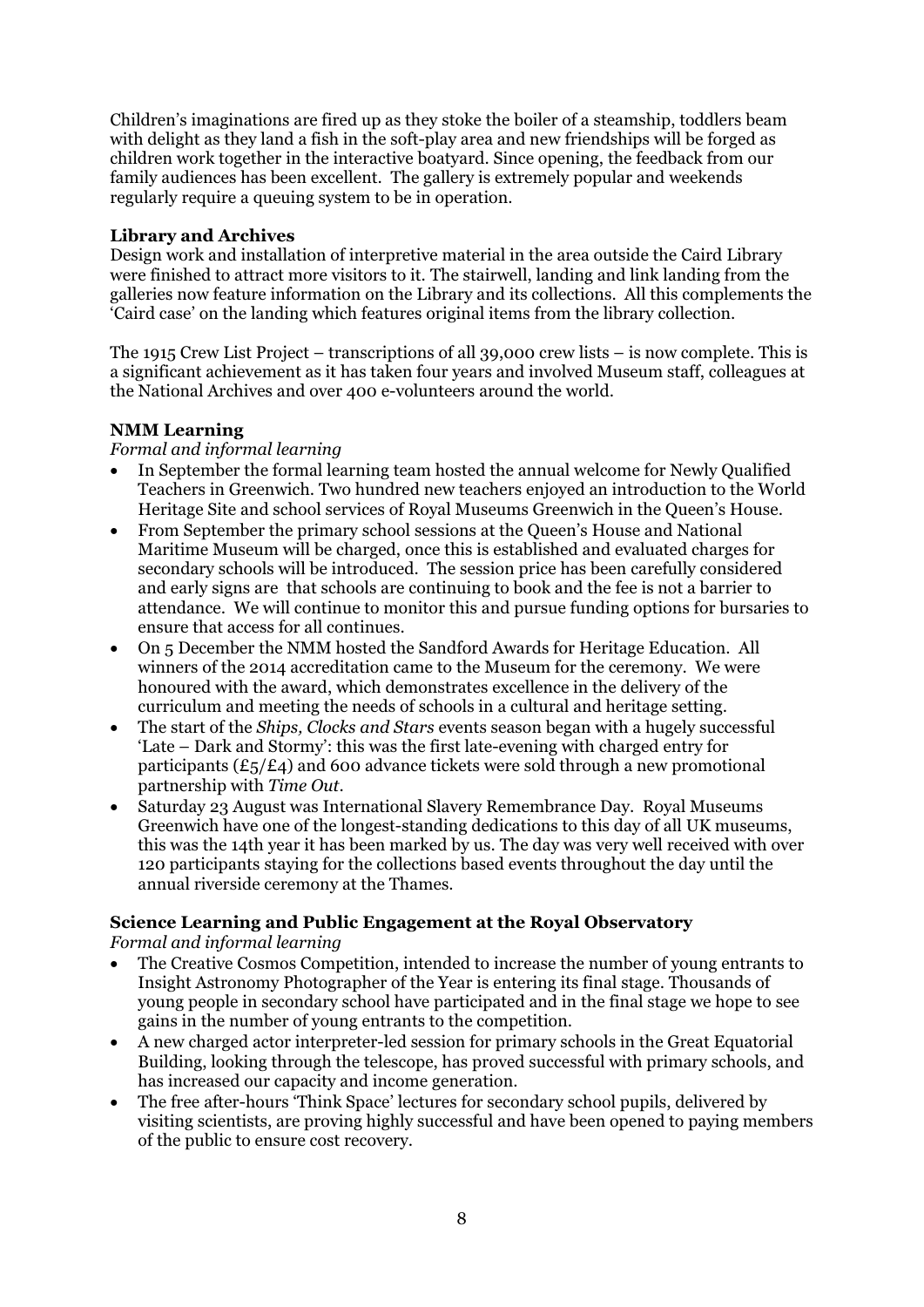Children's imaginations are fired up as they stoke the boiler of a steamship, toddlers beam with delight as they land a fish in the soft-play area and new friendships will be forged as children work together in the interactive boatyard. Since opening, the feedback from our family audiences has been excellent. The gallery is extremely popular and weekends regularly require a queuing system to be in operation.

**Library and Archives**

Design work and installation of interpretive material in the area outside the Caird Library were finished to attract more visitors to it. The stairwell, landing and link landing from the galleries now feature information on the Library and its collections. All this complements the 'Caird case' on the landing which features original items from the library collection.

The 1915 Crew List Project – transcriptions of all 39,000 crew lists – is now complete. This is a significant achievement as it has taken four years and involved Museum staff, colleagues at the National Archives and over 400 e-volunteers around the world.

**NMM Learning**

*Formal and informal learning*

- In September the formal learning team hosted the annual welcome for Newly Qualified Teachers in Greenwich. Two hundred new teachers enjoyed an introduction to the World Heritage Site and school services of Royal Museums Greenwich in the Queen's House.
- From September the primary school sessions at the Queen's House and National Maritime Museum will be charged, once this is established and evaluated charges for secondary schools will be introduced. The session price has been carefully considered and early signs are that schools are continuing to book and the fee is not a barrier to attendance. We will continue to monitor this and pursue funding options for bursaries to ensure that access for all continues.
- On 5 December the NMM hosted the Sandford Awards for Heritage Education. All winners of the 2014 accreditation came to the Museum for the ceremony. We were honoured with the award, which demonstrates excellence in the delivery of the curriculum and meeting the needs of schools in a cultural and heritage setting.
- The start of the *Ships, Clocks and Stars* events season began with a hugely successful 'Late – Dark and Stormy': this was the first late-evening with charged entry for participants (£5/£4) and 600 advance tickets were sold through a new promotional partnership with *Time Out*.
- Saturday 23 August was International Slavery Remembrance Day. Royal Museums Greenwich have one of the longest-standing dedications to this day of all UK museums, this was the 14th year it has been marked by us. The day was very well received with over 120 participants staying for the collections based events throughout the day until the annual riverside ceremony at the Thames.

**Science Learning and Public Engagement at the Royal Observatory**

*Formal and informal learning*

- The Creative Cosmos Competition, intended to increase the number of young entrants to Insight Astronomy Photographer of the Year is entering its final stage. Thousands of young people in secondary school have participated and in the final stage we hope to see gains in the number of young entrants to the competition.
- A new charged actor interpreter-led session for primary schools in the Great Equatorial Building, looking through the telescope, has proved successful with primary schools, and has increased our capacity and income generation.
- The free after-hours 'Think Space' lectures for secondary school pupils, delivered by visiting scientists, are proving highly successful and have been opened to paying members of the public to ensure cost recovery.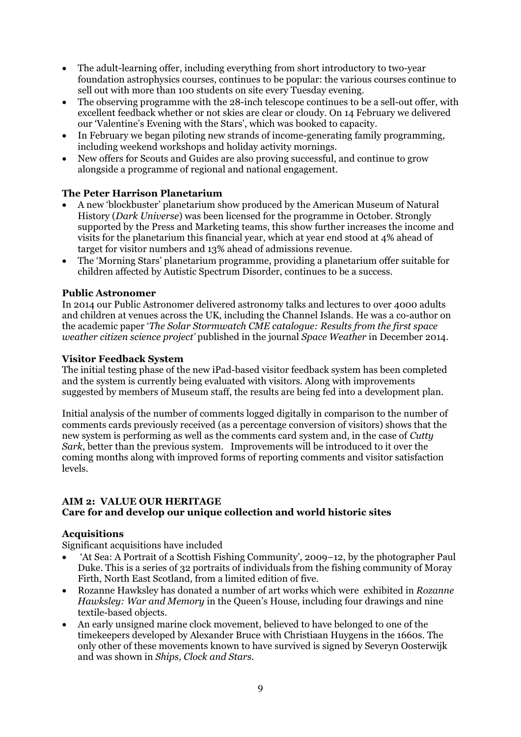- The adult-learning offer, including everything from short introductory to two-year foundation astrophysics courses, continues to be popular: the various courses continue to sell out with more than 100 students on site every Tuesday evening.
- The observing programme with the 28-inch telescope continues to be a sell-out offer, with excellent feedback whether or not skies are clear or cloudy. On 14 February we delivered our 'Valentine's Evening with the Stars', which was booked to capacity.
- In February we began piloting new strands of income-generating family programming, including weekend workshops and holiday activity mornings.
- New offers for Scouts and Guides are also proving successful, and continue to grow alongside a programme of regional and national engagement.

**The Peter Harrison Planetarium**

- A new 'blockbuster' planetarium show produced by the American Museum of Natural History (*Dark Universe*) was been licensed for the programme in October. Strongly supported by the Press and Marketing teams, this show further increases the income and visits for the planetarium this financial year, which at year end stood at 4% ahead of target for visitor numbers and 13% ahead of admissions revenue.
- The 'Morning Stars' planetarium programme, providing a planetarium offer suitable for children affected by Autistic Spectrum Disorder, continues to be a success.

**Public Astronomer**

In 2014 our Public Astronomer delivered astronomy talks and lectures to over 4000 adults and children at venues across the UK, including the Channel Islands. He was a co-author on the academic paper '*The Solar Stormwatch CME catalogue: Results from the first space weather citizen science project'* published in the journal *Space Weather* in December 2014.

**Visitor Feedback System**

The initial testing phase of the new iPad-based visitor feedback system has been completed and the system is currently being evaluated with visitors. Along with improvements suggested by members of Museum staff, the results are being fed into a development plan.

Initial analysis of the number of comments logged digitally in comparison to the number of comments cards previously received (as a percentage conversion of visitors) shows that the new system is performing as well as the comments card system and, in the case of *Cutty Sark*, better than the previous system. Improvements will be introduced to it over the coming months along with improved forms of reporting comments and visitor satisfaction levels.

## AIM 2: VALUE OUR HERITAGE
**Care for and develop our unique collection and world historic sites**

**Acquisitions**

Significant acquisitions have included

- 'At Sea: A Portrait of a Scottish Fishing Community', 2009–12, by the photographer Paul Duke. This is a series of 32 portraits of individuals from the fishing community of Moray Firth, North East Scotland, from a limited edition of five.
- Rozanne Hawksley has donated a number of art works which were exhibited in *Rozanne Hawksley: War and Memory* in the Queen's House, including four drawings and nine textile-based objects.
- An early unsigned marine clock movement, believed to have belonged to one of the timekeepers developed by Alexander Bruce with Christiaan Huygens in the 1660s. The only other of these movements known to have survived is signed by Severyn Oosterwijk and was shown in *Ships, Clock and Stars*.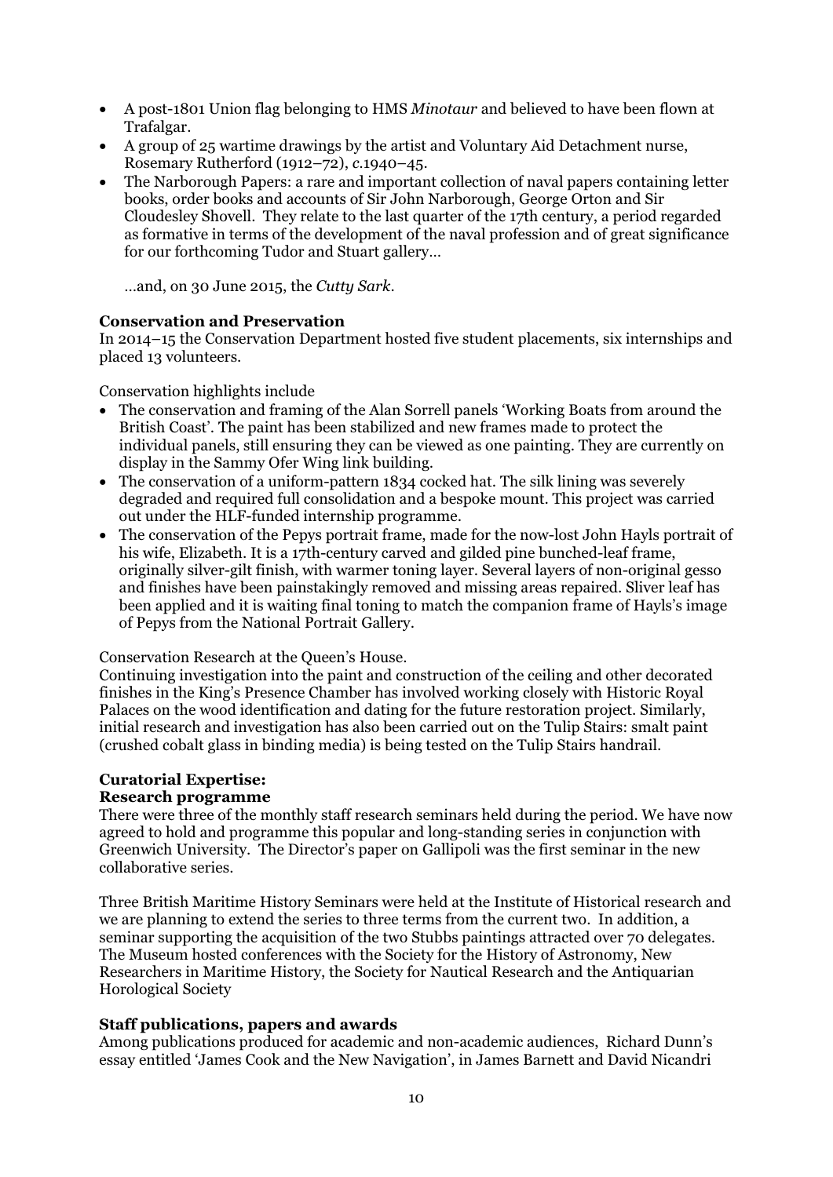- A post-1801 Union flag belonging to HMS *Minotaur* and believed to have been flown at Trafalgar.
- A group of 25 wartime drawings by the artist and Voluntary Aid Detachment nurse, Rosemary Rutherford (1912–72), *c.*1940–45.
- The Narborough Papers: a rare and important collection of naval papers containing letter books, order books and accounts of Sir John Narborough, George Orton and Sir Cloudesley Shovell. They relate to the last quarter of the 17th century, a period regarded as formative in terms of the development of the naval profession and of great significance for our forthcoming Tudor and Stuart gallery…

…and, on 30 June 2015, the *Cutty Sark*.

**Conservation and Preservation**
In 2014–15 the Conservation Department hosted five student placements, six internships and placed 13 volunteers.

Conservation highlights include

- The conservation and framing of the Alan Sorrell panels 'Working Boats from around the British Coast'. The paint has been stabilized and new frames made to protect the individual panels, still ensuring they can be viewed as one painting. They are currently on display in the Sammy Ofer Wing link building.
- The conservation of a uniform-pattern 1834 cocked hat. The silk lining was severely degraded and required full consolidation and a bespoke mount. This project was carried out under the HLF-funded internship programme.
- The conservation of the Pepys portrait frame, made for the now-lost John Hayls portrait of his wife, Elizabeth. It is a 17th-century carved and gilded pine bunched-leaf frame, originally silver-gilt finish, with warmer toning layer. Several layers of non-original gesso and finishes have been painstakingly removed and missing areas repaired. Sliver leaf has been applied and it is waiting final toning to match the companion frame of Hayls's image of Pepys from the National Portrait Gallery.

Conservation Research at the Queen's House.
Continuing investigation into the paint and construction of the ceiling and other decorated finishes in the King's Presence Chamber has involved working closely with Historic Royal Palaces on the wood identification and dating for the future restoration project. Similarly, initial research and investigation has also been carried out on the Tulip Stairs: smalt paint (crushed cobalt glass in binding media) is being tested on the Tulip Stairs handrail.

**Curatorial Expertise:**
**Research programme**
There were three of the monthly staff research seminars held during the period. We have now agreed to hold and programme this popular and long-standing series in conjunction with Greenwich University. The Director's paper on Gallipoli was the first seminar in the new collaborative series.

Three British Maritime History Seminars were held at the Institute of Historical research and we are planning to extend the series to three terms from the current two. In addition, a seminar supporting the acquisition of the two Stubbs paintings attracted over 70 delegates. The Museum hosted conferences with the Society for the History of Astronomy, New Researchers in Maritime History, the Society for Nautical Research and the Antiquarian Horological Society

**Staff publications, papers and awards**
Among publications produced for academic and non-academic audiences, Richard Dunn's essay entitled 'James Cook and the New Navigation', in James Barnett and David Nicandri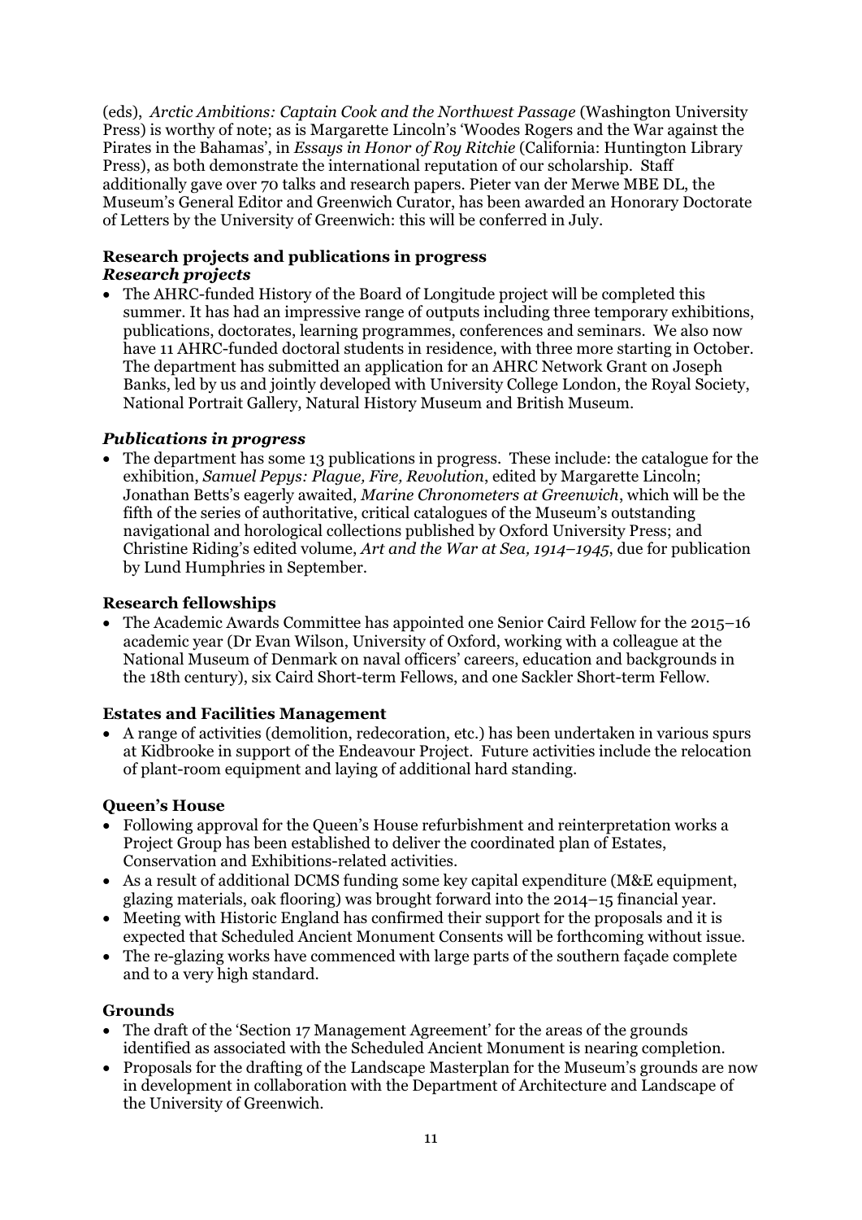(eds), *Arctic Ambitions: Captain Cook and the Northwest Passage* (Washington University Press) is worthy of note; as is Margarette Lincoln's 'Woodes Rogers and the War against the Pirates in the Bahamas', in *Essays in Honor of Roy Ritchie* (California: Huntington Library Press), as both demonstrate the international reputation of our scholarship. Staff additionally gave over 70 talks and research papers. Pieter van der Merwe MBE DL, the Museum's General Editor and Greenwich Curator, has been awarded an Honorary Doctorate of Letters by the University of Greenwich: this will be conferred in July.

**Research projects and publications in progress**

***Research projects***

- The AHRC-funded History of the Board of Longitude project will be completed this summer. It has had an impressive range of outputs including three temporary exhibitions, publications, doctorates, learning programmes, conferences and seminars. We also now have 11 AHRC-funded doctoral students in residence, with three more starting in October. The department has submitted an application for an AHRC Network Grant on Joseph Banks, led by us and jointly developed with University College London, the Royal Society, National Portrait Gallery, Natural History Museum and British Museum.

***Publications in progress***

- The department has some 13 publications in progress. These include: the catalogue for the exhibition, *Samuel Pepys: Plague, Fire, Revolution*, edited by Margarette Lincoln; Jonathan Betts's eagerly awaited, *Marine Chronometers at Greenwich*, which will be the fifth of the series of authoritative, critical catalogues of the Museum's outstanding navigational and horological collections published by Oxford University Press; and Christine Riding's edited volume, *Art and the War at Sea, 1914–1945*, due for publication by Lund Humphries in September.

**Research fellowships**

- The Academic Awards Committee has appointed one Senior Caird Fellow for the 2015–16 academic year (Dr Evan Wilson, University of Oxford, working with a colleague at the National Museum of Denmark on naval officers' careers, education and backgrounds in the 18th century), six Caird Short-term Fellows, and one Sackler Short-term Fellow.

**Estates and Facilities Management**

- A range of activities (demolition, redecoration, etc.) has been undertaken in various spurs at Kidbrooke in support of the Endeavour Project. Future activities include the relocation of plant-room equipment and laying of additional hard standing.

**Queen's House**

- Following approval for the Queen's House refurbishment and reinterpretation works a Project Group has been established to deliver the coordinated plan of Estates, Conservation and Exhibitions-related activities.
- As a result of additional DCMS funding some key capital expenditure (M&E equipment, glazing materials, oak flooring) was brought forward into the 2014–15 financial year.
- Meeting with Historic England has confirmed their support for the proposals and it is expected that Scheduled Ancient Monument Consents will be forthcoming without issue.
- The re-glazing works have commenced with large parts of the southern façade complete and to a very high standard.

**Grounds**

- The draft of the 'Section 17 Management Agreement' for the areas of the grounds identified as associated with the Scheduled Ancient Monument is nearing completion.
- Proposals for the drafting of the Landscape Masterplan for the Museum's grounds are now in development in collaboration with the Department of Architecture and Landscape of the University of Greenwich.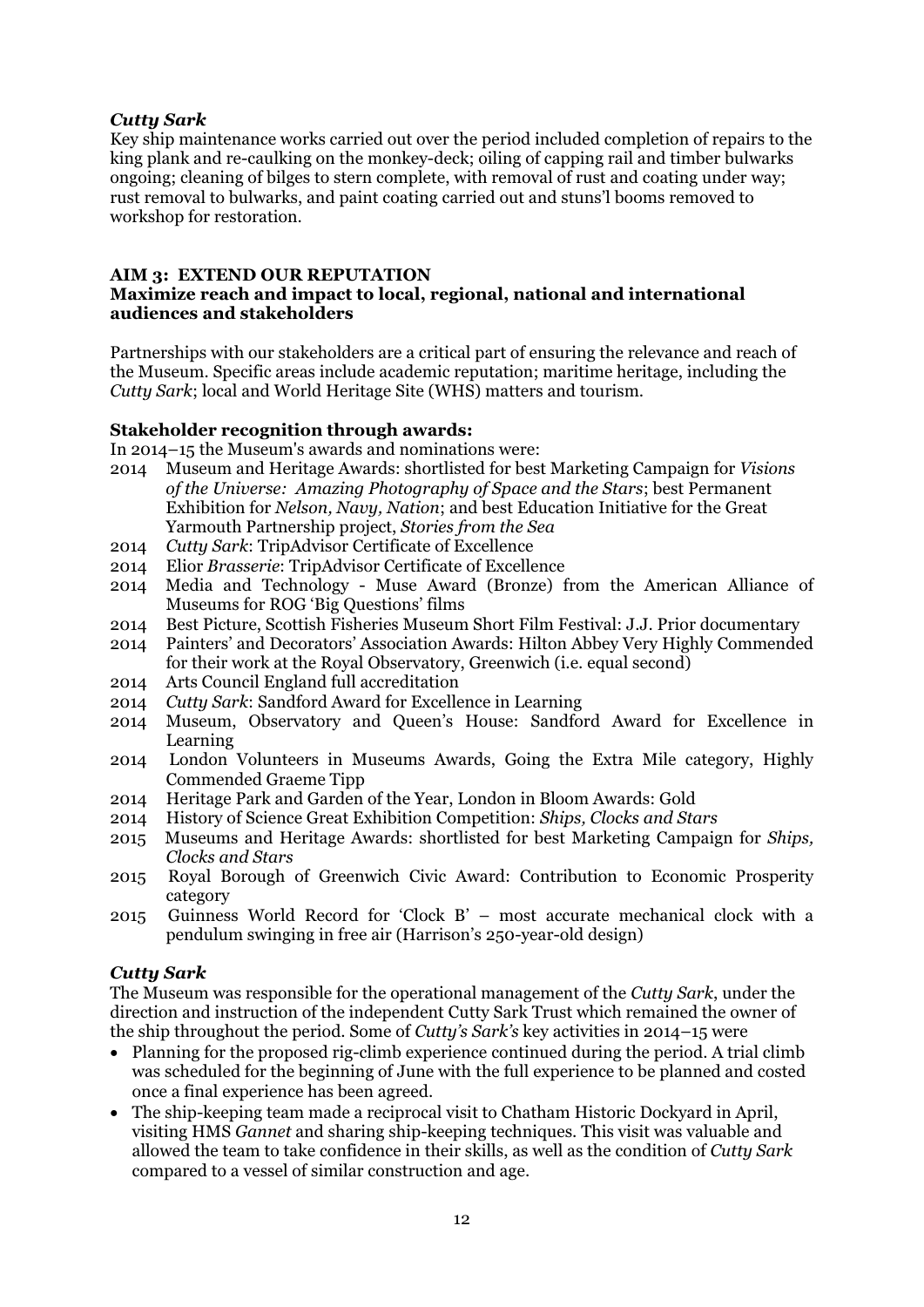### *Cutty Sark*

Key ship maintenance works carried out over the period included completion of repairs to the king plank and re-caulking on the monkey-deck; oiling of capping rail and timber bulwarks ongoing; cleaning of bilges to stern complete, with removal of rust and coating under way; rust removal to bulwarks, and paint coating carried out and stuns'l booms removed to workshop for restoration.

## AIM 3: EXTEND OUR REPUTATION

### Maximize reach and impact to local, regional, national and international audiences and stakeholders

Partnerships with our stakeholders are a critical part of ensuring the relevance and reach of the Museum. Specific areas include academic reputation; maritime heritage, including the *Cutty Sark*; local and World Heritage Site (WHS) matters and tourism.

**Stakeholder recognition through awards:**

In 2014–15 the Museum's awards and nominations were:

- 2014 Museum and Heritage Awards: shortlisted for best Marketing Campaign for *Visions of the Universe: Amazing Photography of Space and the Stars*; best Permanent Exhibition for *Nelson, Navy, Nation*; and best Education Initiative for the Great Yarmouth Partnership project, *Stories from the Sea*
- 2014 *Cutty Sark*: TripAdvisor Certificate of Excellence
- 2014 Elior *Brasserie*: TripAdvisor Certificate of Excellence
- 2014 Media and Technology - Muse Award (Bronze) from the American Alliance of Museums for ROG 'Big Questions' films
- 2014 Best Picture, Scottish Fisheries Museum Short Film Festival: J.J. Prior documentary
- 2014 Painters' and Decorators' Association Awards: Hilton Abbey Very Highly Commended for their work at the Royal Observatory, Greenwich (i.e. equal second)
- 2014 Arts Council England full accreditation
- 2014 *Cutty Sark*: Sandford Award for Excellence in Learning
- 2014 Museum, Observatory and Queen's House: Sandford Award for Excellence in Learning
- 2014 London Volunteers in Museums Awards, Going the Extra Mile category, Highly Commended Graeme Tipp
- 2014 Heritage Park and Garden of the Year, London in Bloom Awards: Gold
- 2014 History of Science Great Exhibition Competition: *Ships, Clocks and Stars*
- 2015 Museums and Heritage Awards: shortlisted for best Marketing Campaign for *Ships, Clocks and Stars*
- 2015 Royal Borough of Greenwich Civic Award: Contribution to Economic Prosperity category
- 2015 Guinness World Record for 'Clock B' – most accurate mechanical clock with a pendulum swinging in free air (Harrison's 250-year-old design)

### *Cutty Sark*

The Museum was responsible for the operational management of the *Cutty Sark*, under the direction and instruction of the independent Cutty Sark Trust which remained the owner of the ship throughout the period. Some of *Cutty's Sark's* key activities in 2014–15 were

- Planning for the proposed rig-climb experience continued during the period. A trial climb was scheduled for the beginning of June with the full experience to be planned and costed once a final experience has been agreed.
- The ship-keeping team made a reciprocal visit to Chatham Historic Dockyard in April, visiting HMS *Gannet* and sharing ship-keeping techniques. This visit was valuable and allowed the team to take confidence in their skills, as well as the condition of *Cutty Sark* compared to a vessel of similar construction and age.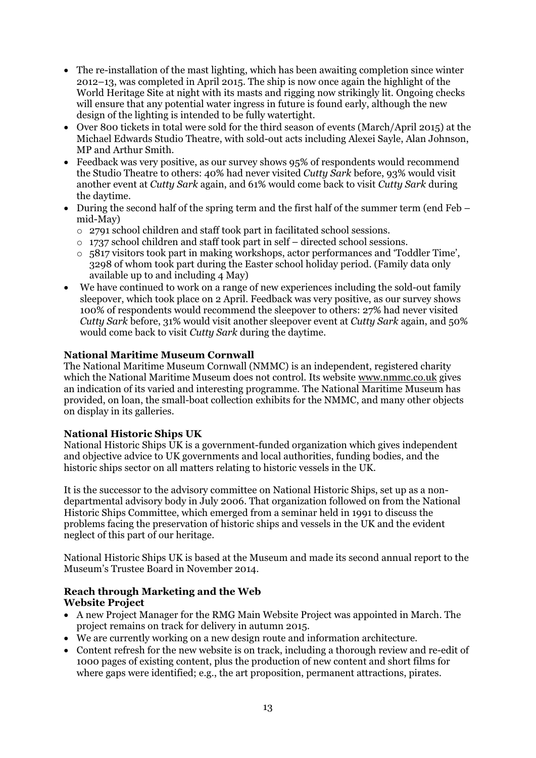- The re-installation of the mast lighting, which has been awaiting completion since winter 2012–13, was completed in April 2015. The ship is now once again the highlight of the World Heritage Site at night with its masts and rigging now strikingly lit. Ongoing checks will ensure that any potential water ingress in future is found early, although the new design of the lighting is intended to be fully watertight.
- Over 800 tickets in total were sold for the third season of events (March/April 2015) at the Michael Edwards Studio Theatre, with sold-out acts including Alexei Sayle, Alan Johnson, MP and Arthur Smith.
- Feedback was very positive, as our survey shows 95% of respondents would recommend the Studio Theatre to others: 40% had never visited *Cutty Sark* before, 93% would visit another event at *Cutty Sark* again, and 61% would come back to visit *Cutty Sark* during the daytime.
- During the second half of the spring term and the first half of the summer term (end Feb – mid-May)
  - 2791 school children and staff took part in facilitated school sessions.
  - 1737 school children and staff took part in self – directed school sessions.
  - 5817 visitors took part in making workshops, actor performances and 'Toddler Time', 3298 of whom took part during the Easter school holiday period. (Family data only available up to and including 4 May)
- We have continued to work on a range of new experiences including the sold-out family sleepover, which took place on 2 April. Feedback was very positive, as our survey shows 100% of respondents would recommend the sleepover to others: 27% had never visited *Cutty Sark* before, 31% would visit another sleepover event at *Cutty Sark* again, and 50% would come back to visit *Cutty Sark* during the daytime.

**National Maritime Museum Cornwall**

The National Maritime Museum Cornwall (NMMC) is an independent, registered charity which the National Maritime Museum does not control. Its website www.nmmc.co.uk gives an indication of its varied and interesting programme. The National Maritime Museum has provided, on loan, the small-boat collection exhibits for the NMMC, and many other objects on display in its galleries.

**National Historic Ships UK**

National Historic Ships UK is a government-funded organization which gives independent and objective advice to UK governments and local authorities, funding bodies, and the historic ships sector on all matters relating to historic vessels in the UK.

It is the successor to the advisory committee on National Historic Ships, set up as a non-departmental advisory body in July 2006. That organization followed on from the National Historic Ships Committee, which emerged from a seminar held in 1991 to discuss the problems facing the preservation of historic ships and vessels in the UK and the evident neglect of this part of our heritage.

National Historic Ships UK is based at the Museum and made its second annual report to the Museum's Trustee Board in November 2014.

**Reach through Marketing and the Web**

**Website Project**

- A new Project Manager for the RMG Main Website Project was appointed in March. The project remains on track for delivery in autumn 2015.
- We are currently working on a new design route and information architecture.
- Content refresh for the new website is on track, including a thorough review and re-edit of 1000 pages of existing content, plus the production of new content and short films for where gaps were identified; e.g., the art proposition, permanent attractions, pirates.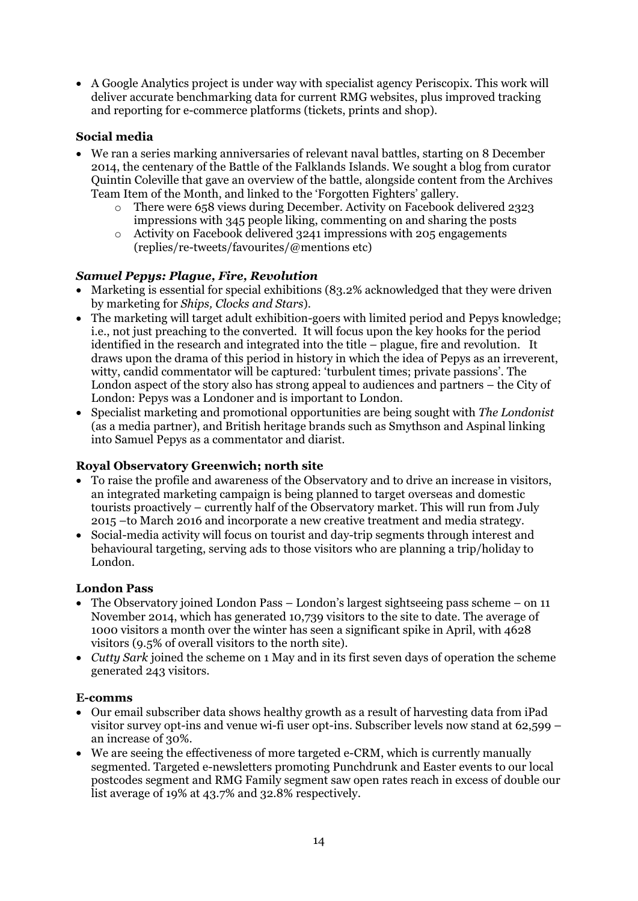- A Google Analytics project is under way with specialist agency Periscopix. This work will deliver accurate benchmarking data for current RMG websites, plus improved tracking and reporting for e-commerce platforms (tickets, prints and shop).

### Social media

- We ran a series marking anniversaries of relevant naval battles, starting on 8 December 2014, the centenary of the Battle of the Falklands Islands. We sought a blog from curator Quintin Coleville that gave an overview of the battle, alongside content from the Archives Team Item of the Month, and linked to the 'Forgotten Fighters' gallery.
  - There were 658 views during December. Activity on Facebook delivered 2323 impressions with 345 people liking, commenting on and sharing the posts
  - Activity on Facebook delivered 3241 impressions with 205 engagements (replies/re-tweets/favourites/@mentions etc)

### *Samuel Pepys: Plague, Fire, Revolution*

- Marketing is essential for special exhibitions (83.2% acknowledged that they were driven by marketing for *Ships, Clocks and Stars*).
- The marketing will target adult exhibition-goers with limited period and Pepys knowledge; i.e., not just preaching to the converted. It will focus upon the key hooks for the period identified in the research and integrated into the title – plague, fire and revolution. It draws upon the drama of this period in history in which the idea of Pepys as an irreverent, witty, candid commentator will be captured: 'turbulent times; private passions'. The London aspect of the story also has strong appeal to audiences and partners – the City of London: Pepys was a Londoner and is important to London.
- Specialist marketing and promotional opportunities are being sought with *The Londonist* (as a media partner), and British heritage brands such as Smythson and Aspinal linking into Samuel Pepys as a commentator and diarist.

### Royal Observatory Greenwich; north site

- To raise the profile and awareness of the Observatory and to drive an increase in visitors, an integrated marketing campaign is being planned to target overseas and domestic tourists proactively – currently half of the Observatory market. This will run from July 2015 –to March 2016 and incorporate a new creative treatment and media strategy.
- Social-media activity will focus on tourist and day-trip segments through interest and behavioural targeting, serving ads to those visitors who are planning a trip/holiday to London.

### London Pass

- The Observatory joined London Pass – London's largest sightseeing pass scheme – on 11 November 2014, which has generated 10,739 visitors to the site to date. The average of 1000 visitors a month over the winter has seen a significant spike in April, with 4628 visitors (9.5% of overall visitors to the north site).
- *Cutty Sark* joined the scheme on 1 May and in its first seven days of operation the scheme generated 243 visitors.

### E-comms

- Our email subscriber data shows healthy growth as a result of harvesting data from iPad visitor survey opt-ins and venue wi-fi user opt-ins. Subscriber levels now stand at 62,599 – an increase of 30%.
- We are seeing the effectiveness of more targeted e-CRM, which is currently manually segmented. Targeted e-newsletters promoting Punchdrunk and Easter events to our local postcodes segment and RMG Family segment saw open rates reach in excess of double our list average of 19% at 43.7% and 32.8% respectively.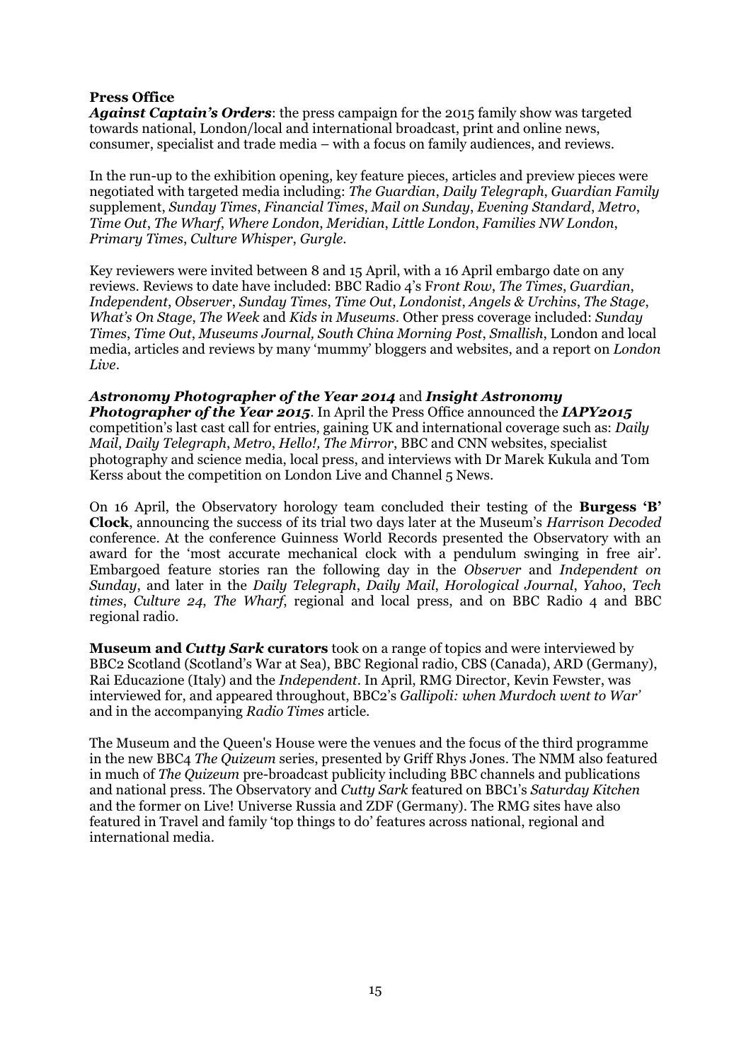**Press Office**

***Against Captain's Orders***: the press campaign for the 2015 family show was targeted towards national, London/local and international broadcast, print and online news, consumer, specialist and trade media – with a focus on family audiences, and reviews.

In the run-up to the exhibition opening, key feature pieces, articles and preview pieces were negotiated with targeted media including: *The Guardian*, *Daily Telegraph*, *Guardian Family* supplement, *Sunday Times*, *Financial Times*, *Mail on Sunday*, *Evening Standard*, *Metro*, *Time Out*, *The Wharf*, *Where London*, *Meridian*, *Little London*, *Families NW London*, *Primary Times*, *Culture Whisper*, *Gurgle*.

Key reviewers were invited between 8 and 15 April, with a 16 April embargo date on any reviews. Reviews to date have included: BBC Radio 4's F*ront Row*, *The Times*, *Guardian*, *Independent*, *Observer*, *Sunday Times*, *Time Out*, *Londonist*, *Angels & Urchins*, *The Stage*, *What's On Stage*, *The Week* and *Kids in Museums*. Other press coverage included: *Sunday Times*, *Time Out*, *Museums Journal, South China Morning Post*, *Smallish*, London and local media, articles and reviews by many 'mummy' bloggers and websites, and a report on *London Live*.

***Astronomy Photographer of the Year 2014*** and ***Insight Astronomy Photographer of the Year 2015***. In April the Press Office announced the ***IAPY2015*** competition's last cast call for entries, gaining UK and international coverage such as: *Daily Mail*, *Daily Telegraph*, *Metro*, *Hello!, The Mirror*, BBC and CNN websites, specialist photography and science media, local press, and interviews with Dr Marek Kukula and Tom Kerss about the competition on London Live and Channel 5 News.

On 16 April, the Observatory horology team concluded their testing of the **Burgess 'B' Clock**, announcing the success of its trial two days later at the Museum's *Harrison Decoded* conference. At the conference Guinness World Records presented the Observatory with an award for the 'most accurate mechanical clock with a pendulum swinging in free air'. Embargoed feature stories ran the following day in the *Observer* and *Independent on Sunday*, and later in the *Daily Telegraph*, *Daily Mail*, *Horological Journal*, *Yahoo*, *Tech times*, *Culture 24*, *The Wharf*, regional and local press, and on BBC Radio 4 and BBC regional radio.

**Museum and *Cutty Sark* curators** took on a range of topics and were interviewed by BBC2 Scotland (Scotland's War at Sea), BBC Regional radio, CBS (Canada), ARD (Germany), Rai Educazione (Italy) and the *Independent*. In April, RMG Director, Kevin Fewster, was interviewed for, and appeared throughout, BBC2's *Gallipoli: when Murdoch went to War'* and in the accompanying *Radio Times* article.

The Museum and the Queen's House were the venues and the focus of the third programme in the new BBC4 *The Quizeum* series, presented by Griff Rhys Jones. The NMM also featured in much of *The Quizeum* pre-broadcast publicity including BBC channels and publications and national press. The Observatory and *Cutty Sark* featured on BBC1's *Saturday Kitchen* and the former on Live! Universe Russia and ZDF (Germany). The RMG sites have also featured in Travel and family 'top things to do' features across national, regional and international media.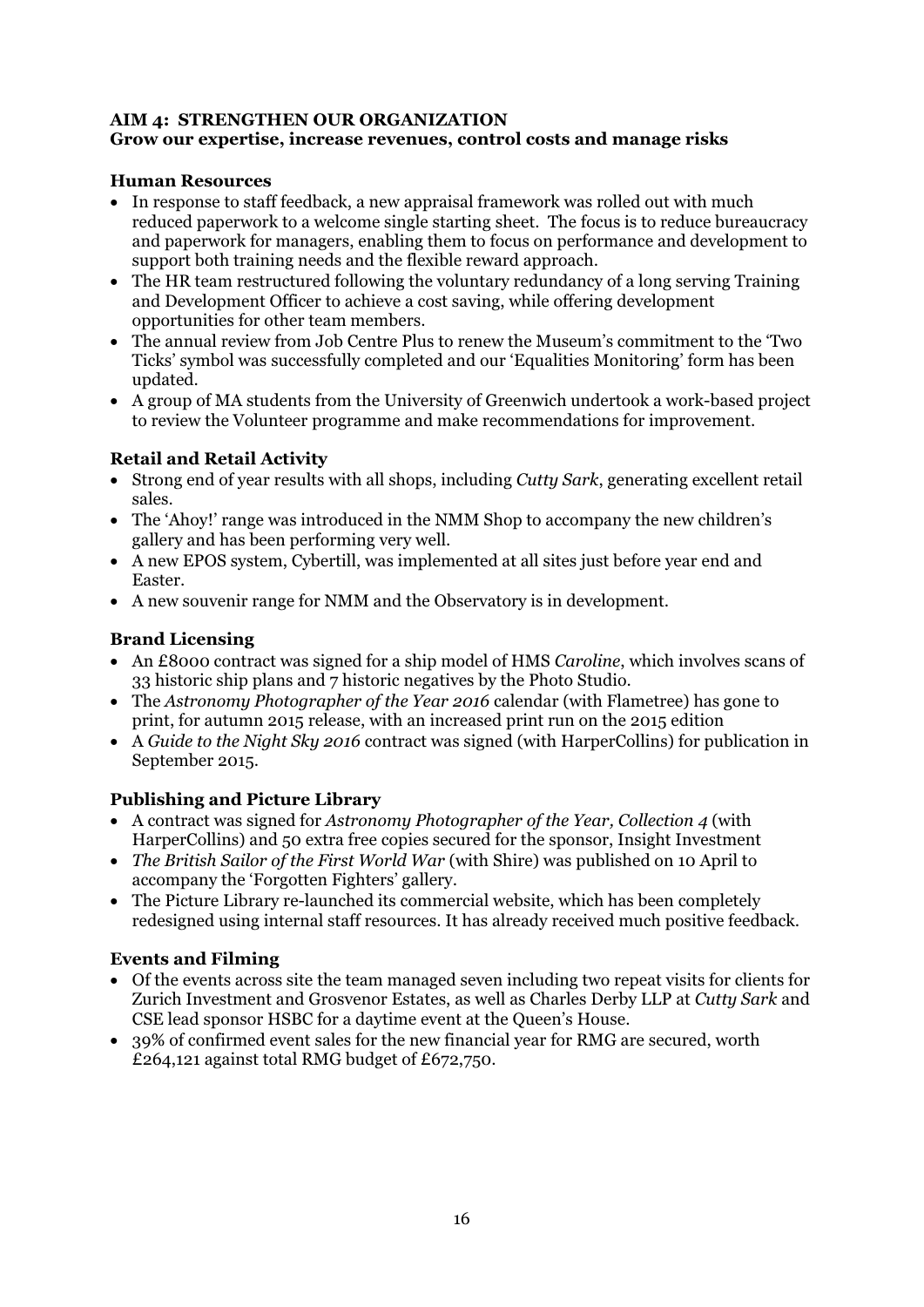**AIM 4: STRENGTHEN OUR ORGANIZATION**
**Grow our expertise, increase revenues, control costs and manage risks**

**Human Resources**

- In response to staff feedback, a new appraisal framework was rolled out with much reduced paperwork to a welcome single starting sheet. The focus is to reduce bureaucracy and paperwork for managers, enabling them to focus on performance and development to support both training needs and the flexible reward approach.
- The HR team restructured following the voluntary redundancy of a long serving Training and Development Officer to achieve a cost saving, while offering development opportunities for other team members.
- The annual review from Job Centre Plus to renew the Museum's commitment to the 'Two Ticks' symbol was successfully completed and our 'Equalities Monitoring' form has been updated.
- A group of MA students from the University of Greenwich undertook a work-based project to review the Volunteer programme and make recommendations for improvement.

**Retail and Retail Activity**

- Strong end of year results with all shops, including *Cutty Sark*, generating excellent retail sales.
- The 'Ahoy!' range was introduced in the NMM Shop to accompany the new children's gallery and has been performing very well.
- A new EPOS system, Cybertill, was implemented at all sites just before year end and Easter.
- A new souvenir range for NMM and the Observatory is in development.

**Brand Licensing**

- An £8000 contract was signed for a ship model of HMS *Caroline*, which involves scans of 33 historic ship plans and 7 historic negatives by the Photo Studio.
- The *Astronomy Photographer of the Year 2016* calendar (with Flametree) has gone to print, for autumn 2015 release, with an increased print run on the 2015 edition
- A *Guide to the Night Sky 2016* contract was signed (with HarperCollins) for publication in September 2015.

**Publishing and Picture Library**

- A contract was signed for *Astronomy Photographer of the Year, Collection 4* (with HarperCollins) and 50 extra free copies secured for the sponsor, Insight Investment
- *The British Sailor of the First World War* (with Shire) was published on 10 April to accompany the 'Forgotten Fighters' gallery.
- The Picture Library re-launched its commercial website, which has been completely redesigned using internal staff resources. It has already received much positive feedback.

**Events and Filming**

- Of the events across site the team managed seven including two repeat visits for clients for Zurich Investment and Grosvenor Estates, as well as Charles Derby LLP at *Cutty Sark* and CSE lead sponsor HSBC for a daytime event at the Queen's House.
- 39% of confirmed event sales for the new financial year for RMG are secured, worth £264,121 against total RMG budget of £672,750.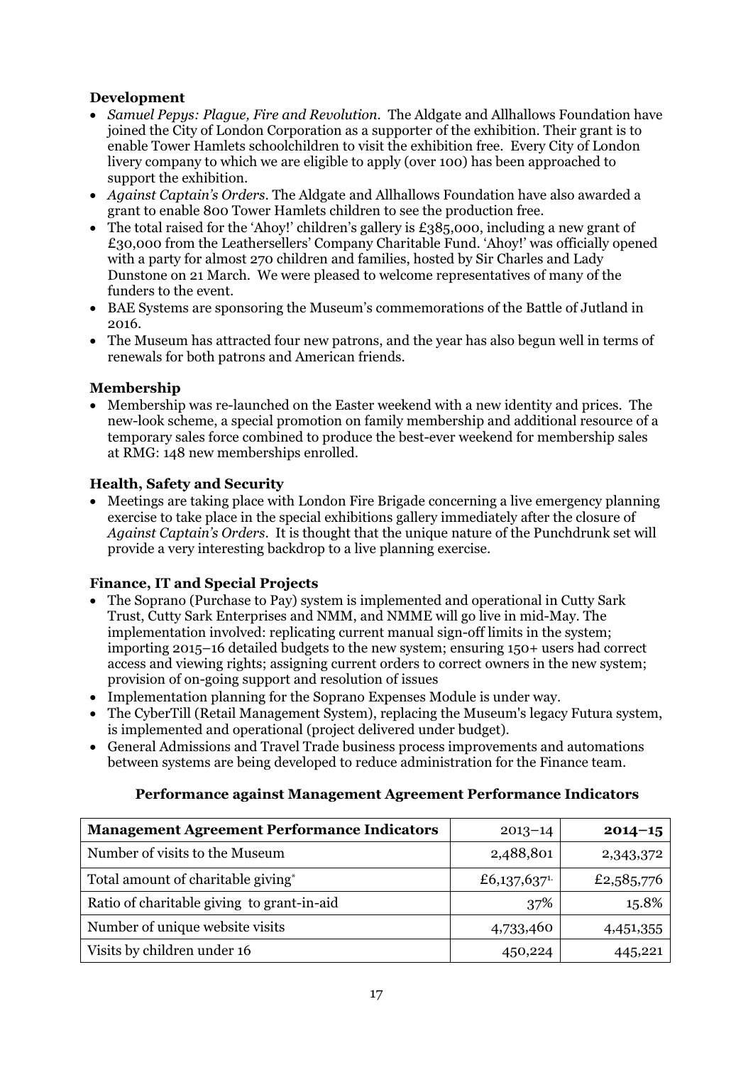**Development**

- *Samuel Pepys: Plague, Fire and Revolution*. The Aldgate and Allhallows Foundation have joined the City of London Corporation as a supporter of the exhibition. Their grant is to enable Tower Hamlets schoolchildren to visit the exhibition free. Every City of London livery company to which we are eligible to apply (over 100) has been approached to support the exhibition.
- *Against Captain's Orders*. The Aldgate and Allhallows Foundation have also awarded a grant to enable 800 Tower Hamlets children to see the production free.
- The total raised for the 'Ahoy!' children's gallery is £385,000, including a new grant of £30,000 from the Leathersellers' Company Charitable Fund. 'Ahoy!' was officially opened with a party for almost 270 children and families, hosted by Sir Charles and Lady Dunstone on 21 March. We were pleased to welcome representatives of many of the funders to the event.
- BAE Systems are sponsoring the Museum's commemorations of the Battle of Jutland in 2016.
- The Museum has attracted four new patrons, and the year has also begun well in terms of renewals for both patrons and American friends.

**Membership**

- Membership was re-launched on the Easter weekend with a new identity and prices. The new-look scheme, a special promotion on family membership and additional resource of a temporary sales force combined to produce the best-ever weekend for membership sales at RMG: 148 new memberships enrolled.

**Health, Safety and Security**

- Meetings are taking place with London Fire Brigade concerning a live emergency planning exercise to take place in the special exhibitions gallery immediately after the closure of *Against Captain's Orders*. It is thought that the unique nature of the Punchdrunk set will provide a very interesting backdrop to a live planning exercise.

**Finance, IT and Special Projects**

- The Soprano (Purchase to Pay) system is implemented and operational in Cutty Sark Trust, Cutty Sark Enterprises and NMM, and NMME will go live in mid-May. The implementation involved: replicating current manual sign-off limits in the system; importing 2015–16 detailed budgets to the new system; ensuring 150+ users had correct access and viewing rights; assigning current orders to correct owners in the new system; provision of on-going support and resolution of issues
- Implementation planning for the Soprano Expenses Module is under way.
- The CyberTill (Retail Management System), replacing the Museum's legacy Futura system, is implemented and operational (project delivered under budget).
- General Admissions and Travel Trade business process improvements and automations between systems are being developed to reduce administration for the Finance team.

**Performance against Management Agreement Performance Indicators**

| **Management Agreement Performance Indicators** | 2013–14 | **2014–15** |
|---|---|---|
| Number of visits to the Museum | 2,488,801 | 2,343,372 |
| Total amount of charitable giving* | £6,137,637[1.] | £2,585,776 |
| Ratio of charitable giving to grant-in-aid | 37% | 15.8% |
| Number of unique website visits | 4,733,460 | 4,451,355 |
| Visits by children under 16 | 450,224 | 445,221 |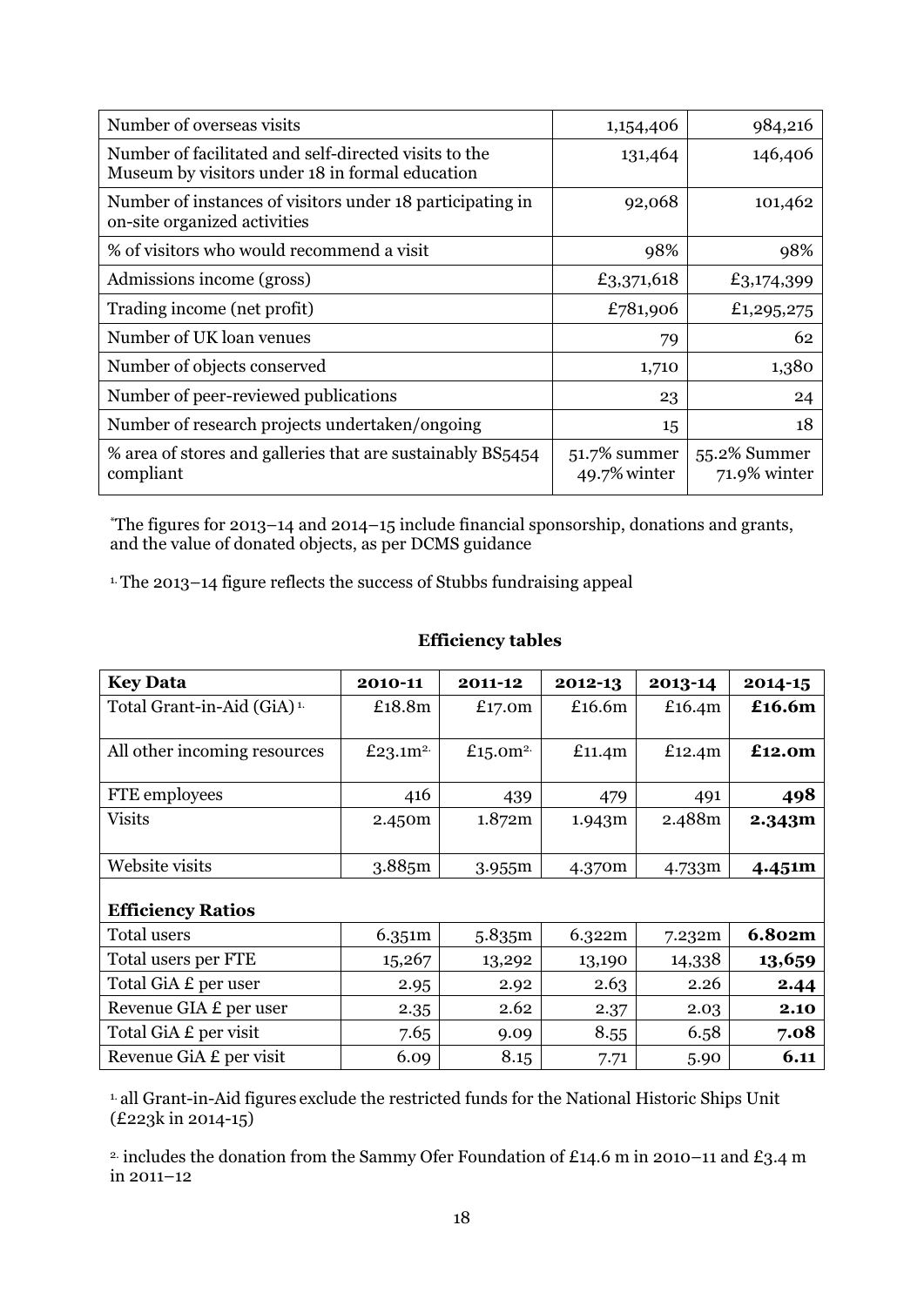| | | |
|---|---|---|
| Number of overseas visits | 1,154,406 | 984,216 |
| Number of facilitated and self-directed visits to the Museum by visitors under 18 in formal education | 131,464 | 146,406 |
| Number of instances of visitors under 18 participating in on-site organized activities | 92,068 | 101,462 |
| % of visitors who would recommend a visit | 98% | 98% |
| Admissions income (gross) | £3,371,618 | £3,174,399 |
| Trading income (net profit) | £781,906 | £1,295,275 |
| Number of UK loan venues | 79 | 62 |
| Number of objects conserved | 1,710 | 1,380 |
| Number of peer-reviewed publications | 23 | 24 |
| Number of research projects undertaken/ongoing | 15 | 18 |
| % area of stores and galleries that are sustainably BS5454 compliant | 51.7% summer 49.7% winter | 55.2% Summer 71.9% winter |

*The figures for 2013–14 and 2014–15 include financial sponsorship, donations and grants, and the value of donated objects, as per DCMS guidance

[1] The 2013–14 figure reflects the success of Stubbs fundraising appeal

**Efficiency tables**

| Key Data | 2010-11 | 2011-12 | 2012-13 | 2013-14 | 2014-15 |
|---|---|---|---|---|---|
| Total Grant-in-Aid (GiA) [1] | £18.8m | £17.0m | £16.6m | £16.4m | **£16.6m** |
| All other incoming resources | £23.1m [2] | £15.0m [2] | £11.4m | £12.4m | **£12.0m** |
| FTE employees | 416 | 439 | 479 | 491 | **498** |
| Visits | 2.450m | 1.872m | 1.943m | 2.488m | **2.343m** |
| Website visits | 3.885m | 3.955m | 4.370m | 4.733m | **4.451m** |
| **Efficiency Ratios** | | | | | |
| Total users | 6.351m | 5.835m | 6.322m | 7.232m | **6.802m** |
| Total users per FTE | 15,267 | 13,292 | 13,190 | 14,338 | **13,659** |
| Total GiA £ per user | 2.95 | 2.92 | 2.63 | 2.26 | **2.44** |
| Revenue GIA £ per user | 2.35 | 2.62 | 2.37 | 2.03 | **2.10** |
| Total GiA £ per visit | 7.65 | 9.09 | 8.55 | 6.58 | **7.08** |
| Revenue GiA £ per visit | 6.09 | 8.15 | 7.71 | 5.90 | **6.11** |

[1] all Grant-in-Aid figures exclude the restricted funds for the National Historic Ships Unit (£223k in 2014-15)

[2] includes the donation from the Sammy Ofer Foundation of £14.6 m in 2010–11 and £3.4 m in 2011–12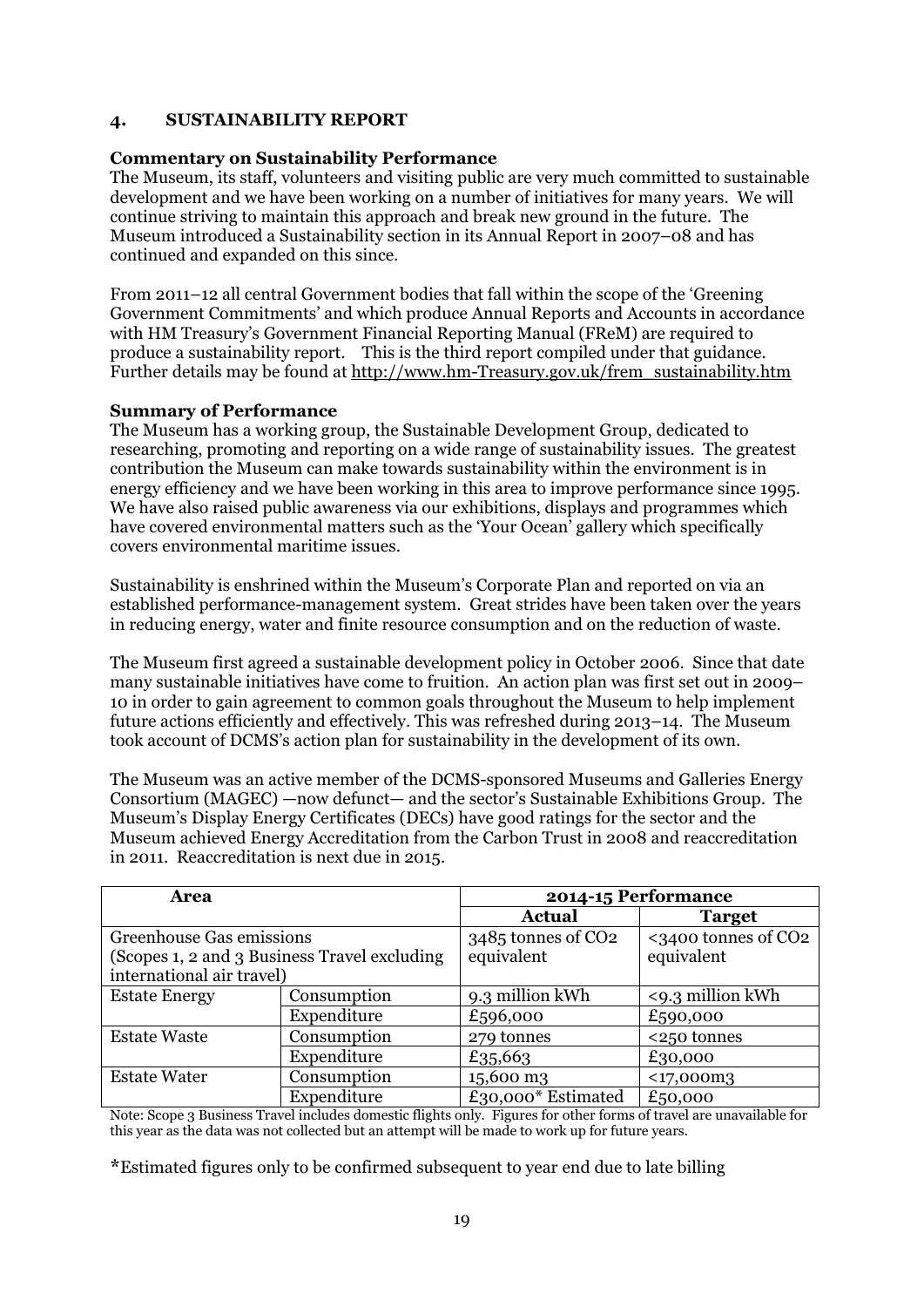## 4. SUSTAINABILITY REPORT

**Commentary on Sustainability Performance**

The Museum, its staff, volunteers and visiting public are very much committed to sustainable development and we have been working on a number of initiatives for many years. We will continue striving to maintain this approach and break new ground in the future. The Museum introduced a Sustainability section in its Annual Report in 2007–08 and has continued and expanded on this since.

From 2011–12 all central Government bodies that fall within the scope of the 'Greening Government Commitments' and which produce Annual Reports and Accounts in accordance with HM Treasury's Government Financial Reporting Manual (FReM) are required to produce a sustainability report. This is the third report compiled under that guidance. Further details may be found at http://www.hm-Treasury.gov.uk/frem_sustainability.htm

**Summary of Performance**

The Museum has a working group, the Sustainable Development Group, dedicated to researching, promoting and reporting on a wide range of sustainability issues. The greatest contribution the Museum can make towards sustainability within the environment is in energy efficiency and we have been working in this area to improve performance since 1995. We have also raised public awareness via our exhibitions, displays and programmes which have covered environmental matters such as the 'Your Ocean' gallery which specifically covers environmental maritime issues.

Sustainability is enshrined within the Museum's Corporate Plan and reported on via an established performance-management system. Great strides have been taken over the years in reducing energy, water and finite resource consumption and on the reduction of waste.

The Museum first agreed a sustainable development policy in October 2006. Since that date many sustainable initiatives have come to fruition. An action plan was first set out in 2009–10 in order to gain agreement to common goals throughout the Museum to help implement future actions efficiently and effectively. This was refreshed during 2013–14. The Museum took account of DCMS's action plan for sustainability in the development of its own.

The Museum was an active member of the DCMS-sponsored Museums and Galleries Energy Consortium (MAGEC) —now defunct— and the sector's Sustainable Exhibitions Group. The Museum's Display Energy Certificates (DECs) have good ratings for the sector and the Museum achieved Energy Accreditation from the Carbon Trust in 2008 and reaccreditation in 2011. Reaccreditation is next due in 2015.

| Area | | 2014-15 Performance | |
|---|---|---|---|
| | | **Actual** | **Target** |
| Greenhouse Gas emissions (Scopes 1, 2 and 3 Business Travel excluding international air travel) | | 3485 tonnes of $CO_2$ equivalent | <3400 tonnes of $CO_2$ equivalent |
| Estate Energy | Consumption | 9.3 million kWh | <9.3 million kWh |
| | Expenditure | £596,000 | £590,000 |
| Estate Waste | Consumption | 279 tonnes | <250 tonnes |
| | Expenditure | £35,663 | £30,000 |
| Estate Water | Consumption | 15,600 m3 | <17,000m3 |
| | Expenditure | £30,000* Estimated | £50,000 |

Note: Scope 3 Business Travel includes domestic flights only. Figures for other forms of travel are unavailable for this year as the data was not collected but an attempt will be made to work up for future years.

*Estimated figures only to be confirmed subsequent to year end due to late billing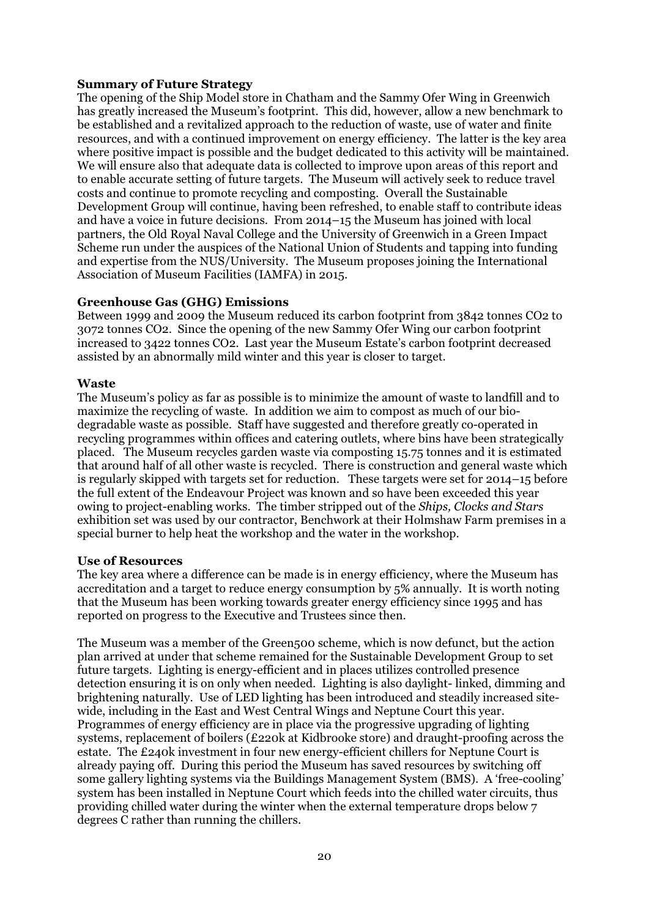**Summary of Future Strategy**

The opening of the Ship Model store in Chatham and the Sammy Ofer Wing in Greenwich has greatly increased the Museum's footprint. This did, however, allow a new benchmark to be established and a revitalized approach to the reduction of waste, use of water and finite resources, and with a continued improvement on energy efficiency. The latter is the key area where positive impact is possible and the budget dedicated to this activity will be maintained. We will ensure also that adequate data is collected to improve upon areas of this report and to enable accurate setting of future targets. The Museum will actively seek to reduce travel costs and continue to promote recycling and composting. Overall the Sustainable Development Group will continue, having been refreshed, to enable staff to contribute ideas and have a voice in future decisions. From 2014–15 the Museum has joined with local partners, the Old Royal Naval College and the University of Greenwich in a Green Impact Scheme run under the auspices of the National Union of Students and tapping into funding and expertise from the NUS/University. The Museum proposes joining the International Association of Museum Facilities (IAMFA) in 2015.

**Greenhouse Gas (GHG) Emissions**

Between 1999 and 2009 the Museum reduced its carbon footprint from 3842 tonnes $CO_2$ to 3072 tonnes $CO_2$. Since the opening of the new Sammy Ofer Wing our carbon footprint increased to 3422 tonnes $CO_2$. Last year the Museum Estate's carbon footprint decreased assisted by an abnormally mild winter and this year is closer to target.

**Waste**

The Museum's policy as far as possible is to minimize the amount of waste to landfill and to maximize the recycling of waste. In addition we aim to compost as much of our bio-degradable waste as possible. Staff have suggested and therefore greatly co-operated in recycling programmes within offices and catering outlets, where bins have been strategically placed. The Museum recycles garden waste via composting 15.75 tonnes and it is estimated that around half of all other waste is recycled. There is construction and general waste which is regularly skipped with targets set for reduction. These targets were set for 2014–15 before the full extent of the Endeavour Project was known and so have been exceeded this year owing to project-enabling works. The timber stripped out of the *Ships, Clocks and Stars* exhibition set was used by our contractor, Benchwork at their Holmshaw Farm premises in a special burner to help heat the workshop and the water in the workshop.

**Use of Resources**

The key area where a difference can be made is in energy efficiency, where the Museum has accreditation and a target to reduce energy consumption by 5% annually. It is worth noting that the Museum has been working towards greater energy efficiency since 1995 and has reported on progress to the Executive and Trustees since then.

The Museum was a member of the Green500 scheme, which is now defunct, but the action plan arrived at under that scheme remained for the Sustainable Development Group to set future targets. Lighting is energy-efficient and in places utilizes controlled presence detection ensuring it is on only when needed. Lighting is also daylight- linked, dimming and brightening naturally. Use of LED lighting has been introduced and steadily increased site-wide, including in the East and West Central Wings and Neptune Court this year. Programmes of energy efficiency are in place via the progressive upgrading of lighting systems, replacement of boilers (£220k at Kidbrooke store) and draught-proofing across the estate. The £240k investment in four new energy-efficient chillers for Neptune Court is already paying off. During this period the Museum has saved resources by switching off some gallery lighting systems via the Buildings Management System (BMS). A 'free-cooling' system has been installed in Neptune Court which feeds into the chilled water circuits, thus providing chilled water during the winter when the external temperature drops below 7 degrees C rather than running the chillers.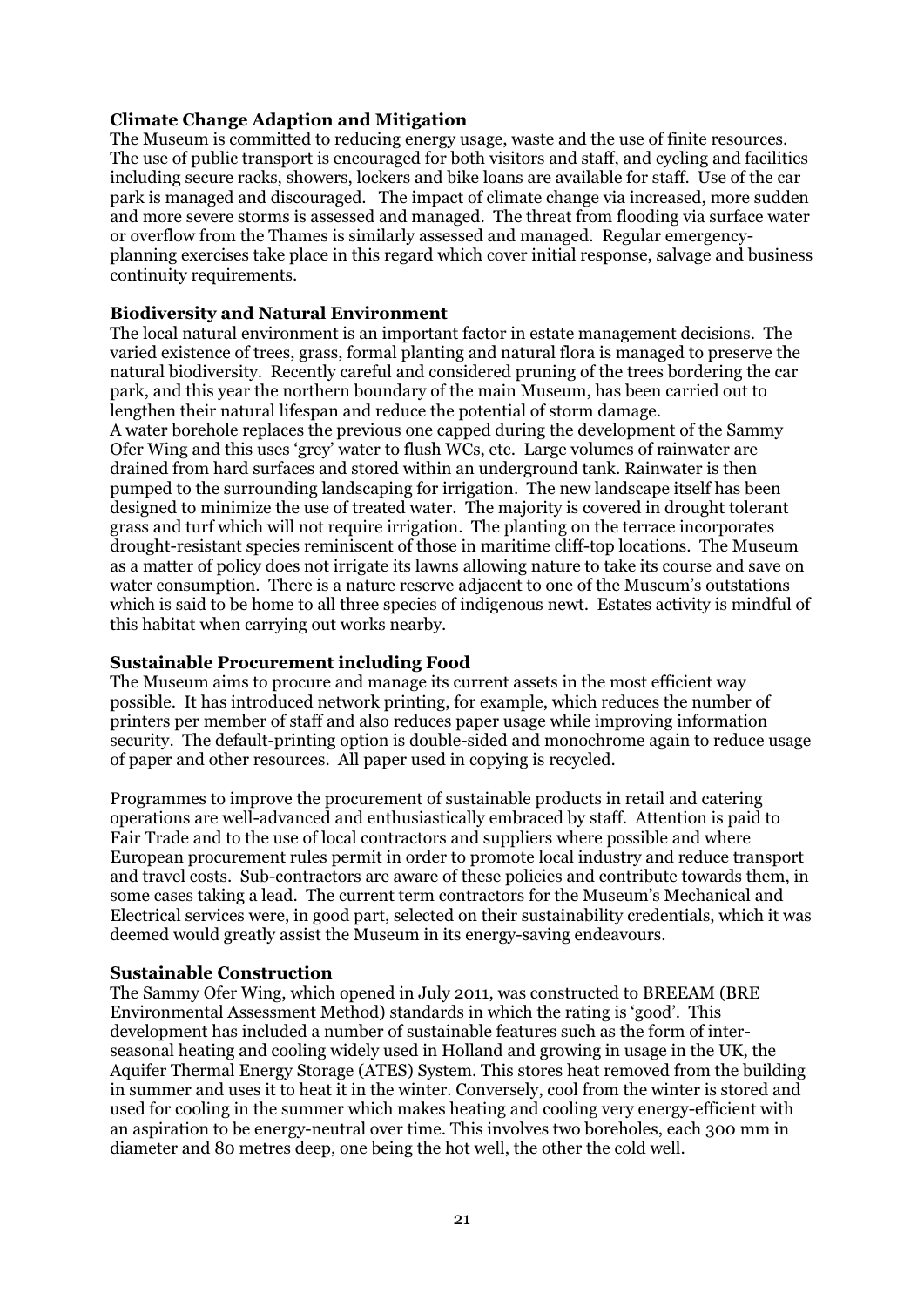**Climate Change Adaption and Mitigation**

The Museum is committed to reducing energy usage, waste and the use of finite resources. The use of public transport is encouraged for both visitors and staff, and cycling and facilities including secure racks, showers, lockers and bike loans are available for staff. Use of the car park is managed and discouraged. The impact of climate change via increased, more sudden and more severe storms is assessed and managed. The threat from flooding via surface water or overflow from the Thames is similarly assessed and managed. Regular emergency-planning exercises take place in this regard which cover initial response, salvage and business continuity requirements.

**Biodiversity and Natural Environment**

The local natural environment is an important factor in estate management decisions. The varied existence of trees, grass, formal planting and natural flora is managed to preserve the natural biodiversity. Recently careful and considered pruning of the trees bordering the car park, and this year the northern boundary of the main Museum, has been carried out to lengthen their natural lifespan and reduce the potential of storm damage.

A water borehole replaces the previous one capped during the development of the Sammy Ofer Wing and this uses 'grey' water to flush WCs, etc. Large volumes of rainwater are drained from hard surfaces and stored within an underground tank. Rainwater is then pumped to the surrounding landscaping for irrigation. The new landscape itself has been designed to minimize the use of treated water. The majority is covered in drought tolerant grass and turf which will not require irrigation. The planting on the terrace incorporates drought-resistant species reminiscent of those in maritime cliff-top locations. The Museum as a matter of policy does not irrigate its lawns allowing nature to take its course and save on water consumption. There is a nature reserve adjacent to one of the Museum's outstations which is said to be home to all three species of indigenous newt. Estates activity is mindful of this habitat when carrying out works nearby.

**Sustainable Procurement including Food**

The Museum aims to procure and manage its current assets in the most efficient way possible. It has introduced network printing, for example, which reduces the number of printers per member of staff and also reduces paper usage while improving information security. The default-printing option is double-sided and monochrome again to reduce usage of paper and other resources. All paper used in copying is recycled.

Programmes to improve the procurement of sustainable products in retail and catering operations are well-advanced and enthusiastically embraced by staff. Attention is paid to Fair Trade and to the use of local contractors and suppliers where possible and where European procurement rules permit in order to promote local industry and reduce transport and travel costs. Sub-contractors are aware of these policies and contribute towards them, in some cases taking a lead. The current term contractors for the Museum's Mechanical and Electrical services were, in good part, selected on their sustainability credentials, which it was deemed would greatly assist the Museum in its energy-saving endeavours.

**Sustainable Construction**

The Sammy Ofer Wing, which opened in July 2011, was constructed to BREEAM (BRE Environmental Assessment Method) standards in which the rating is 'good'. This development has included a number of sustainable features such as the form of inter-seasonal heating and cooling widely used in Holland and growing in usage in the UK, the Aquifer Thermal Energy Storage (ATES) System. This stores heat removed from the building in summer and uses it to heat it in the winter. Conversely, cool from the winter is stored and used for cooling in the summer which makes heating and cooling very energy-efficient with an aspiration to be energy-neutral over time. This involves two boreholes, each 300 mm in diameter and 80 metres deep, one being the hot well, the other the cold well.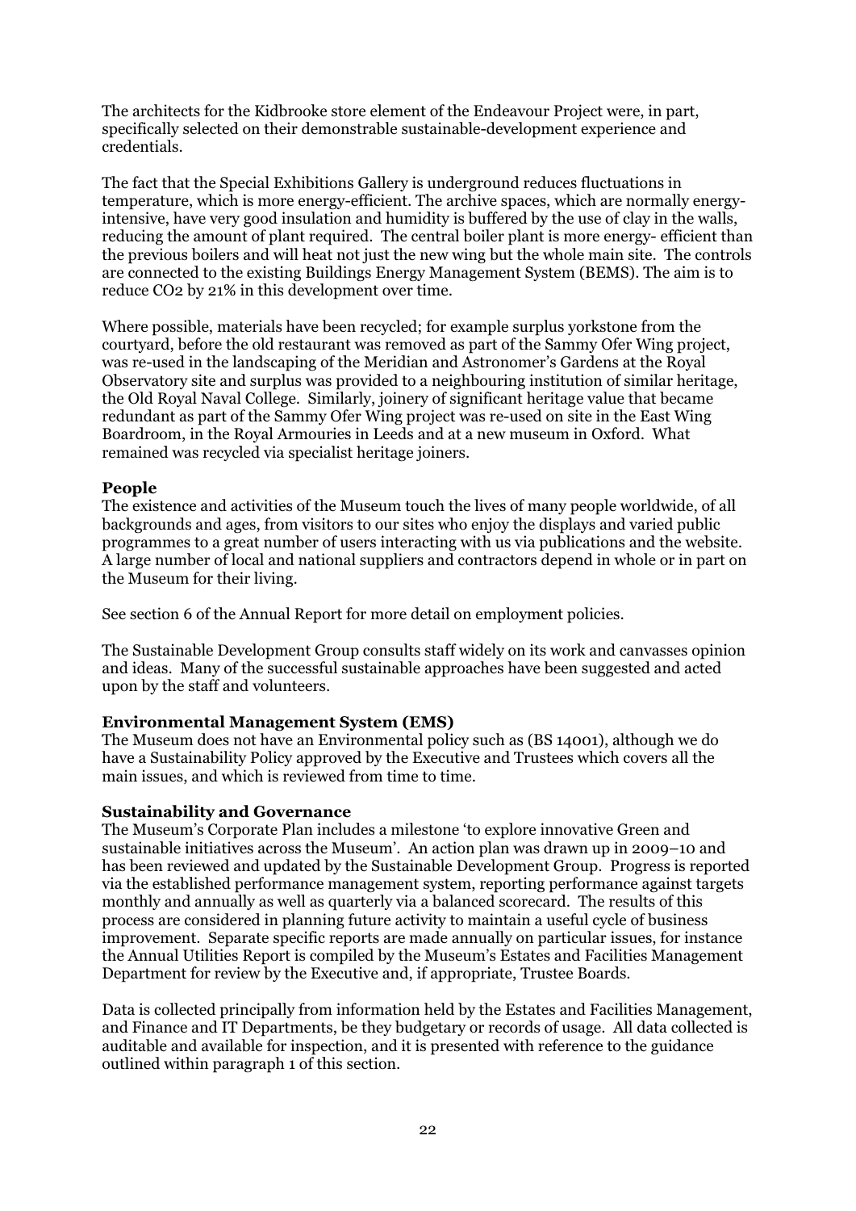The architects for the Kidbrooke store element of the Endeavour Project were, in part, specifically selected on their demonstrable sustainable-development experience and credentials.

The fact that the Special Exhibitions Gallery is underground reduces fluctuations in temperature, which is more energy-efficient. The archive spaces, which are normally energy-intensive, have very good insulation and humidity is buffered by the use of clay in the walls, reducing the amount of plant required. The central boiler plant is more energy- efficient than the previous boilers and will heat not just the new wing but the whole main site. The controls are connected to the existing Buildings Energy Management System (BEMS). The aim is to reduce $CO_2$ by 21% in this development over time.

Where possible, materials have been recycled; for example surplus yorkstone from the courtyard, before the old restaurant was removed as part of the Sammy Ofer Wing project, was re-used in the landscaping of the Meridian and Astronomer's Gardens at the Royal Observatory site and surplus was provided to a neighbouring institution of similar heritage, the Old Royal Naval College. Similarly, joinery of significant heritage value that became redundant as part of the Sammy Ofer Wing project was re-used on site in the East Wing Boardroom, in the Royal Armouries in Leeds and at a new museum in Oxford. What remained was recycled via specialist heritage joiners.

**People**

The existence and activities of the Museum touch the lives of many people worldwide, of all backgrounds and ages, from visitors to our sites who enjoy the displays and varied public programmes to a great number of users interacting with us via publications and the website. A large number of local and national suppliers and contractors depend in whole or in part on the Museum for their living.

See section 6 of the Annual Report for more detail on employment policies.

The Sustainable Development Group consults staff widely on its work and canvasses opinion and ideas. Many of the successful sustainable approaches have been suggested and acted upon by the staff and volunteers.

**Environmental Management System (EMS)**

The Museum does not have an Environmental policy such as (BS 14001), although we do have a Sustainability Policy approved by the Executive and Trustees which covers all the main issues, and which is reviewed from time to time.

**Sustainability and Governance**

The Museum's Corporate Plan includes a milestone 'to explore innovative Green and sustainable initiatives across the Museum'. An action plan was drawn up in 2009–10 and has been reviewed and updated by the Sustainable Development Group. Progress is reported via the established performance management system, reporting performance against targets monthly and annually as well as quarterly via a balanced scorecard. The results of this process are considered in planning future activity to maintain a useful cycle of business improvement. Separate specific reports are made annually on particular issues, for instance the Annual Utilities Report is compiled by the Museum's Estates and Facilities Management Department for review by the Executive and, if appropriate, Trustee Boards.

Data is collected principally from information held by the Estates and Facilities Management, and Finance and IT Departments, be they budgetary or records of usage. All data collected is auditable and available for inspection, and it is presented with reference to the guidance outlined within paragraph 1 of this section.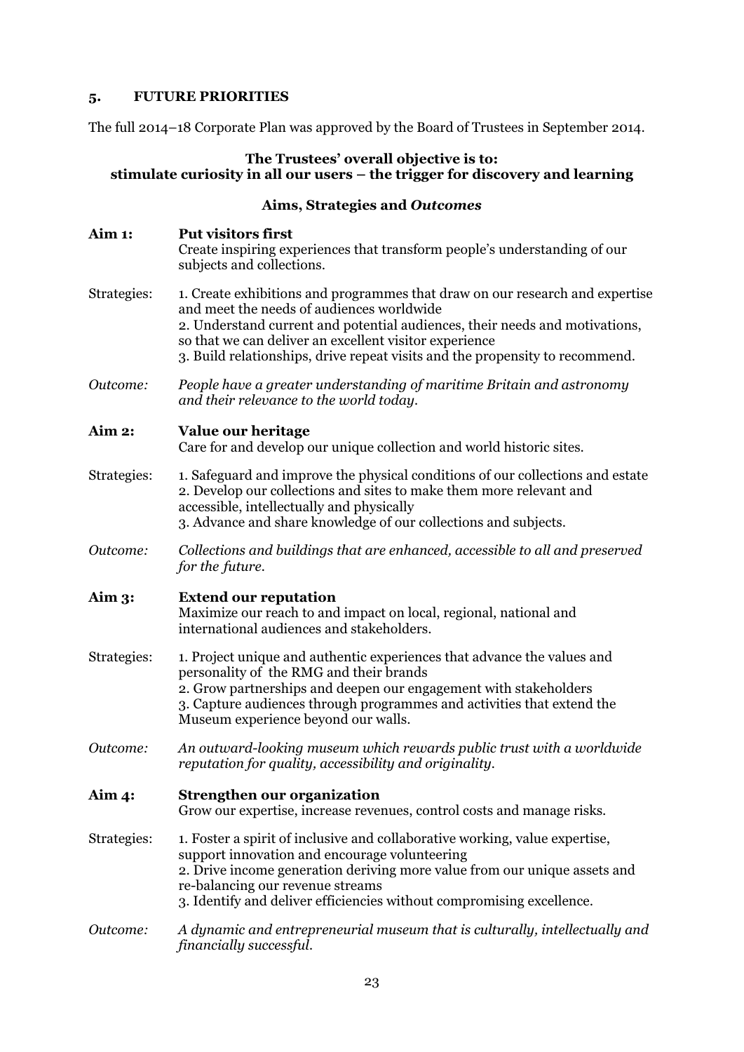## 5. FUTURE PRIORITIES

The full 2014–18 Corporate Plan was approved by the Board of Trustees in September 2014.

**The Trustees' overall objective is to:**
**stimulate curiosity in all our users – the trigger for discovery and learning**

**Aims, Strategies and *Outcomes***

**Aim 1: Put visitors first**
Create inspiring experiences that transform people's understanding of our subjects and collections.

Strategies:
1. Create exhibitions and programmes that draw on our research and expertise and meet the needs of audiences worldwide
2. Understand current and potential audiences, their needs and motivations, so that we can deliver an excellent visitor experience
3. Build relationships, drive repeat visits and the propensity to recommend.

*Outcome: People have a greater understanding of maritime Britain and astronomy and their relevance to the world today.*

**Aim 2: Value our heritage**
Care for and develop our unique collection and world historic sites.

Strategies:
1. Safeguard and improve the physical conditions of our collections and estate
2. Develop our collections and sites to make them more relevant and accessible, intellectually and physically
3. Advance and share knowledge of our collections and subjects.

*Outcome: Collections and buildings that are enhanced, accessible to all and preserved for the future.*

**Aim 3: Extend our reputation**
Maximize our reach to and impact on local, regional, national and international audiences and stakeholders.

Strategies:
1. Project unique and authentic experiences that advance the values and personality of the RMG and their brands
2. Grow partnerships and deepen our engagement with stakeholders
3. Capture audiences through programmes and activities that extend the Museum experience beyond our walls.

*Outcome: An outward-looking museum which rewards public trust with a worldwide reputation for quality, accessibility and originality.*

**Aim 4: Strengthen our organization**
Grow our expertise, increase revenues, control costs and manage risks.

Strategies:
1. Foster a spirit of inclusive and collaborative working, value expertise, support innovation and encourage volunteering
2. Drive income generation deriving more value from our unique assets and re-balancing our revenue streams
3. Identify and deliver efficiencies without compromising excellence.

*Outcome: A dynamic and entrepreneurial museum that is culturally, intellectually and financially successful.*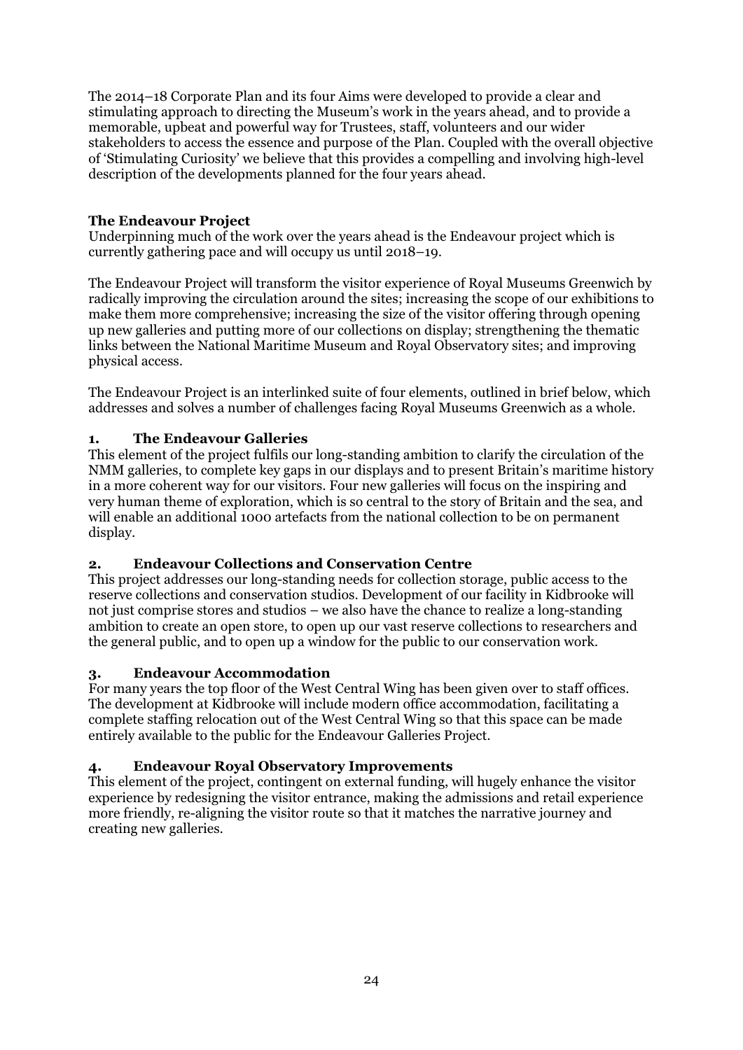The 2014–18 Corporate Plan and its four Aims were developed to provide a clear and stimulating approach to directing the Museum's work in the years ahead, and to provide a memorable, upbeat and powerful way for Trustees, staff, volunteers and our wider stakeholders to access the essence and purpose of the Plan. Coupled with the overall objective of 'Stimulating Curiosity' we believe that this provides a compelling and involving high-level description of the developments planned for the four years ahead.

**The Endeavour Project**

Underpinning much of the work over the years ahead is the Endeavour project which is currently gathering pace and will occupy us until 2018–19.

The Endeavour Project will transform the visitor experience of Royal Museums Greenwich by radically improving the circulation around the sites; increasing the scope of our exhibitions to make them more comprehensive; increasing the size of the visitor offering through opening up new galleries and putting more of our collections on display; strengthening the thematic links between the National Maritime Museum and Royal Observatory sites; and improving physical access.

The Endeavour Project is an interlinked suite of four elements, outlined in brief below, which addresses and solves a number of challenges facing Royal Museums Greenwich as a whole.

**1. The Endeavour Galleries**

This element of the project fulfils our long-standing ambition to clarify the circulation of the NMM galleries, to complete key gaps in our displays and to present Britain's maritime history in a more coherent way for our visitors. Four new galleries will focus on the inspiring and very human theme of exploration, which is so central to the story of Britain and the sea, and will enable an additional 1000 artefacts from the national collection to be on permanent display.

**2. Endeavour Collections and Conservation Centre**

This project addresses our long-standing needs for collection storage, public access to the reserve collections and conservation studios. Development of our facility in Kidbrooke will not just comprise stores and studios – we also have the chance to realize a long-standing ambition to create an open store, to open up our vast reserve collections to researchers and the general public, and to open up a window for the public to our conservation work.

**3. Endeavour Accommodation**

For many years the top floor of the West Central Wing has been given over to staff offices. The development at Kidbrooke will include modern office accommodation, facilitating a complete staffing relocation out of the West Central Wing so that this space can be made entirely available to the public for the Endeavour Galleries Project.

**4. Endeavour Royal Observatory Improvements**

This element of the project, contingent on external funding, will hugely enhance the visitor experience by redesigning the visitor entrance, making the admissions and retail experience more friendly, re-aligning the visitor route so that it matches the narrative journey and creating new galleries.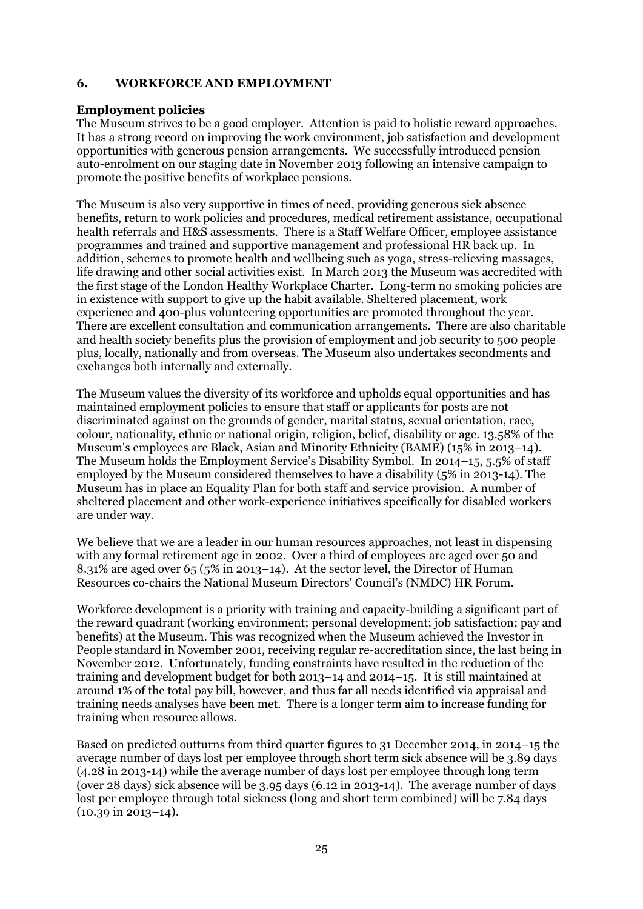## 6. WORKFORCE AND EMPLOYMENT

### Employment policies

The Museum strives to be a good employer. Attention is paid to holistic reward approaches. It has a strong record on improving the work environment, job satisfaction and development opportunities with generous pension arrangements. We successfully introduced pension auto-enrolment on our staging date in November 2013 following an intensive campaign to promote the positive benefits of workplace pensions.

The Museum is also very supportive in times of need, providing generous sick absence benefits, return to work policies and procedures, medical retirement assistance, occupational health referrals and H&S assessments. There is a Staff Welfare Officer, employee assistance programmes and trained and supportive management and professional HR back up. In addition, schemes to promote health and wellbeing such as yoga, stress-relieving massages, life drawing and other social activities exist. In March 2013 the Museum was accredited with the first stage of the London Healthy Workplace Charter. Long-term no smoking policies are in existence with support to give up the habit available. Sheltered placement, work experience and 400-plus volunteering opportunities are promoted throughout the year. There are excellent consultation and communication arrangements. There are also charitable and health society benefits plus the provision of employment and job security to 500 people plus, locally, nationally and from overseas. The Museum also undertakes secondments and exchanges both internally and externally.

The Museum values the diversity of its workforce and upholds equal opportunities and has maintained employment policies to ensure that staff or applicants for posts are not discriminated against on the grounds of gender, marital status, sexual orientation, race, colour, nationality, ethnic or national origin, religion, belief, disability or age. 13.58% of the Museum's employees are Black, Asian and Minority Ethnicity (BAME) (15% in 2013–14). The Museum holds the Employment Service's Disability Symbol. In 2014–15, 5.5% of staff employed by the Museum considered themselves to have a disability (5% in 2013-14). The Museum has in place an Equality Plan for both staff and service provision. A number of sheltered placement and other work-experience initiatives specifically for disabled workers are under way.

We believe that we are a leader in our human resources approaches, not least in dispensing with any formal retirement age in 2002. Over a third of employees are aged over 50 and 8.31% are aged over 65 (5% in 2013–14). At the sector level, the Director of Human Resources co-chairs the National Museum Directors' Council's (NMDC) HR Forum.

Workforce development is a priority with training and capacity-building a significant part of the reward quadrant (working environment; personal development; job satisfaction; pay and benefits) at the Museum. This was recognized when the Museum achieved the Investor in People standard in November 2001, receiving regular re-accreditation since, the last being in November 2012. Unfortunately, funding constraints have resulted in the reduction of the training and development budget for both 2013–14 and 2014–15. It is still maintained at around 1% of the total pay bill, however, and thus far all needs identified via appraisal and training needs analyses have been met. There is a longer term aim to increase funding for training when resource allows.

Based on predicted outturns from third quarter figures to 31 December 2014, in 2014–15 the average number of days lost per employee through short term sick absence will be 3.89 days (4.28 in 2013-14) while the average number of days lost per employee through long term (over 28 days) sick absence will be 3.95 days (6.12 in 2013-14). The average number of days lost per employee through total sickness (long and short term combined) will be 7.84 days (10.39 in 2013–14).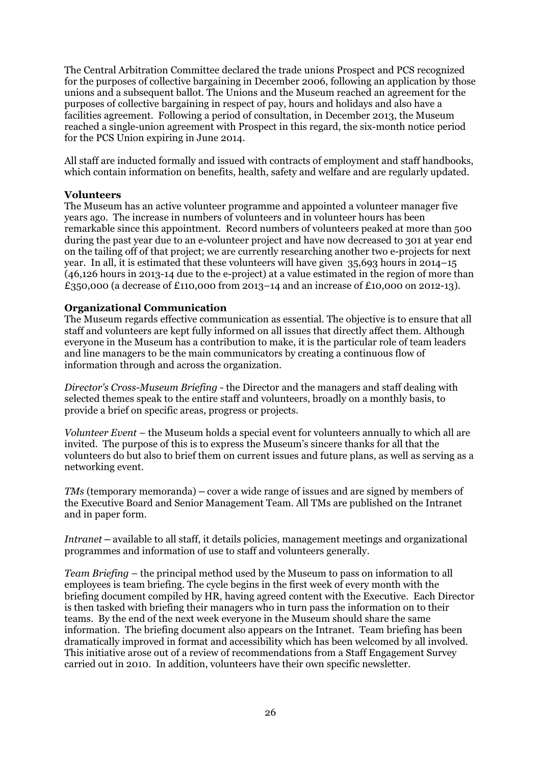The Central Arbitration Committee declared the trade unions Prospect and PCS recognized for the purposes of collective bargaining in December 2006, following an application by those unions and a subsequent ballot. The Unions and the Museum reached an agreement for the purposes of collective bargaining in respect of pay, hours and holidays and also have a facilities agreement. Following a period of consultation, in December 2013, the Museum reached a single-union agreement with Prospect in this regard, the six-month notice period for the PCS Union expiring in June 2014.

All staff are inducted formally and issued with contracts of employment and staff handbooks, which contain information on benefits, health, safety and welfare and are regularly updated.

**Volunteers**

The Museum has an active volunteer programme and appointed a volunteer manager five years ago. The increase in numbers of volunteers and in volunteer hours has been remarkable since this appointment. Record numbers of volunteers peaked at more than 500 during the past year due to an e-volunteer project and have now decreased to 301 at year end on the tailing off of that project; we are currently researching another two e-projects for next year. In all, it is estimated that these volunteers will have given 35,693 hours in 2014–15 (46,126 hours in 2013-14 due to the e-project) at a value estimated in the region of more than £350,000 (a decrease of £110,000 from 2013–14 and an increase of £10,000 on 2012-13).

**Organizational Communication**

The Museum regards effective communication as essential. The objective is to ensure that all staff and volunteers are kept fully informed on all issues that directly affect them. Although everyone in the Museum has a contribution to make, it is the particular role of team leaders and line managers to be the main communicators by creating a continuous flow of information through and across the organization.

*Director's Cross-Museum Briefing* - the Director and the managers and staff dealing with selected themes speak to the entire staff and volunteers, broadly on a monthly basis, to provide a brief on specific areas, progress or projects.

*Volunteer Event* – the Museum holds a special event for volunteers annually to which all are invited. The purpose of this is to express the Museum's sincere thanks for all that the volunteers do but also to brief them on current issues and future plans, as well as serving as a networking event.

*TMs* (temporary memoranda) – cover a wide range of issues and are signed by members of the Executive Board and Senior Management Team. All TMs are published on the Intranet and in paper form.

*Intranet* – available to all staff, it details policies, management meetings and organizational programmes and information of use to staff and volunteers generally.

*Team Briefing* – the principal method used by the Museum to pass on information to all employees is team briefing. The cycle begins in the first week of every month with the briefing document compiled by HR, having agreed content with the Executive. Each Director is then tasked with briefing their managers who in turn pass the information on to their teams. By the end of the next week everyone in the Museum should share the same information. The briefing document also appears on the Intranet. Team briefing has been dramatically improved in format and accessibility which has been welcomed by all involved. This initiative arose out of a review of recommendations from a Staff Engagement Survey carried out in 2010. In addition, volunteers have their own specific newsletter.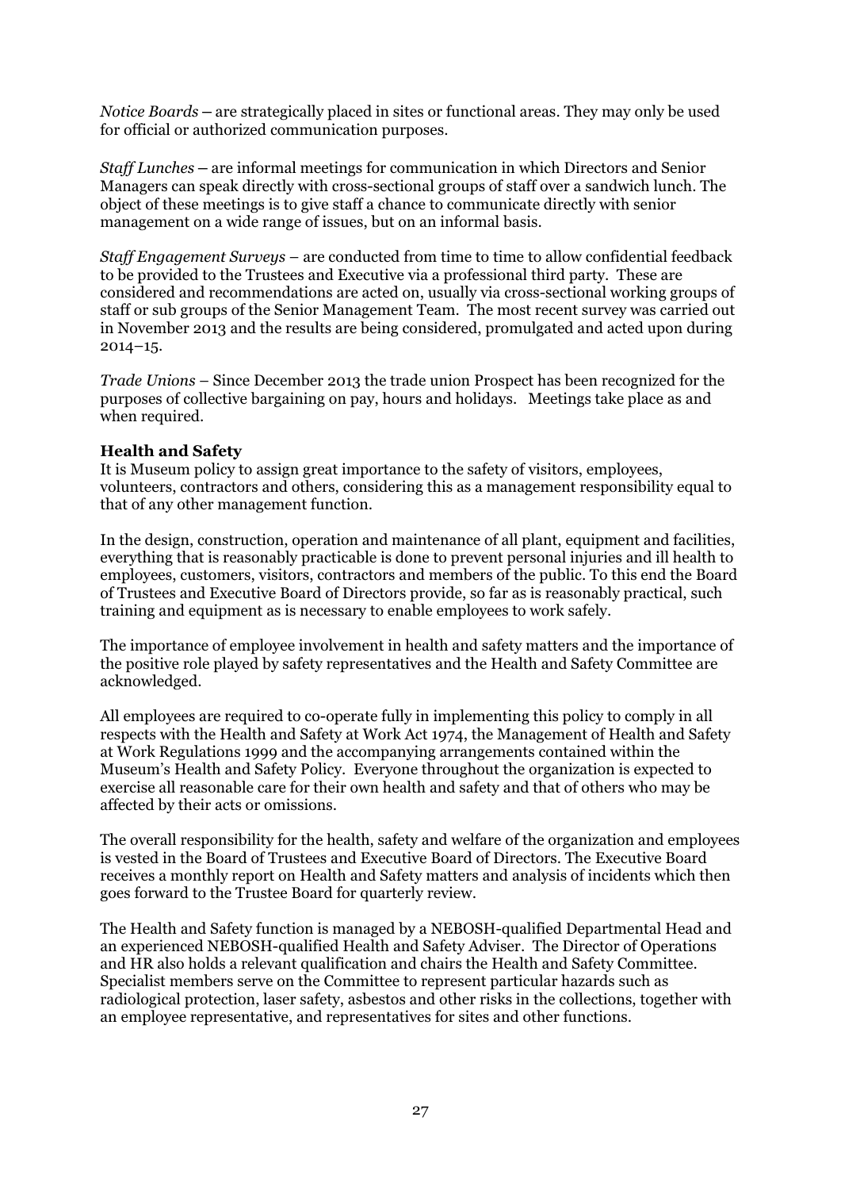*Notice Boards* – are strategically placed in sites or functional areas. They may only be used for official or authorized communication purposes.

*Staff Lunches* – are informal meetings for communication in which Directors and Senior Managers can speak directly with cross-sectional groups of staff over a sandwich lunch. The object of these meetings is to give staff a chance to communicate directly with senior management on a wide range of issues, but on an informal basis.

*Staff Engagement Surveys* – are conducted from time to time to allow confidential feedback to be provided to the Trustees and Executive via a professional third party. These are considered and recommendations are acted on, usually via cross-sectional working groups of staff or sub groups of the Senior Management Team. The most recent survey was carried out in November 2013 and the results are being considered, promulgated and acted upon during 2014–15.

*Trade Unions* – Since December 2013 the trade union Prospect has been recognized for the purposes of collective bargaining on pay, hours and holidays. Meetings take place as and when required.

**Health and Safety**

It is Museum policy to assign great importance to the safety of visitors, employees, volunteers, contractors and others, considering this as a management responsibility equal to that of any other management function.

In the design, construction, operation and maintenance of all plant, equipment and facilities, everything that is reasonably practicable is done to prevent personal injuries and ill health to employees, customers, visitors, contractors and members of the public. To this end the Board of Trustees and Executive Board of Directors provide, so far as is reasonably practical, such training and equipment as is necessary to enable employees to work safely.

The importance of employee involvement in health and safety matters and the importance of the positive role played by safety representatives and the Health and Safety Committee are acknowledged.

All employees are required to co-operate fully in implementing this policy to comply in all respects with the Health and Safety at Work Act 1974, the Management of Health and Safety at Work Regulations 1999 and the accompanying arrangements contained within the Museum's Health and Safety Policy. Everyone throughout the organization is expected to exercise all reasonable care for their own health and safety and that of others who may be affected by their acts or omissions.

The overall responsibility for the health, safety and welfare of the organization and employees is vested in the Board of Trustees and Executive Board of Directors. The Executive Board receives a monthly report on Health and Safety matters and analysis of incidents which then goes forward to the Trustee Board for quarterly review.

The Health and Safety function is managed by a NEBOSH-qualified Departmental Head and an experienced NEBOSH-qualified Health and Safety Adviser. The Director of Operations and HR also holds a relevant qualification and chairs the Health and Safety Committee. Specialist members serve on the Committee to represent particular hazards such as radiological protection, laser safety, asbestos and other risks in the collections, together with an employee representative, and representatives for sites and other functions.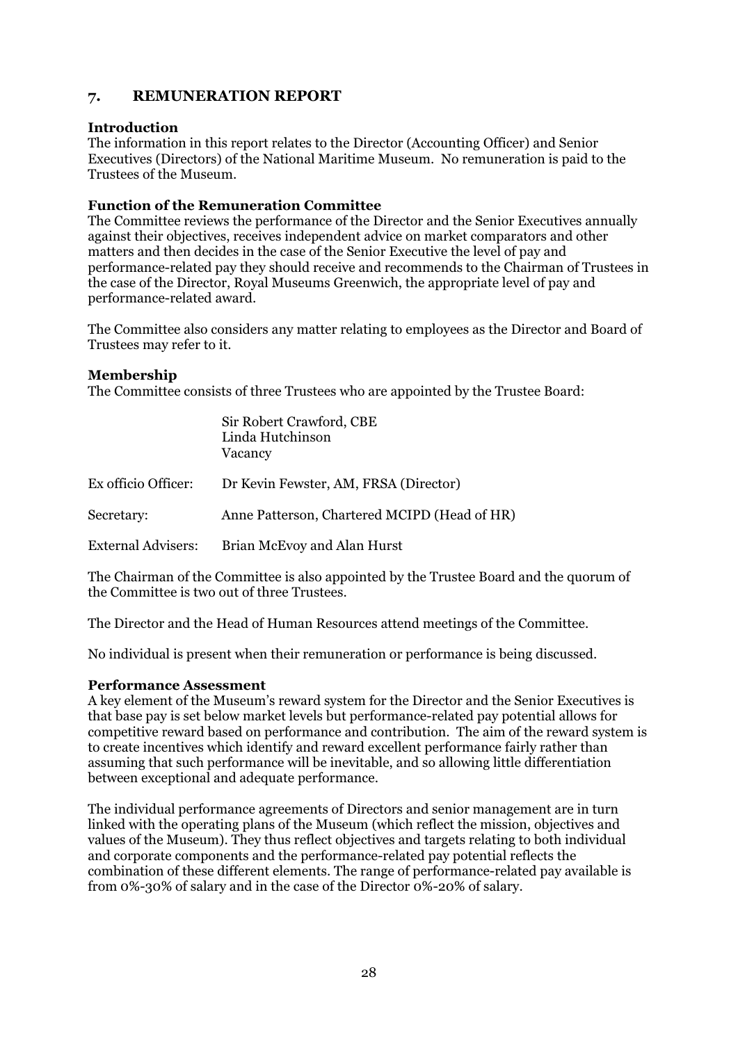## 7. REMUNERATION REPORT

**Introduction**

The information in this report relates to the Director (Accounting Officer) and Senior Executives (Directors) of the National Maritime Museum. No remuneration is paid to the Trustees of the Museum.

**Function of the Remuneration Committee**

The Committee reviews the performance of the Director and the Senior Executives annually against their objectives, receives independent advice on market comparators and other matters and then decides in the case of the Senior Executive the level of pay and performance-related pay they should receive and recommends to the Chairman of Trustees in the case of the Director, Royal Museums Greenwich, the appropriate level of pay and performance-related award.

The Committee also considers any matter relating to employees as the Director and Board of Trustees may refer to it.

**Membership**

The Committee consists of three Trustees who are appointed by the Trustee Board:

Sir Robert Crawford, CBE
Linda Hutchinson
Vacancy

| | |
|---|---|
| Ex officio Officer: | Dr Kevin Fewster, AM, FRSA (Director) |
| Secretary: | Anne Patterson, Chartered MCIPD (Head of HR) |
| External Advisers: | Brian McEvoy and Alan Hurst |

The Chairman of the Committee is also appointed by the Trustee Board and the quorum of the Committee is two out of three Trustees.

The Director and the Head of Human Resources attend meetings of the Committee.

No individual is present when their remuneration or performance is being discussed.

**Performance Assessment**

A key element of the Museum's reward system for the Director and the Senior Executives is that base pay is set below market levels but performance-related pay potential allows for competitive reward based on performance and contribution. The aim of the reward system is to create incentives which identify and reward excellent performance fairly rather than assuming that such performance will be inevitable, and so allowing little differentiation between exceptional and adequate performance.

The individual performance agreements of Directors and senior management are in turn linked with the operating plans of the Museum (which reflect the mission, objectives and values of the Museum). They thus reflect objectives and targets relating to both individual and corporate components and the performance-related pay potential reflects the combination of these different elements. The range of performance-related pay available is from 0%-30% of salary and in the case of the Director 0%-20% of salary.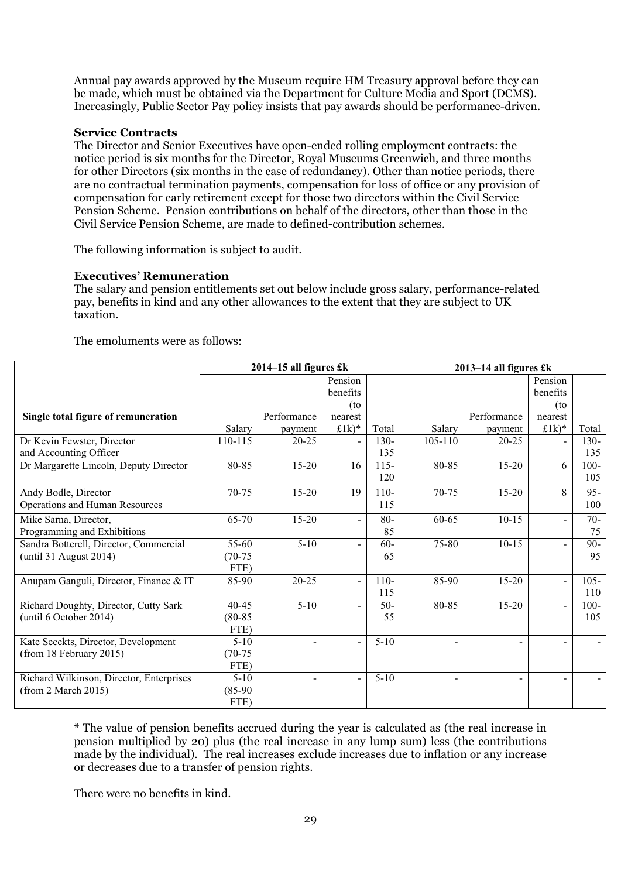Annual pay awards approved by the Museum require HM Treasury approval before they can be made, which must be obtained via the Department for Culture Media and Sport (DCMS). Increasingly, Public Sector Pay policy insists that pay awards should be performance-driven.

**Service Contracts**

The Director and Senior Executives have open-ended rolling employment contracts: the notice period is six months for the Director, Royal Museums Greenwich, and three months for other Directors (six months in the case of redundancy). Other than notice periods, there are no contractual termination payments, compensation for loss of office or any provision of compensation for early retirement except for those two directors within the Civil Service Pension Scheme. Pension contributions on behalf of the directors, other than those in the Civil Service Pension Scheme, are made to defined-contribution schemes.

The following information is subject to audit.

**Executives' Remuneration**

The salary and pension entitlements set out below include gross salary, performance-related pay, benefits in kind and any other allowances to the extent that they are subject to UK taxation.

The emoluments were as follows:

| | 2014–15 all figures £k | | | | 2013–14 all figures £k | | | |
|---|---|---|---|---|---|---|---|---|
| **Single total figure of remuneration** | Salary | Performance payment | Pension benefits (to nearest £1k)* | Total | Salary | Performance payment | Pension benefits (to nearest £1k)* | Total |
| Dr Kevin Fewster, Director and Accounting Officer | 110-115 | 20-25 | - | 130-135 | 105-110 | 20-25 | - | 130-135 |
| Dr Margarette Lincoln, Deputy Director | 80-85 | 15-20 | 16 | 115-120 | 80-85 | 15-20 | 6 | 100-105 |
| Andy Bodle, Director Operations and Human Resources | 70-75 | 15-20 | 19 | 110-115 | 70-75 | 15-20 | 8 | 95-100 |
| Mike Sarna, Director, Programming and Exhibitions | 65-70 | 15-20 | - | 80-85 | 60-65 | 10-15 | - | 70-75 |
| Sandra Botterell, Director, Commercial (until 31 August 2014) | 55-60 (70-75 FTE) | 5-10 | - | 60-65 | 75-80 | 10-15 | - | 90-95 |
| Anupam Ganguli, Director, Finance & IT | 85-90 | 20-25 | - | 110-115 | 85-90 | 15-20 | - | 105-110 |
| Richard Doughty, Director, Cutty Sark (until 6 October 2014) | 40-45 (80-85 FTE) | 5-10 | - | 50-55 | 80-85 | 15-20 | - | 100-105 |
| Kate Seeckts, Director, Development (from 18 February 2015) | 5-10 (70-75 FTE) | - | - | 5-10 | - | - | - | - |
| Richard Wilkinson, Director, Enterprises (from 2 March 2015) | 5-10 (85-90 FTE) | - | - | 5-10 | - | - | - | - |

\* The value of pension benefits accrued during the year is calculated as (the real increase in pension multiplied by 20) plus (the real increase in any lump sum) less (the contributions made by the individual). The real increases exclude increases due to inflation or any increase or decreases due to a transfer of pension rights.

There were no benefits in kind.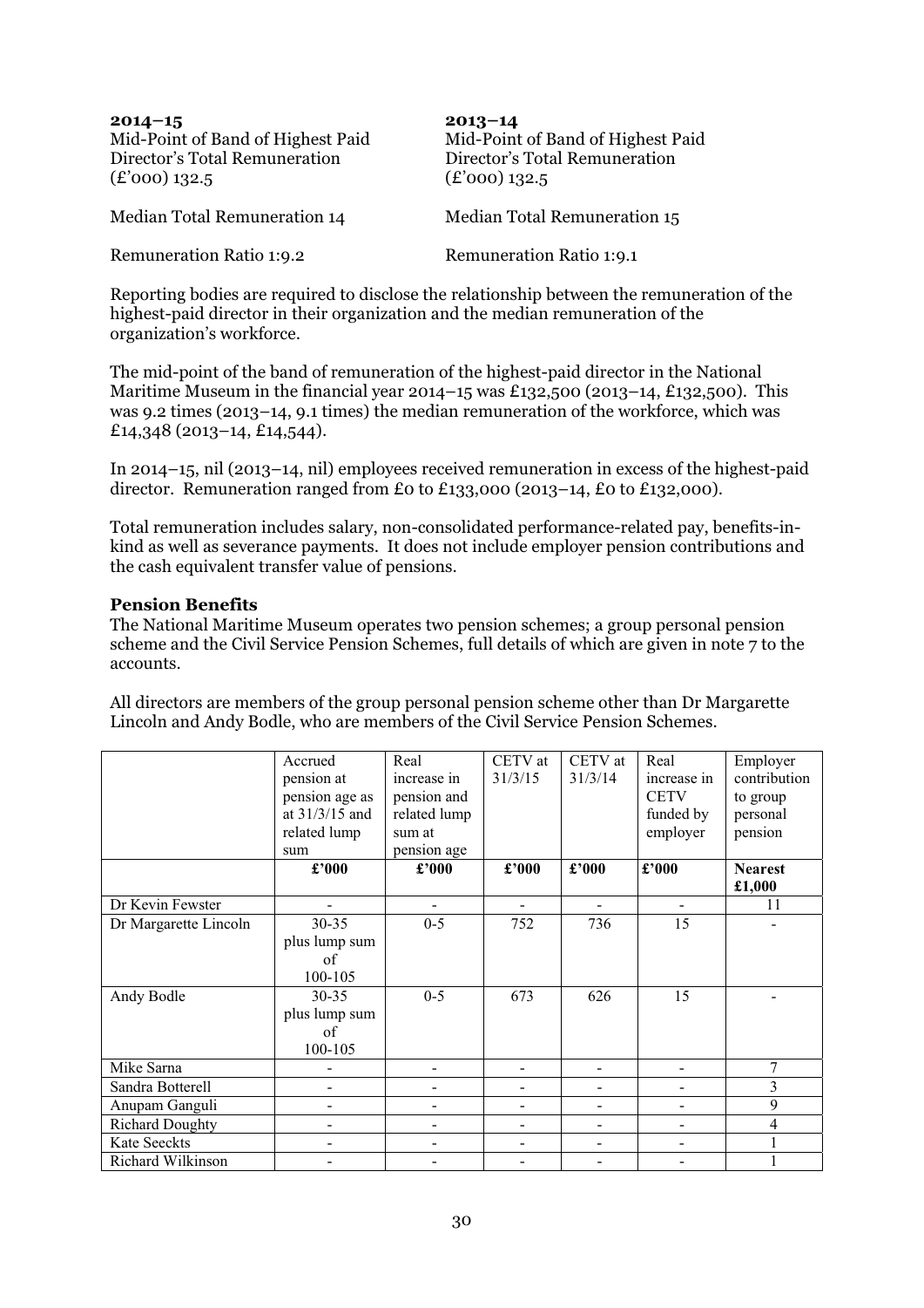| **2014–15** | **2013–14** |
|---|---|
| Mid-Point of Band of Highest Paid Director's Total Remuneration (£'000) 132.5 | Mid-Point of Band of Highest Paid Director's Total Remuneration (£'000) 132.5 |
| Median Total Remuneration 14 | Median Total Remuneration 15 |
| Remuneration Ratio 1:9.2 | Remuneration Ratio 1:9.1 |

Reporting bodies are required to disclose the relationship between the remuneration of the highest-paid director in their organization and the median remuneration of the organization's workforce.

The mid-point of the band of remuneration of the highest-paid director in the National Maritime Museum in the financial year 2014–15 was £132,500 (2013–14, £132,500). This was 9.2 times (2013–14, 9.1 times) the median remuneration of the workforce, which was £14,348 (2013–14, £14,544).

In 2014–15, nil (2013–14, nil) employees received remuneration in excess of the highest-paid director. Remuneration ranged from £0 to £133,000 (2013–14, £0 to £132,000).

Total remuneration includes salary, non-consolidated performance-related pay, benefits-in-kind as well as severance payments. It does not include employer pension contributions and the cash equivalent transfer value of pensions.

### Pension Benefits

The National Maritime Museum operates two pension schemes; a group personal pension scheme and the Civil Service Pension Schemes, full details of which are given in note 7 to the accounts.

All directors are members of the group personal pension scheme other than Dr Margarette Lincoln and Andy Bodle, who are members of the Civil Service Pension Schemes.

| | Accrued pension at pension age as at 31/3/15 and related lump sum | Real increase in pension and related lump sum at pension age | CETV at 31/3/15 | CETV at 31/3/14 | Real increase in CETV funded by employer | Employer contribution to group personal pension |
|---|---|---|---|---|---|---|
| | **£'000** | **£'000** | **£'000** | **£'000** | **£'000** | **Nearest £1,000** |
| Dr Kevin Fewster | - | - | - | - | - | 11 |
| Dr Margarette Lincoln | 30-35 plus lump sum of 100-105 | 0-5 | 752 | 736 | 15 | - |
| Andy Bodle | 30-35 plus lump sum of 100-105 | 0-5 | 673 | 626 | 15 | - |
| Mike Sarna | - | - | - | - | - | 7 |
| Sandra Botterell | - | - | - | - | - | 3 |
| Anupam Ganguli | - | - | - | - | - | 9 |
| Richard Doughty | - | - | - | - | - | 4 |
| Kate Seeckts | - | - | - | - | - | 1 |
| Richard Wilkinson | - | - | - | - | - | 1 |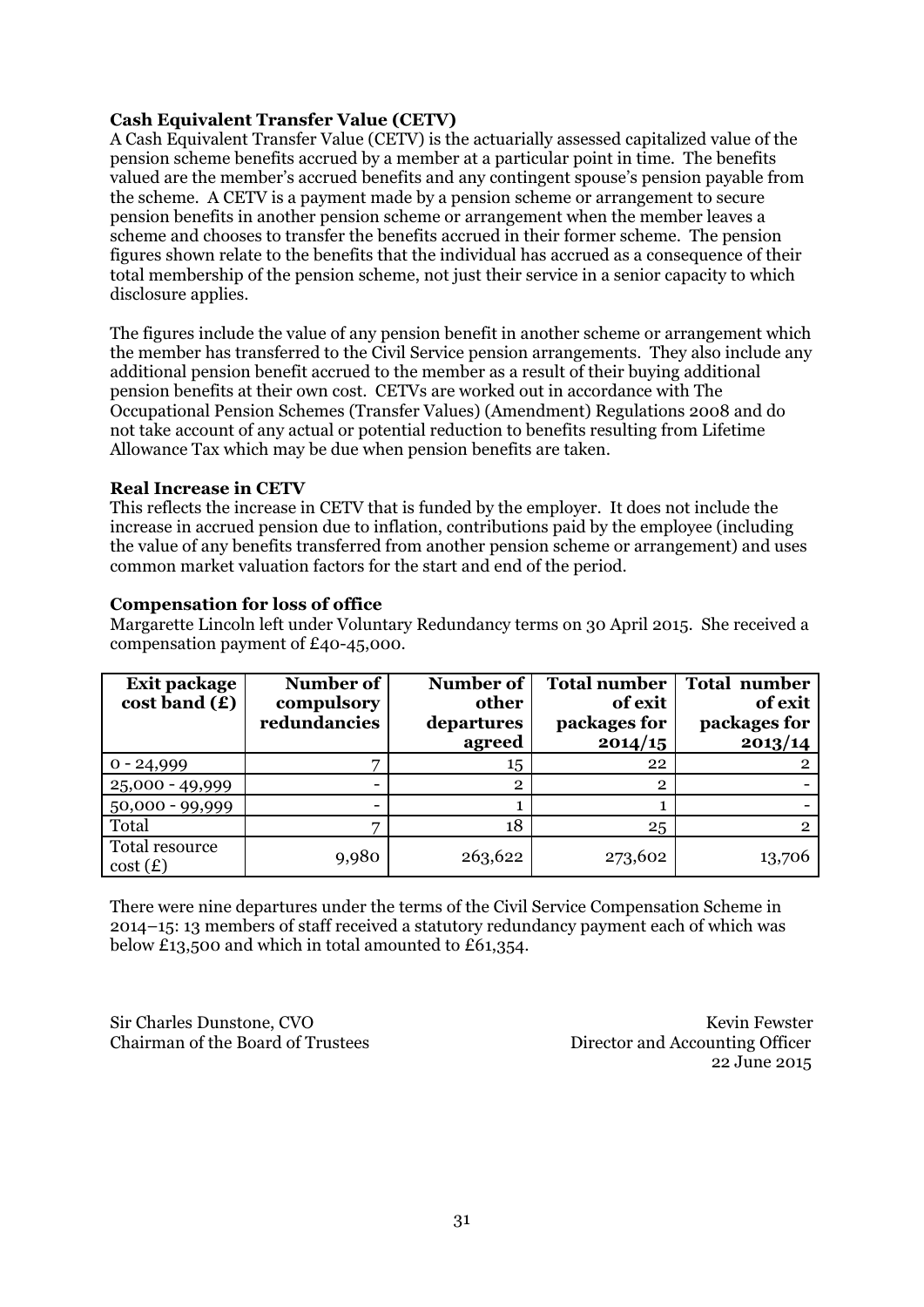**Cash Equivalent Transfer Value (CETV)**

A Cash Equivalent Transfer Value (CETV) is the actuarially assessed capitalized value of the pension scheme benefits accrued by a member at a particular point in time. The benefits valued are the member's accrued benefits and any contingent spouse's pension payable from the scheme. A CETV is a payment made by a pension scheme or arrangement to secure pension benefits in another pension scheme or arrangement when the member leaves a scheme and chooses to transfer the benefits accrued in their former scheme. The pension figures shown relate to the benefits that the individual has accrued as a consequence of their total membership of the pension scheme, not just their service in a senior capacity to which disclosure applies.

The figures include the value of any pension benefit in another scheme or arrangement which the member has transferred to the Civil Service pension arrangements. They also include any additional pension benefit accrued to the member as a result of their buying additional pension benefits at their own cost. CETVs are worked out in accordance with The Occupational Pension Schemes (Transfer Values) (Amendment) Regulations 2008 and do not take account of any actual or potential reduction to benefits resulting from Lifetime Allowance Tax which may be due when pension benefits are taken.

**Real Increase in CETV**

This reflects the increase in CETV that is funded by the employer. It does not include the increase in accrued pension due to inflation, contributions paid by the employee (including the value of any benefits transferred from another pension scheme or arrangement) and uses common market valuation factors for the start and end of the period.

**Compensation for loss of office**

Margarette Lincoln left under Voluntary Redundancy terms on 30 April 2015. She received a compensation payment of £40-45,000.

| Exit package cost band (£) | Number of compulsory redundancies | Number of other departures agreed | Total number of exit packages for 2014/15 | Total number of exit packages for 2013/14 |
|---|---|---|---|---|
| 0 - 24,999 | 7 | 15 | 22 | 2 |
| 25,000 - 49,999 | - | 2 | 2 | - |
| 50,000 - 99,999 | - | 1 | 1 | - |
| Total | 7 | 18 | 25 | 2 |
| Total resource cost (£) | 9,980 | 263,622 | 273,602 | 13,706 |

There were nine departures under the terms of the Civil Service Compensation Scheme in 2014–15: 13 members of staff received a statutory redundancy payment each of which was below £13,500 and which in total amounted to £61,354.

Sir Charles Dunstone, CVO
Chairman of the Board of Trustees

Kevin Fewster
Director and Accounting Officer
22 June 2015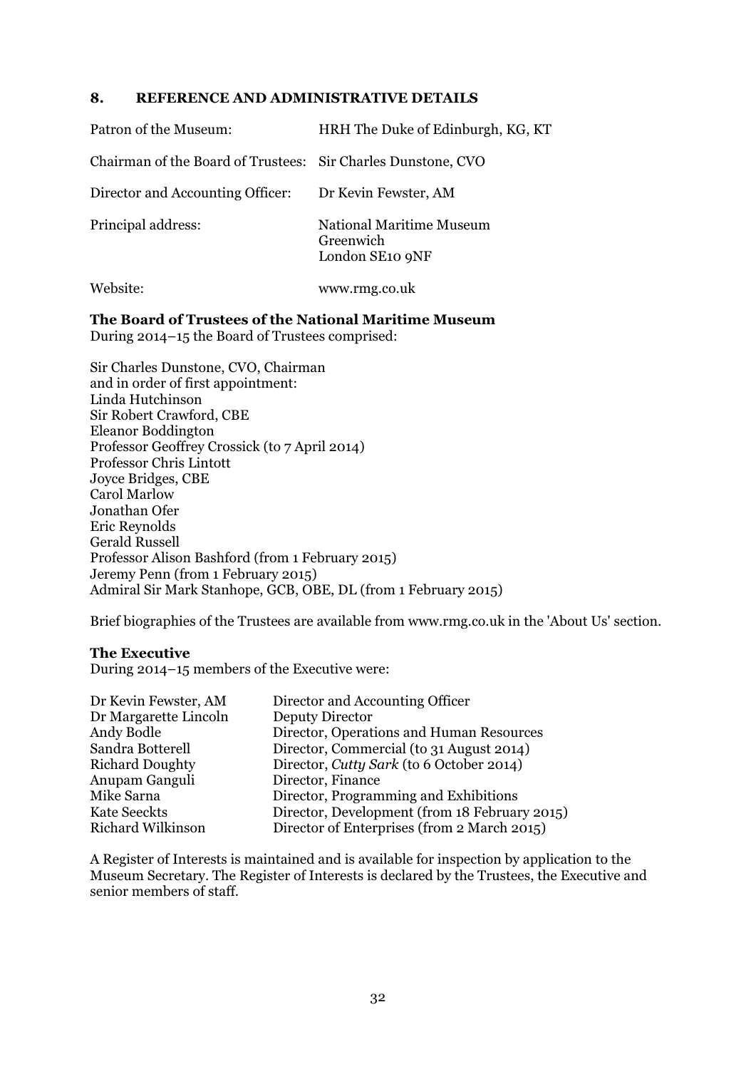## 8. REFERENCE AND ADMINISTRATIVE DETAILS

| | |
|---|---|
| Patron of the Museum: | HRH The Duke of Edinburgh, KG, KT |
| Chairman of the Board of Trustees: | Sir Charles Dunstone, CVO |
| Director and Accounting Officer: | Dr Kevin Fewster, AM |
| Principal address: | National Maritime Museum<br>Greenwich<br>London SE10 9NF |
| Website: | www.rmg.co.uk |

**The Board of Trustees of the National Maritime Museum**
During 2014–15 the Board of Trustees comprised:

Sir Charles Dunstone, CVO, Chairman
and in order of first appointment:
Linda Hutchinson
Sir Robert Crawford, CBE
Eleanor Boddington
Professor Geoffrey Crossick (to 7 April 2014)
Professor Chris Lintott
Joyce Bridges, CBE
Carol Marlow
Jonathan Ofer
Eric Reynolds
Gerald Russell
Professor Alison Bashford (from 1 February 2015)
Jeremy Penn (from 1 February 2015)
Admiral Sir Mark Stanhope, GCB, OBE, DL (from 1 February 2015)

Brief biographies of the Trustees are available from www.rmg.co.uk in the 'About Us' section.

**The Executive**
During 2014–15 members of the Executive were:

| | |
|---|---|
| Dr Kevin Fewster, AM | Director and Accounting Officer |
| Dr Margarette Lincoln | Deputy Director |
| Andy Bodle | Director, Operations and Human Resources |
| Sandra Botterell | Director, Commercial (to 31 August 2014) |
| Richard Doughty | Director, *Cutty Sark* (to 6 October 2014) |
| Anupam Ganguli | Director, Finance |
| Mike Sarna | Director, Programming and Exhibitions |
| Kate Seeckts | Director, Development (from 18 February 2015) |
| Richard Wilkinson | Director of Enterprises (from 2 March 2015) |

A Register of Interests is maintained and is available for inspection by application to the Museum Secretary. The Register of Interests is declared by the Trustees, the Executive and senior members of staff.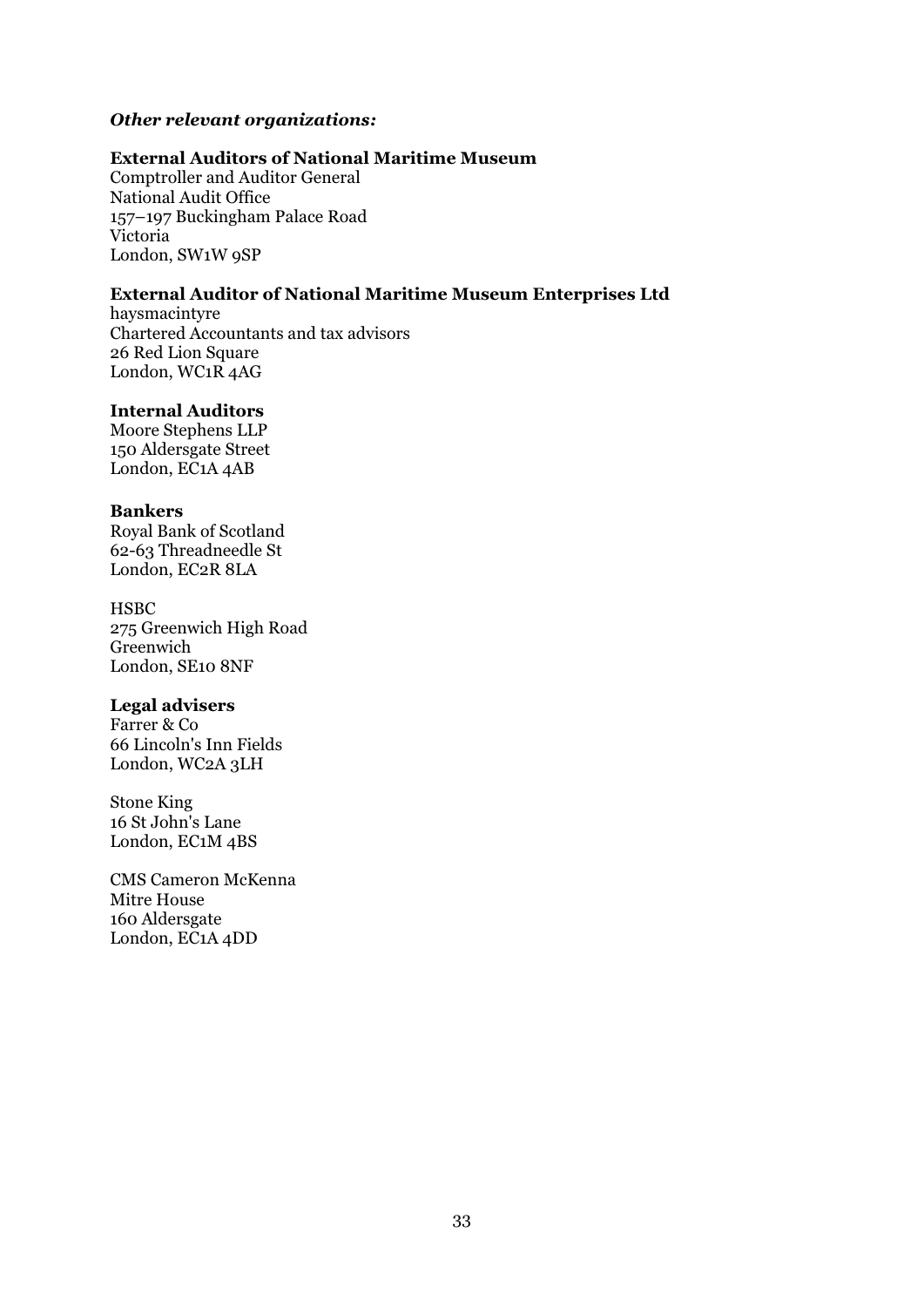*Other relevant organizations:*

**External Auditors of National Maritime Museum**
Comptroller and Auditor General
National Audit Office
157–197 Buckingham Palace Road
Victoria
London, SW1W 9SP

**External Auditor of National Maritime Museum Enterprises Ltd**
haysmacintyre
Chartered Accountants and tax advisors
26 Red Lion Square
London, WC1R 4AG

**Internal Auditors**
Moore Stephens LLP
150 Aldersgate Street
London, EC1A 4AB

**Bankers**
Royal Bank of Scotland
62-63 Threadneedle St
London, EC2R 8LA

HSBC
275 Greenwich High Road
Greenwich
London, SE10 8NF

**Legal advisers**
Farrer & Co
66 Lincoln's Inn Fields
London, WC2A 3LH

Stone King
16 St John's Lane
London, EC1M 4BS

CMS Cameron McKenna
Mitre House
160 Aldersgate
London, EC1A 4DD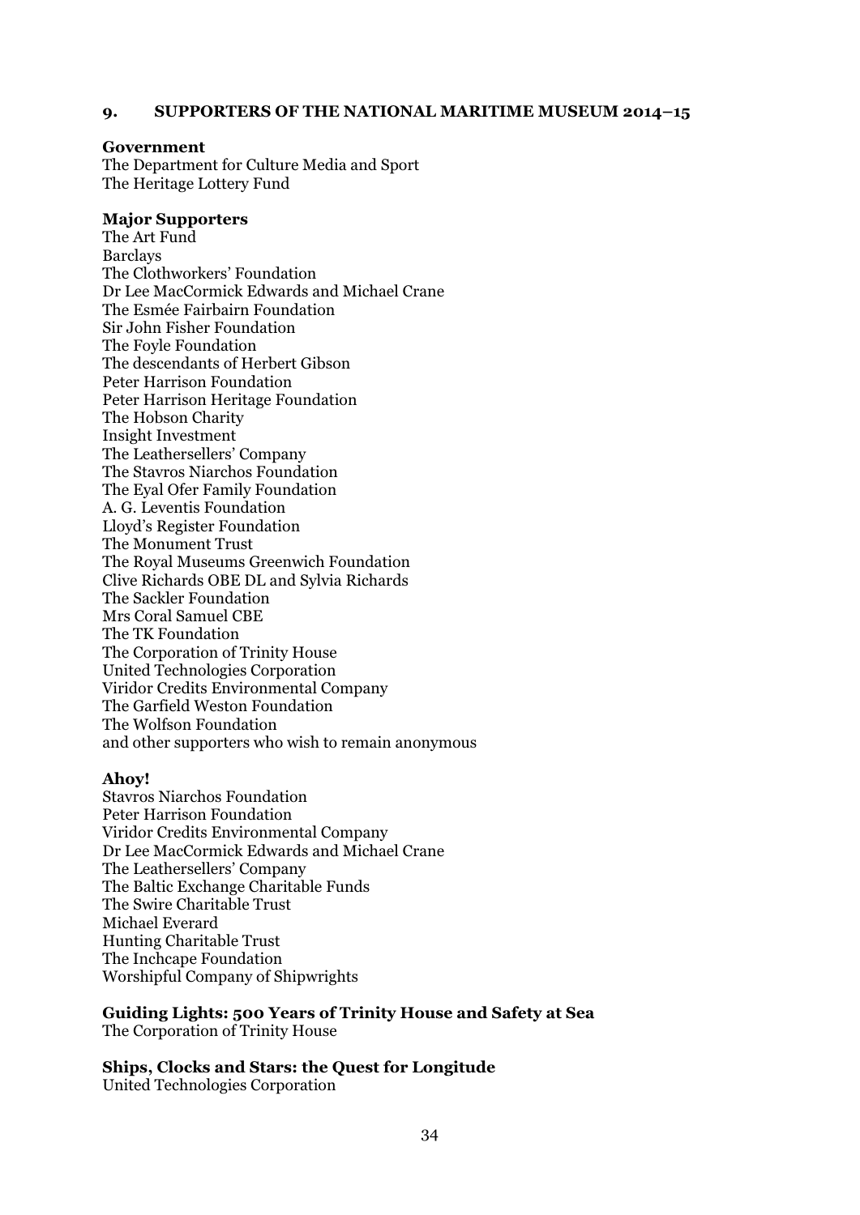## 9. SUPPORTERS OF THE NATIONAL MARITIME MUSEUM 2014–15

**Government**

The Department for Culture Media and Sport
The Heritage Lottery Fund

**Major Supporters**

The Art Fund
Barclays
The Clothworkers' Foundation
Dr Lee MacCormick Edwards and Michael Crane
The Esmée Fairbairn Foundation
Sir John Fisher Foundation
The Foyle Foundation
The descendants of Herbert Gibson
Peter Harrison Foundation
Peter Harrison Heritage Foundation
The Hobson Charity
Insight Investment
The Leathersellers' Company
The Stavros Niarchos Foundation
The Eyal Ofer Family Foundation
A. G. Leventis Foundation
Lloyd's Register Foundation
The Monument Trust
The Royal Museums Greenwich Foundation
Clive Richards OBE DL and Sylvia Richards
The Sackler Foundation
Mrs Coral Samuel CBE
The TK Foundation
The Corporation of Trinity House
United Technologies Corporation
Viridor Credits Environmental Company
The Garfield Weston Foundation
The Wolfson Foundation
and other supporters who wish to remain anonymous

**Ahoy!**

Stavros Niarchos Foundation
Peter Harrison Foundation
Viridor Credits Environmental Company
Dr Lee MacCormick Edwards and Michael Crane
The Leathersellers' Company
The Baltic Exchange Charitable Funds
The Swire Charitable Trust
Michael Everard
Hunting Charitable Trust
The Inchcape Foundation
Worshipful Company of Shipwrights

**Guiding Lights: 500 Years of Trinity House and Safety at Sea**

The Corporation of Trinity House

**Ships, Clocks and Stars: the Quest for Longitude**

United Technologies Corporation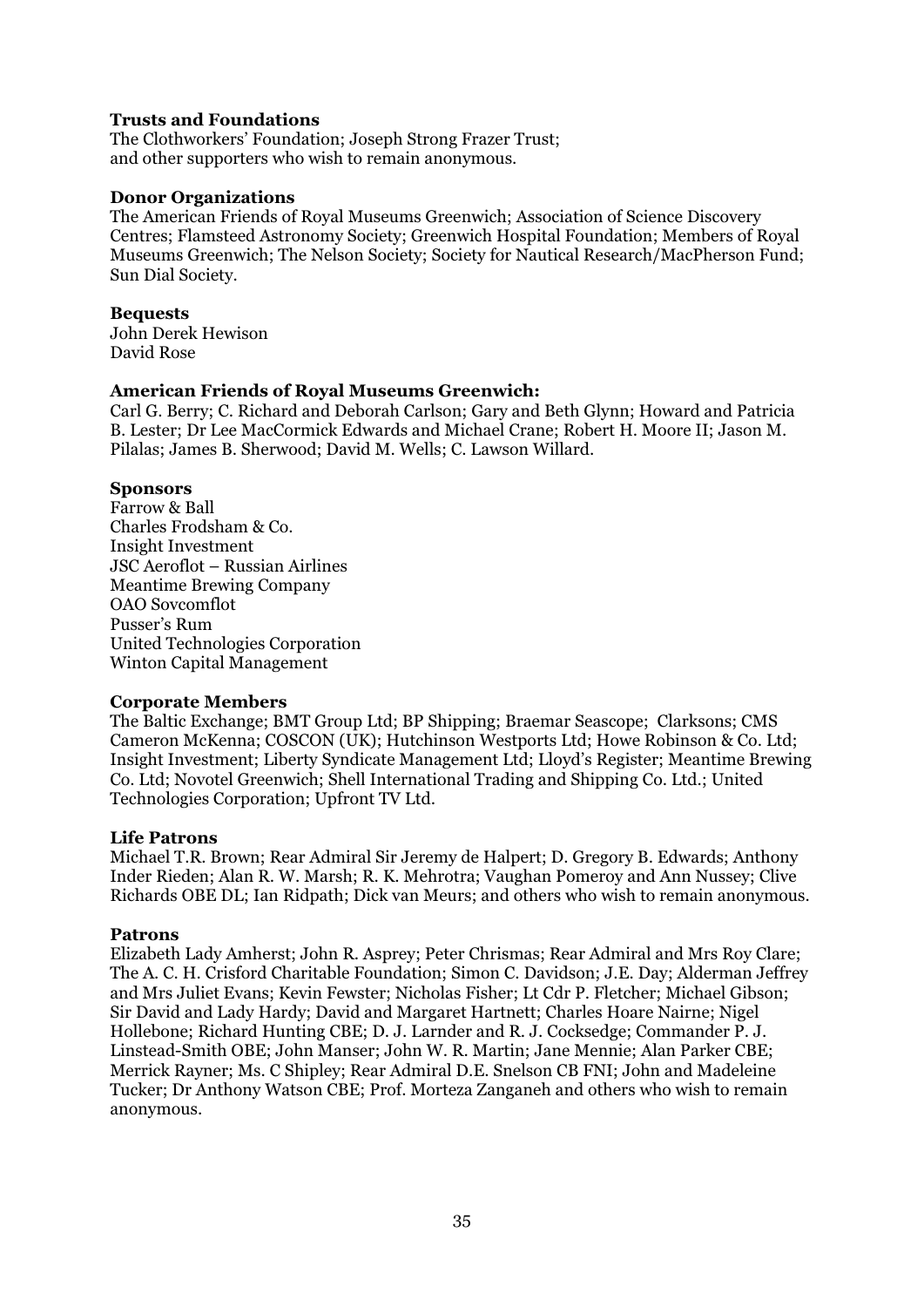**Trusts and Foundations**

The Clothworkers' Foundation; Joseph Strong Frazer Trust; and other supporters who wish to remain anonymous.

**Donor Organizations**

The American Friends of Royal Museums Greenwich; Association of Science Discovery Centres; Flamsteed Astronomy Society; Greenwich Hospital Foundation; Members of Royal Museums Greenwich; The Nelson Society; Society for Nautical Research/MacPherson Fund; Sun Dial Society.

**Bequests**

John Derek Hewison
David Rose

**American Friends of Royal Museums Greenwich:**

Carl G. Berry; C. Richard and Deborah Carlson; Gary and Beth Glynn; Howard and Patricia B. Lester; Dr Lee MacCormick Edwards and Michael Crane; Robert H. Moore II; Jason M. Pilalas; James B. Sherwood; David M. Wells; C. Lawson Willard.

**Sponsors**

Farrow & Ball
Charles Frodsham & Co.
Insight Investment
JSC Aeroflot – Russian Airlines
Meantime Brewing Company
OAO Sovcomflot
Pusser's Rum
United Technologies Corporation
Winton Capital Management

**Corporate Members**

The Baltic Exchange; BMT Group Ltd; BP Shipping; Braemar Seascope; Clarksons; CMS Cameron McKenna; COSCON (UK); Hutchinson Westports Ltd; Howe Robinson & Co. Ltd; Insight Investment; Liberty Syndicate Management Ltd; Lloyd's Register; Meantime Brewing Co. Ltd; Novotel Greenwich; Shell International Trading and Shipping Co. Ltd.; United Technologies Corporation; Upfront TV Ltd.

**Life Patrons**

Michael T.R. Brown; Rear Admiral Sir Jeremy de Halpert; D. Gregory B. Edwards; Anthony Inder Rieden; Alan R. W. Marsh; R. K. Mehrotra; Vaughan Pomeroy and Ann Nussey; Clive Richards OBE DL; Ian Ridpath; Dick van Meurs; and others who wish to remain anonymous.

**Patrons**

Elizabeth Lady Amherst; John R. Asprey; Peter Chrismas; Rear Admiral and Mrs Roy Clare; The A. C. H. Crisford Charitable Foundation; Simon C. Davidson; J.E. Day; Alderman Jeffrey and Mrs Juliet Evans; Kevin Fewster; Nicholas Fisher; Lt Cdr P. Fletcher; Michael Gibson; Sir David and Lady Hardy; David and Margaret Hartnett; Charles Hoare Nairne; Nigel Hollebone; Richard Hunting CBE; D. J. Larnder and R. J. Cocksedge; Commander P. J. Linstead-Smith OBE; John Manser; John W. R. Martin; Jane Mennie; Alan Parker CBE; Merrick Rayner; Ms. C Shipley; Rear Admiral D.E. Snelson CB FNI; John and Madeleine Tucker; Dr Anthony Watson CBE; Prof. Morteza Zanganeh and others who wish to remain anonymous.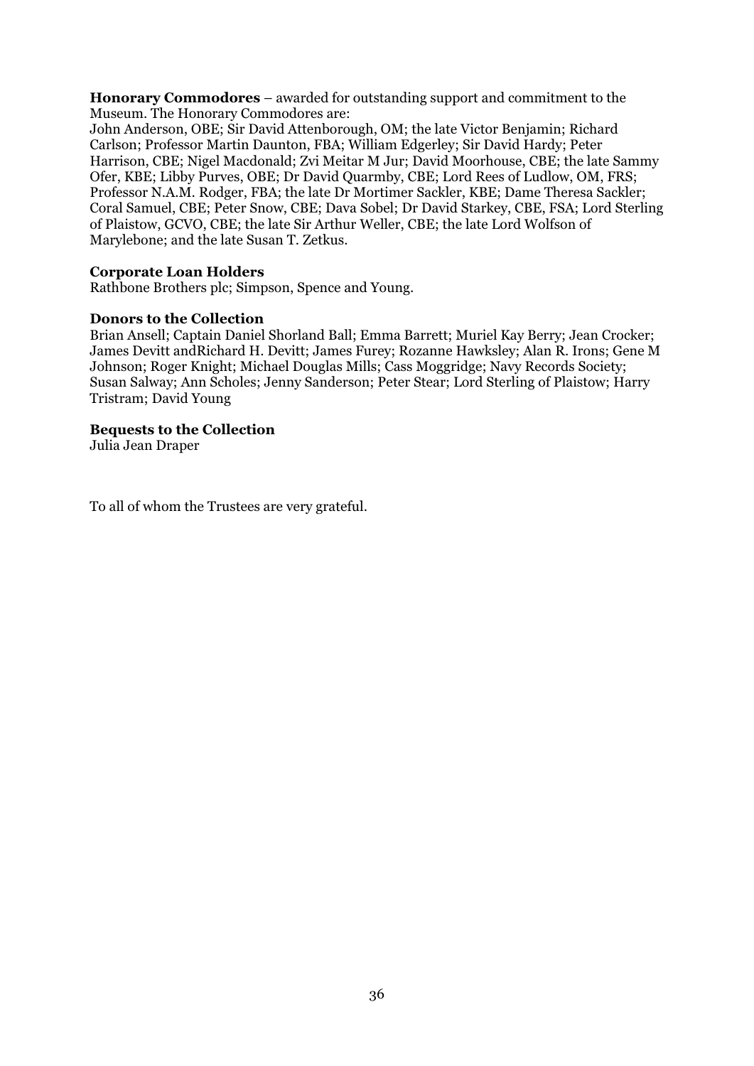**Honorary Commodores** – awarded for outstanding support and commitment to the Museum. The Honorary Commodores are:
John Anderson, OBE; Sir David Attenborough, OM; the late Victor Benjamin; Richard Carlson; Professor Martin Daunton, FBA; William Edgerley; Sir David Hardy; Peter Harrison, CBE; Nigel Macdonald; Zvi Meitar M Jur; David Moorhouse, CBE; the late Sammy Ofer, KBE; Libby Purves, OBE; Dr David Quarmby, CBE; Lord Rees of Ludlow, OM, FRS; Professor N.A.M. Rodger, FBA; the late Dr Mortimer Sackler, KBE; Dame Theresa Sackler; Coral Samuel, CBE; Peter Snow, CBE; Dava Sobel; Dr David Starkey, CBE, FSA; Lord Sterling of Plaistow, GCVO, CBE; the late Sir Arthur Weller, CBE; the late Lord Wolfson of Marylebone; and the late Susan T. Zetkus.

**Corporate Loan Holders**
Rathbone Brothers plc; Simpson, Spence and Young.

**Donors to the Collection**
Brian Ansell; Captain Daniel Shorland Ball; Emma Barrett; Muriel Kay Berry; Jean Crocker; James Devitt andRichard H. Devitt; James Furey; Rozanne Hawksley; Alan R. Irons; Gene M Johnson; Roger Knight; Michael Douglas Mills; Cass Moggridge; Navy Records Society; Susan Salway; Ann Scholes; Jenny Sanderson; Peter Stear; Lord Sterling of Plaistow; Harry Tristram; David Young

**Bequests to the Collection**
Julia Jean Draper

To all of whom the Trustees are very grateful.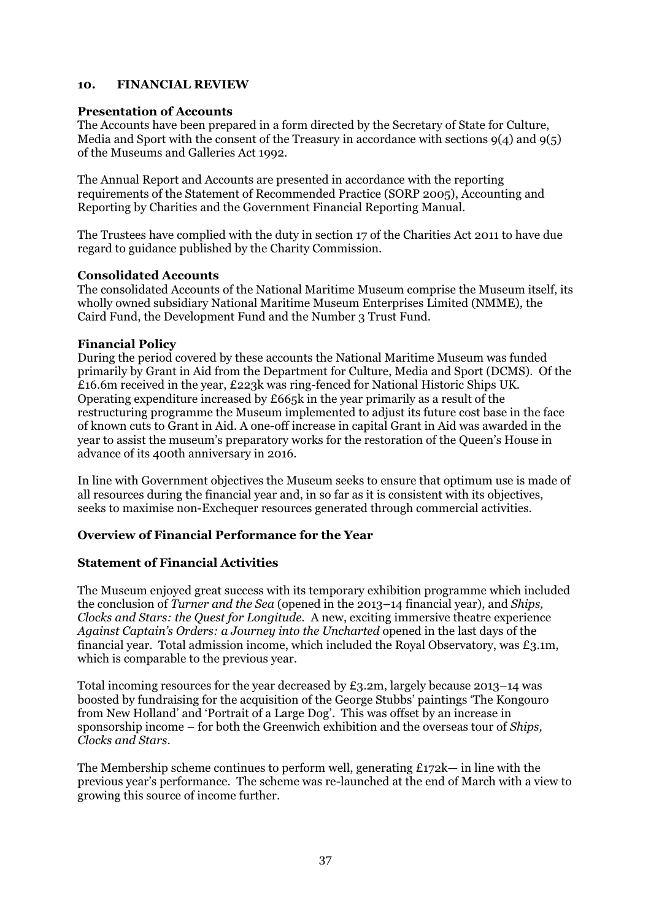## 10. FINANCIAL REVIEW

### Presentation of Accounts

The Accounts have been prepared in a form directed by the Secretary of State for Culture, Media and Sport with the consent of the Treasury in accordance with sections 9(4) and 9(5) of the Museums and Galleries Act 1992.

The Annual Report and Accounts are presented in accordance with the reporting requirements of the Statement of Recommended Practice (SORP 2005), Accounting and Reporting by Charities and the Government Financial Reporting Manual.

The Trustees have complied with the duty in section 17 of the Charities Act 2011 to have due regard to guidance published by the Charity Commission.

### Consolidated Accounts

The consolidated Accounts of the National Maritime Museum comprise the Museum itself, its wholly owned subsidiary National Maritime Museum Enterprises Limited (NMME), the Caird Fund, the Development Fund and the Number 3 Trust Fund.

### Financial Policy

During the period covered by these accounts the National Maritime Museum was funded primarily by Grant in Aid from the Department for Culture, Media and Sport (DCMS). Of the £16.6m received in the year, £223k was ring-fenced for National Historic Ships UK. Operating expenditure increased by £665k in the year primarily as a result of the restructuring programme the Museum implemented to adjust its future cost base in the face of known cuts to Grant in Aid. A one-off increase in capital Grant in Aid was awarded in the year to assist the museum's preparatory works for the restoration of the Queen's House in advance of its 400th anniversary in 2016.

In line with Government objectives the Museum seeks to ensure that optimum use is made of all resources during the financial year and, in so far as it is consistent with its objectives, seeks to maximise non-Exchequer resources generated through commercial activities.

### Overview of Financial Performance for the Year

### Statement of Financial Activities

The Museum enjoyed great success with its temporary exhibition programme which included the conclusion of *Turner and the Sea* (opened in the 2013–14 financial year), and *Ships, Clocks and Stars: the Quest for Longitude*. A new, exciting immersive theatre experience *Against Captain's Orders: a Journey into the Uncharted* opened in the last days of the financial year. Total admission income, which included the Royal Observatory, was £3.1m, which is comparable to the previous year.

Total incoming resources for the year decreased by £3.2m, largely because 2013–14 was boosted by fundraising for the acquisition of the George Stubbs' paintings 'The Kongouro from New Holland' and 'Portrait of a Large Dog'. This was offset by an increase in sponsorship income – for both the Greenwich exhibition and the overseas tour of *Ships, Clocks and Stars*.

The Membership scheme continues to perform well, generating £172k— in line with the previous year's performance. The scheme was re-launched at the end of March with a view to growing this source of income further.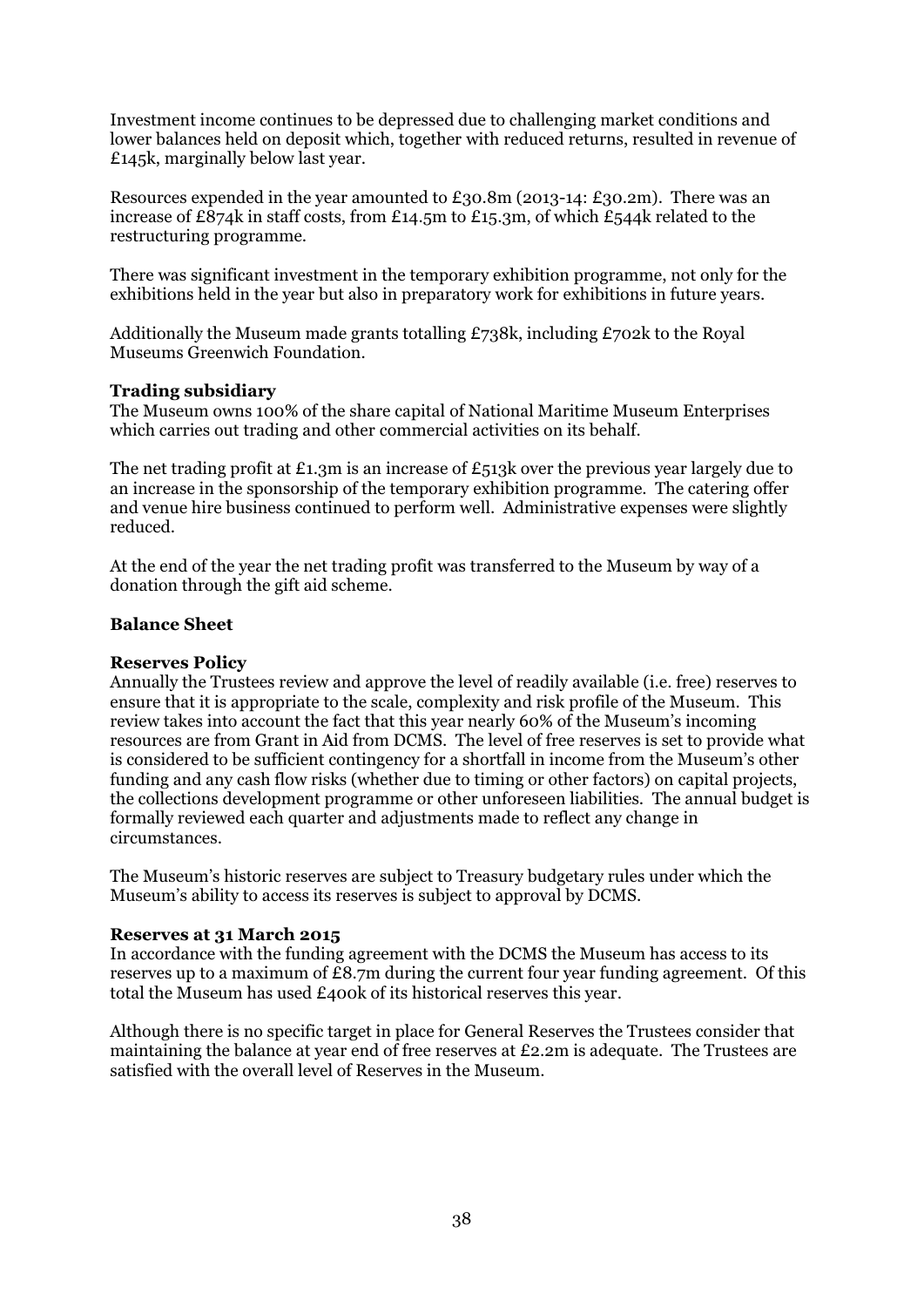Investment income continues to be depressed due to challenging market conditions and lower balances held on deposit which, together with reduced returns, resulted in revenue of £145k, marginally below last year.

Resources expended in the year amounted to £30.8m (2013-14: £30.2m). There was an increase of £874k in staff costs, from £14.5m to £15.3m, of which £544k related to the restructuring programme.

There was significant investment in the temporary exhibition programme, not only for the exhibitions held in the year but also in preparatory work for exhibitions in future years.

Additionally the Museum made grants totalling £738k, including £702k to the Royal Museums Greenwich Foundation.

**Trading subsidiary**

The Museum owns 100% of the share capital of National Maritime Museum Enterprises which carries out trading and other commercial activities on its behalf.

The net trading profit at £1.3m is an increase of £513k over the previous year largely due to an increase in the sponsorship of the temporary exhibition programme. The catering offer and venue hire business continued to perform well. Administrative expenses were slightly reduced.

At the end of the year the net trading profit was transferred to the Museum by way of a donation through the gift aid scheme.

**Balance Sheet**

**Reserves Policy**

Annually the Trustees review and approve the level of readily available (i.e. free) reserves to ensure that it is appropriate to the scale, complexity and risk profile of the Museum. This review takes into account the fact that this year nearly 60% of the Museum's incoming resources are from Grant in Aid from DCMS. The level of free reserves is set to provide what is considered to be sufficient contingency for a shortfall in income from the Museum's other funding and any cash flow risks (whether due to timing or other factors) on capital projects, the collections development programme or other unforeseen liabilities. The annual budget is formally reviewed each quarter and adjustments made to reflect any change in circumstances.

The Museum's historic reserves are subject to Treasury budgetary rules under which the Museum's ability to access its reserves is subject to approval by DCMS.

**Reserves at 31 March 2015**

In accordance with the funding agreement with the DCMS the Museum has access to its reserves up to a maximum of £8.7m during the current four year funding agreement. Of this total the Museum has used £400k of its historical reserves this year.

Although there is no specific target in place for General Reserves the Trustees consider that maintaining the balance at year end of free reserves at £2.2m is adequate. The Trustees are satisfied with the overall level of Reserves in the Museum.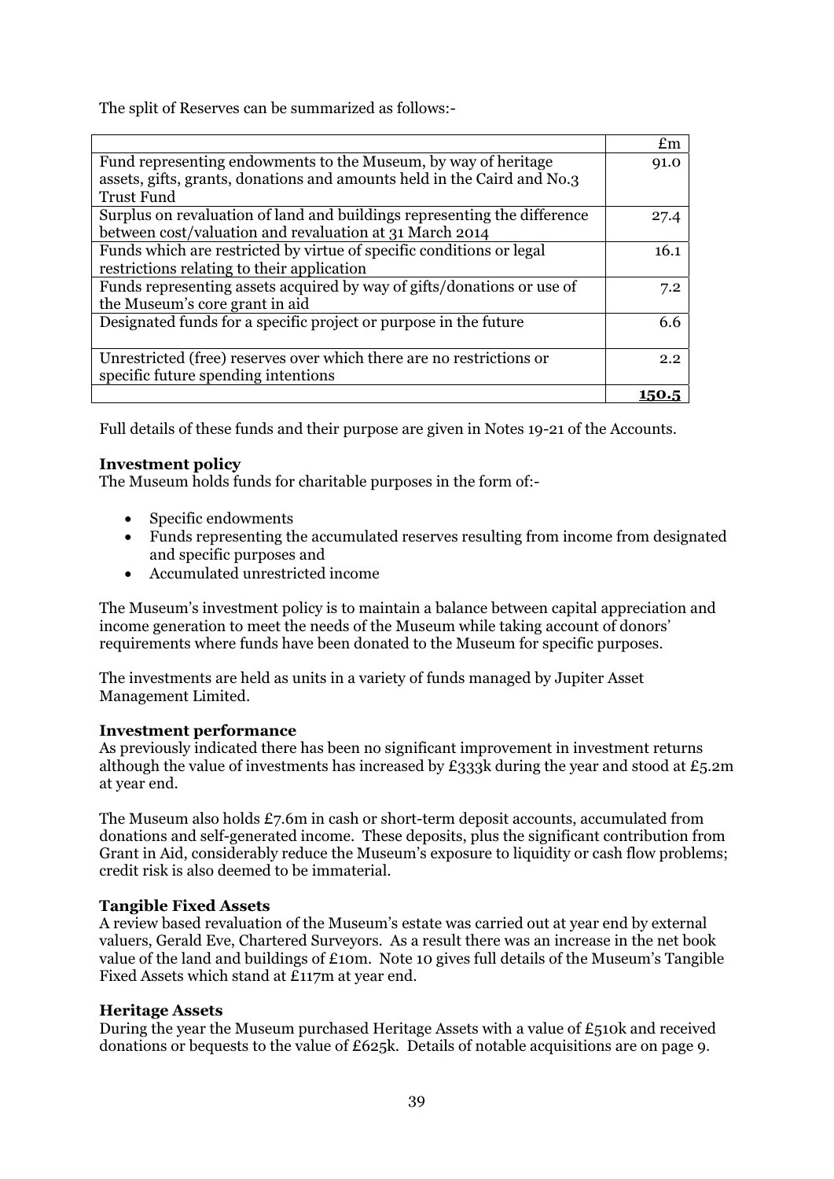The split of Reserves can be summarized as follows:-

| | £m |
|---|---|
| Fund representing endowments to the Museum, by way of heritage assets, gifts, grants, donations and amounts held in the Caird and No.3 Trust Fund | 91.0 |
| Surplus on revaluation of land and buildings representing the difference between cost/valuation and revaluation at 31 March 2014 | 27.4 |
| Funds which are restricted by virtue of specific conditions or legal restrictions relating to their application | 16.1 |
| Funds representing assets acquired by way of gifts/donations or use of the Museum's core grant in aid | 7.2 |
| Designated funds for a specific project or purpose in the future | 6.6 |
| Unrestricted (free) reserves over which there are no restrictions or specific future spending intentions | 2.2 |
| | **150.5** |

Full details of these funds and their purpose are given in Notes 19-21 of the Accounts.

**Investment policy**
The Museum holds funds for charitable purposes in the form of:-

- Specific endowments
- Funds representing the accumulated reserves resulting from income from designated and specific purposes and
- Accumulated unrestricted income

The Museum's investment policy is to maintain a balance between capital appreciation and income generation to meet the needs of the Museum while taking account of donors' requirements where funds have been donated to the Museum for specific purposes.

The investments are held as units in a variety of funds managed by Jupiter Asset Management Limited.

**Investment performance**
As previously indicated there has been no significant improvement in investment returns although the value of investments has increased by £333k during the year and stood at £5.2m at year end.

The Museum also holds £7.6m in cash or short-term deposit accounts, accumulated from donations and self-generated income. These deposits, plus the significant contribution from Grant in Aid, considerably reduce the Museum's exposure to liquidity or cash flow problems; credit risk is also deemed to be immaterial.

**Tangible Fixed Assets**
A review based revaluation of the Museum's estate was carried out at year end by external valuers, Gerald Eve, Chartered Surveyors. As a result there was an increase in the net book value of the land and buildings of £10m. Note 10 gives full details of the Museum's Tangible Fixed Assets which stand at £117m at year end.

**Heritage Assets**
During the year the Museum purchased Heritage Assets with a value of £510k and received donations or bequests to the value of £625k. Details of notable acquisitions are on page 9.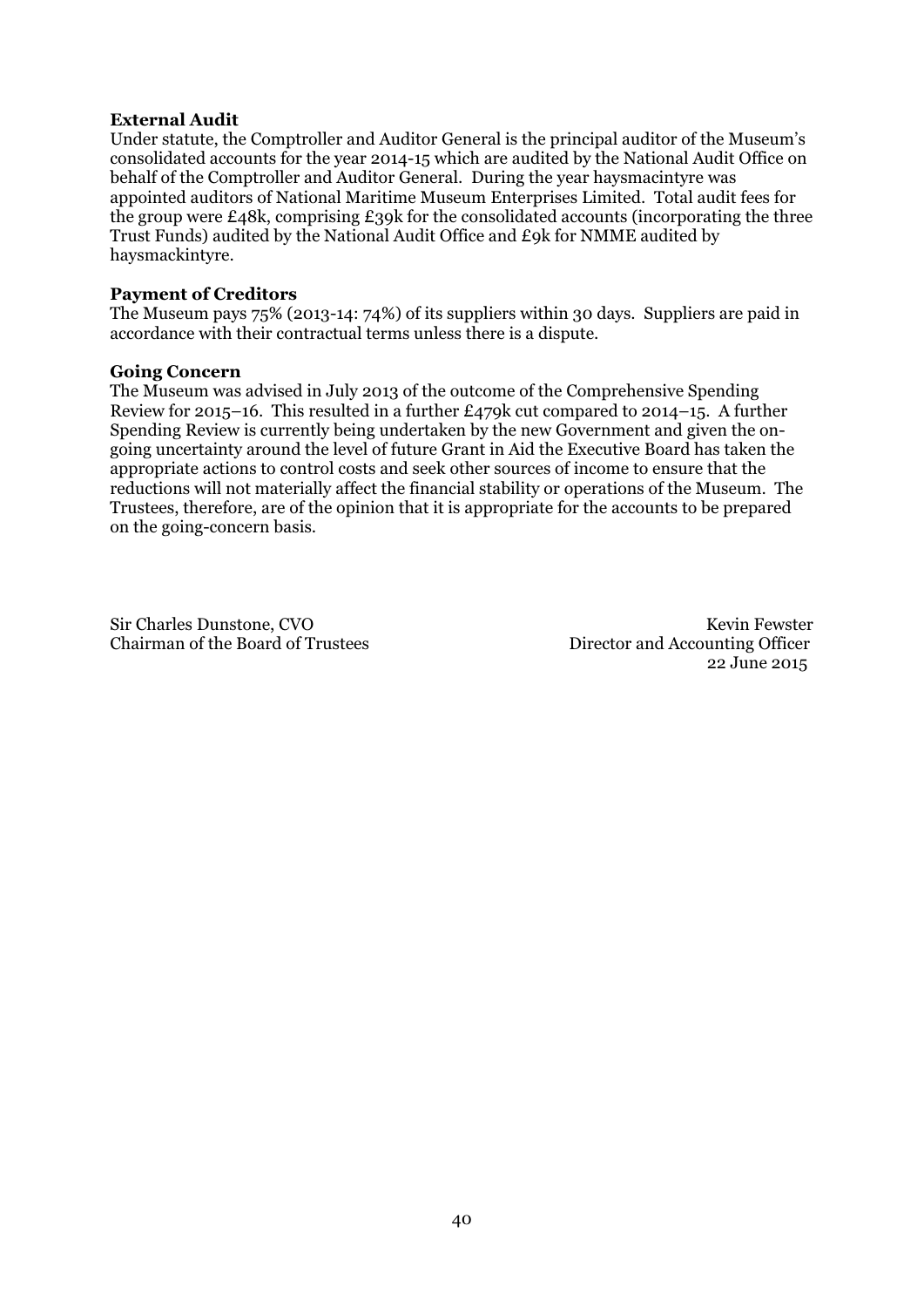**External Audit**

Under statute, the Comptroller and Auditor General is the principal auditor of the Museum's consolidated accounts for the year 2014-15 which are audited by the National Audit Office on behalf of the Comptroller and Auditor General. During the year haysmacintyre was appointed auditors of National Maritime Museum Enterprises Limited. Total audit fees for the group were £48k, comprising £39k for the consolidated accounts (incorporating the three Trust Funds) audited by the National Audit Office and £9k for NMME audited by haysmackintyre.

**Payment of Creditors**

The Museum pays 75% (2013-14: 74%) of its suppliers within 30 days. Suppliers are paid in accordance with their contractual terms unless there is a dispute.

**Going Concern**

The Museum was advised in July 2013 of the outcome of the Comprehensive Spending Review for 2015–16. This resulted in a further £479k cut compared to 2014–15. A further Spending Review is currently being undertaken by the new Government and given the on-going uncertainty around the level of future Grant in Aid the Executive Board has taken the appropriate actions to control costs and seek other sources of income to ensure that the reductions will not materially affect the financial stability or operations of the Museum. The Trustees, therefore, are of the opinion that it is appropriate for the accounts to be prepared on the going-concern basis.

Sir Charles Dunstone, CVO
Chairman of the Board of Trustees

Kevin Fewster
Director and Accounting Officer
22 June 2015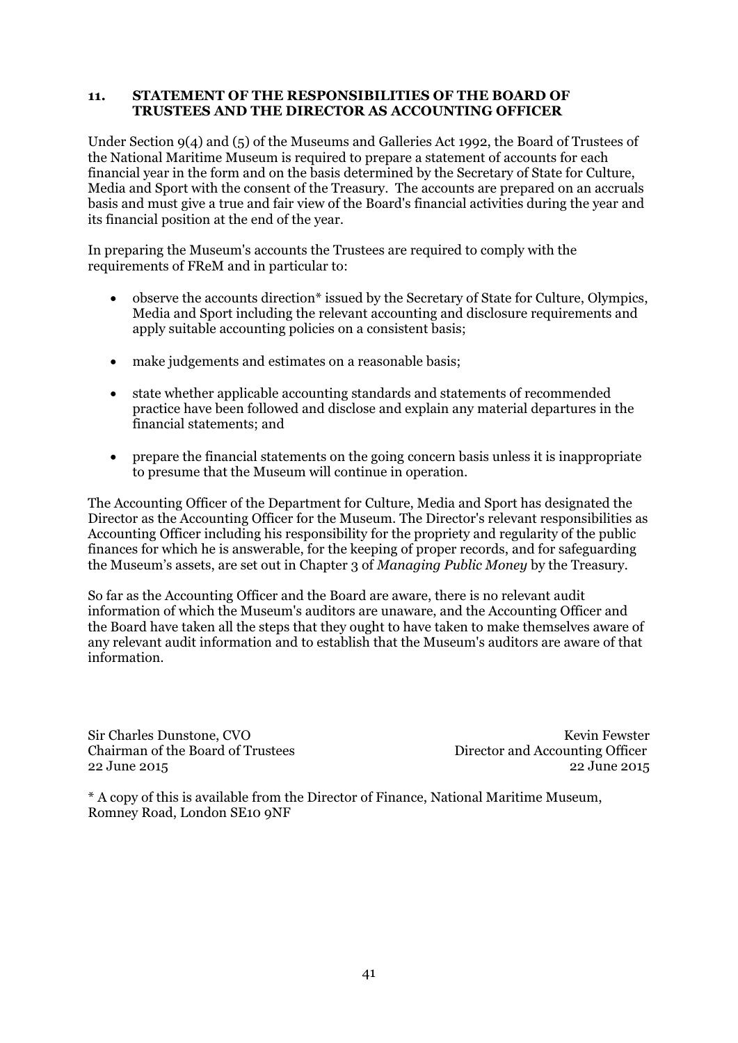## 11. STATEMENT OF THE RESPONSIBILITIES OF THE BOARD OF TRUSTEES AND THE DIRECTOR AS ACCOUNTING OFFICER

Under Section 9(4) and (5) of the Museums and Galleries Act 1992, the Board of Trustees of the National Maritime Museum is required to prepare a statement of accounts for each financial year in the form and on the basis determined by the Secretary of State for Culture, Media and Sport with the consent of the Treasury. The accounts are prepared on an accruals basis and must give a true and fair view of the Board's financial activities during the year and its financial position at the end of the year.

In preparing the Museum's accounts the Trustees are required to comply with the requirements of FReM and in particular to:

- observe the accounts direction* issued by the Secretary of State for Culture, Olympics, Media and Sport including the relevant accounting and disclosure requirements and apply suitable accounting policies on a consistent basis;
- make judgements and estimates on a reasonable basis;
- state whether applicable accounting standards and statements of recommended practice have been followed and disclose and explain any material departures in the financial statements; and
- prepare the financial statements on the going concern basis unless it is inappropriate to presume that the Museum will continue in operation.

The Accounting Officer of the Department for Culture, Media and Sport has designated the Director as the Accounting Officer for the Museum. The Director's relevant responsibilities as Accounting Officer including his responsibility for the propriety and regularity of the public finances for which he is answerable, for the keeping of proper records, and for safeguarding the Museum's assets, are set out in Chapter 3 of *Managing Public Money* by the Treasury.

So far as the Accounting Officer and the Board are aware, there is no relevant audit information of which the Museum's auditors are unaware, and the Accounting Officer and the Board have taken all the steps that they ought to have taken to make themselves aware of any relevant audit information and to establish that the Museum's auditors are aware of that information.

Sir Charles Dunstone, CVO
Chairman of the Board of Trustees
22 June 2015

Kevin Fewster
Director and Accounting Officer
22 June 2015

* A copy of this is available from the Director of Finance, National Maritime Museum, Romney Road, London SE10 9NF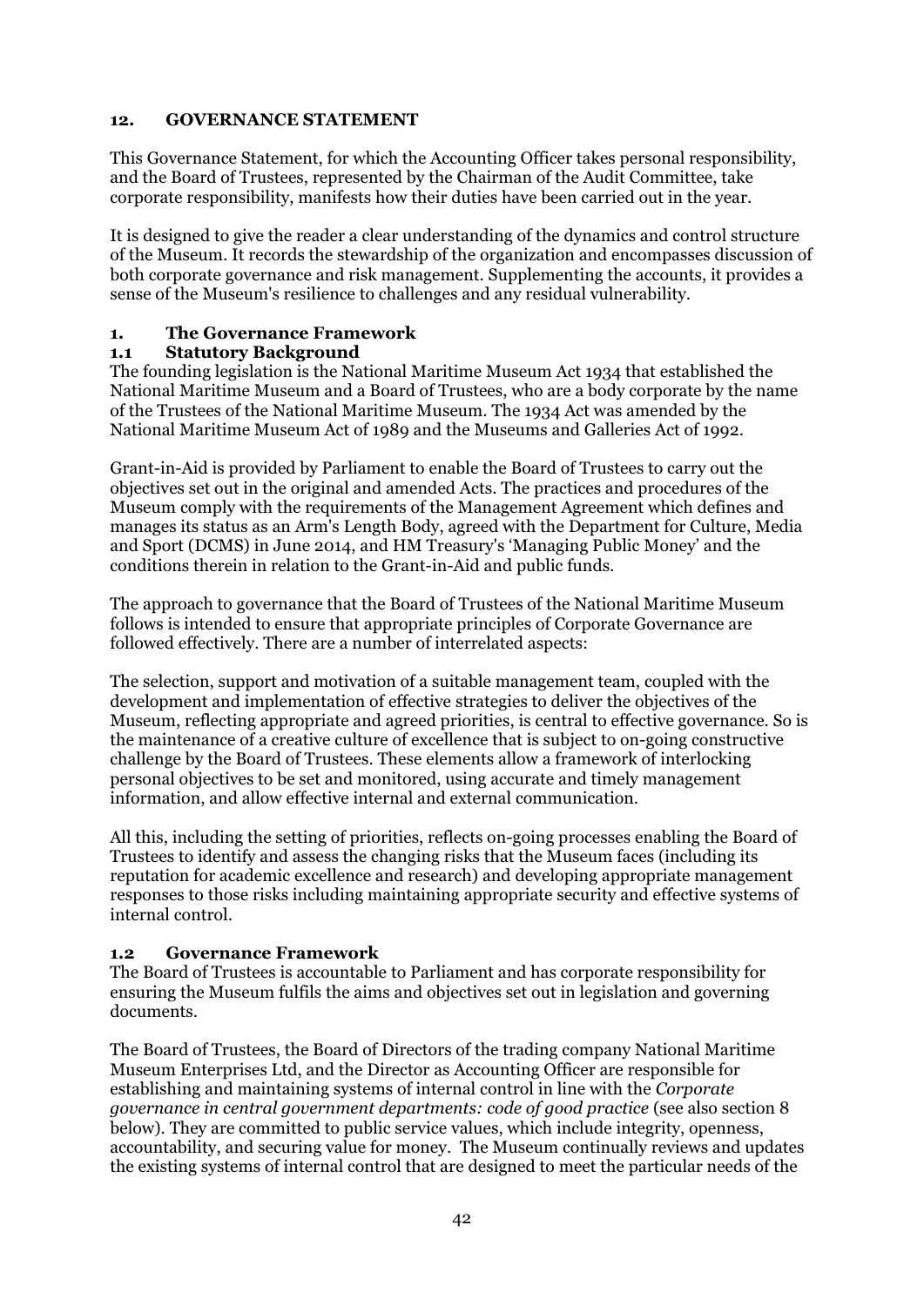## 12. GOVERNANCE STATEMENT

This Governance Statement, for which the Accounting Officer takes personal responsibility, and the Board of Trustees, represented by the Chairman of the Audit Committee, take corporate responsibility, manifests how their duties have been carried out in the year.

It is designed to give the reader a clear understanding of the dynamics and control structure of the Museum. It records the stewardship of the organization and encompasses discussion of both corporate governance and risk management. Supplementing the accounts, it provides a sense of the Museum's resilience to challenges and any residual vulnerability.

### 1. The Governance Framework

#### 1.1 Statutory Background

The founding legislation is the National Maritime Museum Act 1934 that established the National Maritime Museum and a Board of Trustees, who are a body corporate by the name of the Trustees of the National Maritime Museum. The 1934 Act was amended by the National Maritime Museum Act of 1989 and the Museums and Galleries Act of 1992.

Grant-in-Aid is provided by Parliament to enable the Board of Trustees to carry out the objectives set out in the original and amended Acts. The practices and procedures of the Museum comply with the requirements of the Management Agreement which defines and manages its status as an Arm's Length Body, agreed with the Department for Culture, Media and Sport (DCMS) in June 2014, and HM Treasury's 'Managing Public Money' and the conditions therein in relation to the Grant-in-Aid and public funds.

The approach to governance that the Board of Trustees of the National Maritime Museum follows is intended to ensure that appropriate principles of Corporate Governance are followed effectively. There are a number of interrelated aspects:

The selection, support and motivation of a suitable management team, coupled with the development and implementation of effective strategies to deliver the objectives of the Museum, reflecting appropriate and agreed priorities, is central to effective governance. So is the maintenance of a creative culture of excellence that is subject to on-going constructive challenge by the Board of Trustees. These elements allow a framework of interlocking personal objectives to be set and monitored, using accurate and timely management information, and allow effective internal and external communication.

All this, including the setting of priorities, reflects on-going processes enabling the Board of Trustees to identify and assess the changing risks that the Museum faces (including its reputation for academic excellence and research) and developing appropriate management responses to those risks including maintaining appropriate security and effective systems of internal control.

#### 1.2 Governance Framework

The Board of Trustees is accountable to Parliament and has corporate responsibility for ensuring the Museum fulfils the aims and objectives set out in legislation and governing documents.

The Board of Trustees, the Board of Directors of the trading company National Maritime Museum Enterprises Ltd, and the Director as Accounting Officer are responsible for establishing and maintaining systems of internal control in line with the *Corporate governance in central government departments: code of good practice* (see also section 8 below). They are committed to public service values, which include integrity, openness, accountability, and securing value for money. The Museum continually reviews and updates the existing systems of internal control that are designed to meet the particular needs of the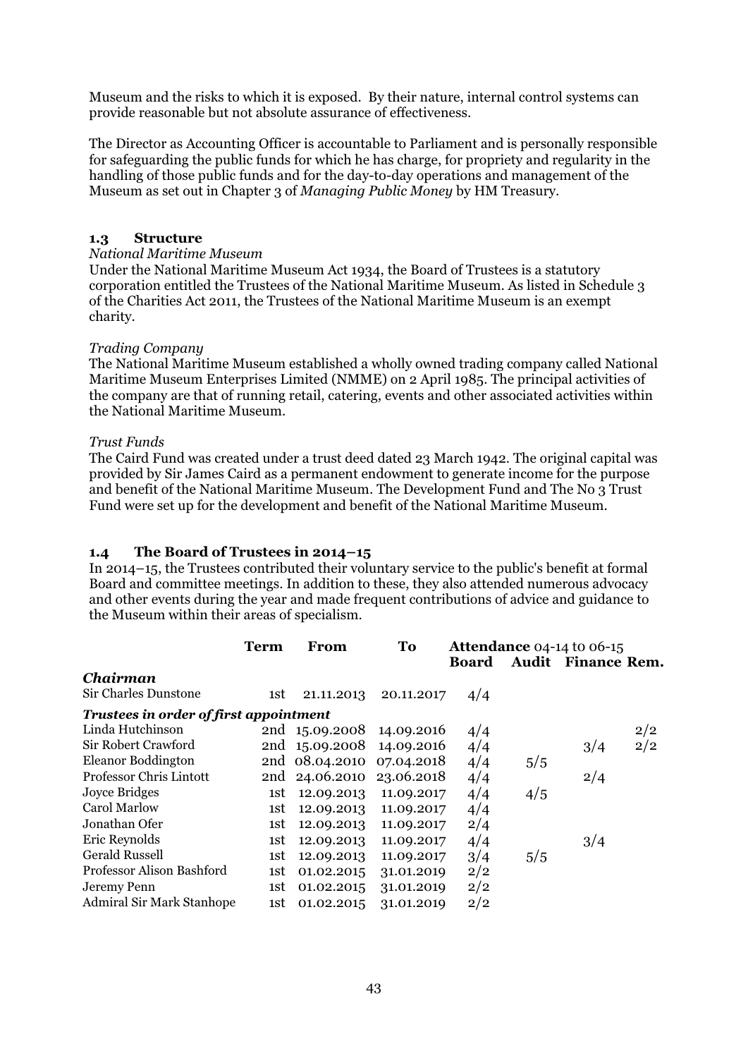Museum and the risks to which it is exposed. By their nature, internal control systems can provide reasonable but not absolute assurance of effectiveness.

The Director as Accounting Officer is accountable to Parliament and is personally responsible for safeguarding the public funds for which he has charge, for propriety and regularity in the handling of those public funds and for the day-to-day operations and management of the Museum as set out in Chapter 3 of *Managing Public Money* by HM Treasury.

### 1.3 Structure

*National Maritime Museum*

Under the National Maritime Museum Act 1934, the Board of Trustees is a statutory corporation entitled the Trustees of the National Maritime Museum. As listed in Schedule 3 of the Charities Act 2011, the Trustees of the National Maritime Museum is an exempt charity.

*Trading Company*

The National Maritime Museum established a wholly owned trading company called National Maritime Museum Enterprises Limited (NMME) on 2 April 1985. The principal activities of the company are that of running retail, catering, events and other associated activities within the National Maritime Museum.

*Trust Funds*

The Caird Fund was created under a trust deed dated 23 March 1942. The original capital was provided by Sir James Caird as a permanent endowment to generate income for the purpose and benefit of the National Maritime Museum. The Development Fund and The No 3 Trust Fund were set up for the development and benefit of the National Maritime Museum.

### 1.4 The Board of Trustees in 2014–15

In 2014–15, the Trustees contributed their voluntary service to the public's benefit at formal Board and committee meetings. In addition to these, they also attended numerous advocacy and other events during the year and made frequent contributions of advice and guidance to the Museum within their areas of specialism.

| | **Term** | **From** | **To** | **Attendance** 04-14 to 06-15 | | | |
|---|---|---|---|---|---|---|---|
| | | | | **Board** | **Audit** | **Finance** | **Rem.** |
| ***Chairman*** | | | | | | | |
| Sir Charles Dunstone | 1st | 21.11.2013 | 20.11.2017 | 4/4 | | | |
| ***Trustees in order of first appointment*** | | | | | | | |
| Linda Hutchinson | 2nd | 15.09.2008 | 14.09.2016 | 4/4 | | | 2/2 |
| Sir Robert Crawford | 2nd | 15.09.2008 | 14.09.2016 | 4/4 | | 3/4 | 2/2 |
| Eleanor Boddington | 2nd | 08.04.2010 | 07.04.2018 | 4/4 | 5/5 | | |
| Professor Chris Lintott | 2nd | 24.06.2010 | 23.06.2018 | 4/4 | | 2/4 | |
| Joyce Bridges | 1st | 12.09.2013 | 11.09.2017 | 4/4 | 4/5 | | |
| Carol Marlow | 1st | 12.09.2013 | 11.09.2017 | 4/4 | | | |
| Jonathan Ofer | 1st | 12.09.2013 | 11.09.2017 | 2/4 | | | |
| Eric Reynolds | 1st | 12.09.2013 | 11.09.2017 | 4/4 | | 3/4 | |
| Gerald Russell | 1st | 12.09.2013 | 11.09.2017 | 3/4 | 5/5 | | |
| Professor Alison Bashford | 1st | 01.02.2015 | 31.01.2019 | 2/2 | | | |
| Jeremy Penn | 1st | 01.02.2015 | 31.01.2019 | 2/2 | | | |
| Admiral Sir Mark Stanhope | 1st | 01.02.2015 | 31.01.2019 | 2/2 | | | |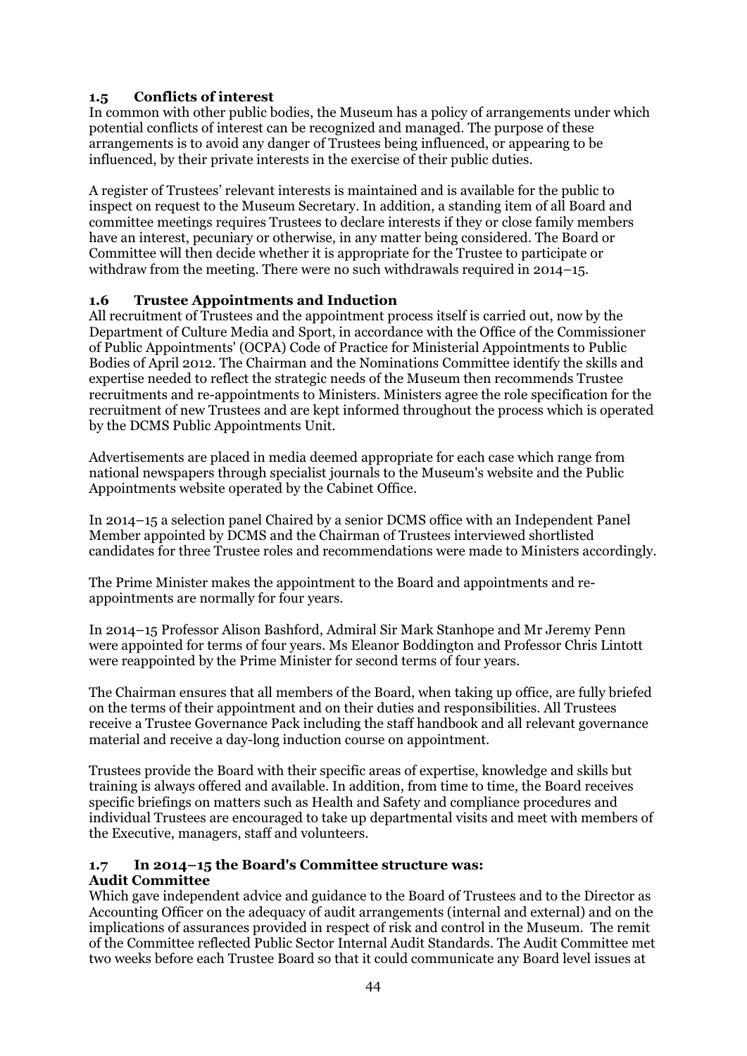### 1.5 Conflicts of interest

In common with other public bodies, the Museum has a policy of arrangements under which potential conflicts of interest can be recognized and managed. The purpose of these arrangements is to avoid any danger of Trustees being influenced, or appearing to be influenced, by their private interests in the exercise of their public duties.

A register of Trustees' relevant interests is maintained and is available for the public to inspect on request to the Museum Secretary. In addition, a standing item of all Board and committee meetings requires Trustees to declare interests if they or close family members have an interest, pecuniary or otherwise, in any matter being considered. The Board or Committee will then decide whether it is appropriate for the Trustee to participate or withdraw from the meeting. There were no such withdrawals required in 2014–15.

### 1.6 Trustee Appointments and Induction

All recruitment of Trustees and the appointment process itself is carried out, now by the Department of Culture Media and Sport, in accordance with the Office of the Commissioner of Public Appointments' (OCPA) Code of Practice for Ministerial Appointments to Public Bodies of April 2012. The Chairman and the Nominations Committee identify the skills and expertise needed to reflect the strategic needs of the Museum then recommends Trustee recruitments and re-appointments to Ministers. Ministers agree the role specification for the recruitment of new Trustees and are kept informed throughout the process which is operated by the DCMS Public Appointments Unit.

Advertisements are placed in media deemed appropriate for each case which range from national newspapers through specialist journals to the Museum's website and the Public Appointments website operated by the Cabinet Office.

In 2014–15 a selection panel Chaired by a senior DCMS office with an Independent Panel Member appointed by DCMS and the Chairman of Trustees interviewed shortlisted candidates for three Trustee roles and recommendations were made to Ministers accordingly.

The Prime Minister makes the appointment to the Board and appointments and re-appointments are normally for four years.

In 2014–15 Professor Alison Bashford, Admiral Sir Mark Stanhope and Mr Jeremy Penn were appointed for terms of four years. Ms Eleanor Boddington and Professor Chris Lintott were reappointed by the Prime Minister for second terms of four years.

The Chairman ensures that all members of the Board, when taking up office, are fully briefed on the terms of their appointment and on their duties and responsibilities. All Trustees receive a Trustee Governance Pack including the staff handbook and all relevant governance material and receive a day-long induction course on appointment.

Trustees provide the Board with their specific areas of expertise, knowledge and skills but training is always offered and available. In addition, from time to time, the Board receives specific briefings on matters such as Health and Safety and compliance procedures and individual Trustees are encouraged to take up departmental visits and meet with members of the Executive, managers, staff and volunteers.

### 1.7 In 2014–15 the Board's Committee structure was:

**Audit Committee**

Which gave independent advice and guidance to the Board of Trustees and to the Director as Accounting Officer on the adequacy of audit arrangements (internal and external) and on the implications of assurances provided in respect of risk and control in the Museum. The remit of the Committee reflected Public Sector Internal Audit Standards. The Audit Committee met two weeks before each Trustee Board so that it could communicate any Board level issues at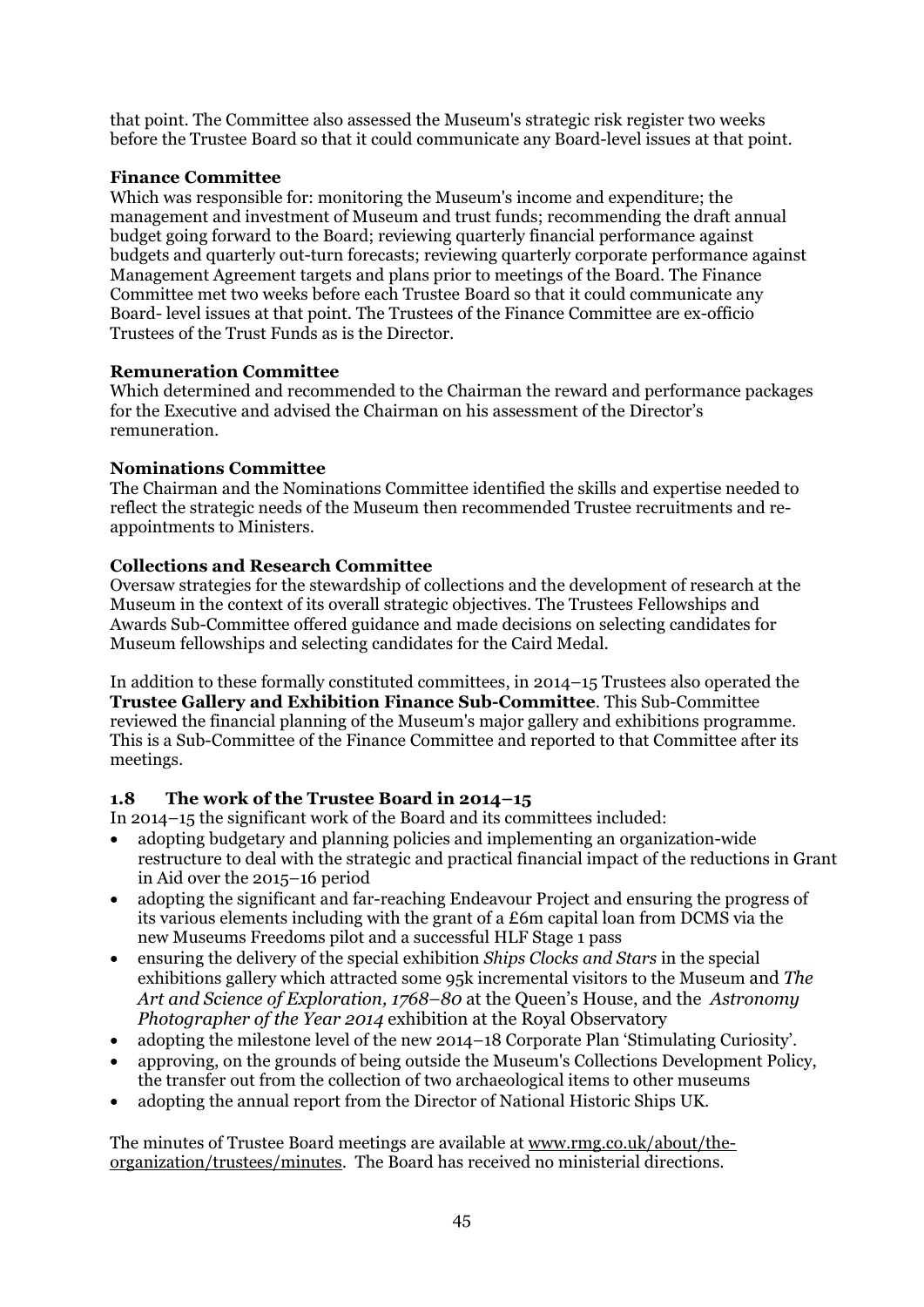that point. The Committee also assessed the Museum's strategic risk register two weeks before the Trustee Board so that it could communicate any Board-level issues at that point.

**Finance Committee**
Which was responsible for: monitoring the Museum's income and expenditure; the management and investment of Museum and trust funds; recommending the draft annual budget going forward to the Board; reviewing quarterly financial performance against budgets and quarterly out-turn forecasts; reviewing quarterly corporate performance against Management Agreement targets and plans prior to meetings of the Board. The Finance Committee met two weeks before each Trustee Board so that it could communicate any Board- level issues at that point. The Trustees of the Finance Committee are ex-officio Trustees of the Trust Funds as is the Director.

**Remuneration Committee**
Which determined and recommended to the Chairman the reward and performance packages for the Executive and advised the Chairman on his assessment of the Director's remuneration.

**Nominations Committee**
The Chairman and the Nominations Committee identified the skills and expertise needed to reflect the strategic needs of the Museum then recommended Trustee recruitments and re-appointments to Ministers.

**Collections and Research Committee**
Oversaw strategies for the stewardship of collections and the development of research at the Museum in the context of its overall strategic objectives. The Trustees Fellowships and Awards Sub-Committee offered guidance and made decisions on selecting candidates for Museum fellowships and selecting candidates for the Caird Medal.

In addition to these formally constituted committees, in 2014–15 Trustees also operated the **Trustee Gallery and Exhibition Finance Sub-Committee**. This Sub-Committee reviewed the financial planning of the Museum's major gallery and exhibitions programme. This is a Sub-Committee of the Finance Committee and reported to that Committee after its meetings.

### 1.8 The work of the Trustee Board in 2014–15

In 2014–15 the significant work of the Board and its committees included:

- adopting budgetary and planning policies and implementing an organization-wide restructure to deal with the strategic and practical financial impact of the reductions in Grant in Aid over the 2015–16 period
- adopting the significant and far-reaching Endeavour Project and ensuring the progress of its various elements including with the grant of a £6m capital loan from DCMS via the new Museums Freedoms pilot and a successful HLF Stage 1 pass
- ensuring the delivery of the special exhibition *Ships Clocks and Stars* in the special exhibitions gallery which attracted some 95k incremental visitors to the Museum and *The Art and Science of Exploration, 1768–80* at the Queen's House, and the *Astronomy Photographer of the Year 2014* exhibition at the Royal Observatory
- adopting the milestone level of the new 2014–18 Corporate Plan 'Stimulating Curiosity'.
- approving, on the grounds of being outside the Museum's Collections Development Policy, the transfer out from the collection of two archaeological items to other museums
- adopting the annual report from the Director of National Historic Ships UK.

The minutes of Trustee Board meetings are available at www.rmg.co.uk/about/the-organization/trustees/minutes. The Board has received no ministerial directions.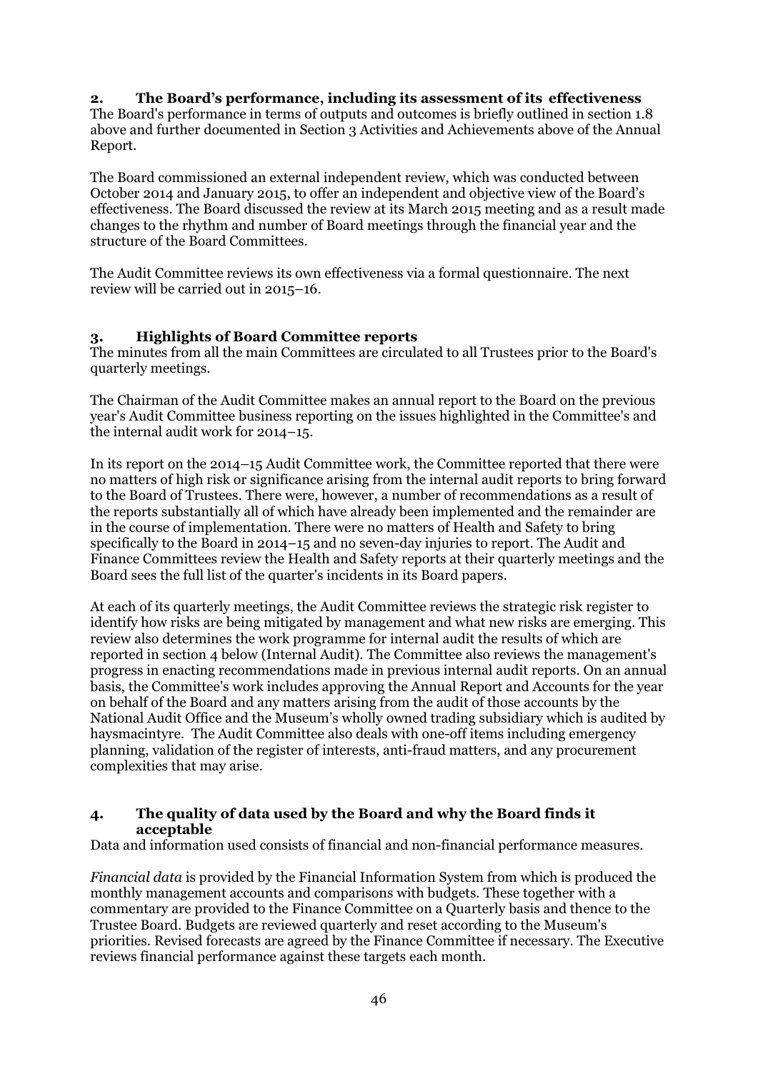## 2. The Board's performance, including its assessment of its effectiveness

The Board's performance in terms of outputs and outcomes is briefly outlined in section 1.8 above and further documented in Section 3 Activities and Achievements above of the Annual Report.

The Board commissioned an external independent review, which was conducted between October 2014 and January 2015, to offer an independent and objective view of the Board's effectiveness. The Board discussed the review at its March 2015 meeting and as a result made changes to the rhythm and number of Board meetings through the financial year and the structure of the Board Committees.

The Audit Committee reviews its own effectiveness via a formal questionnaire. The next review will be carried out in 2015–16.

## 3. Highlights of Board Committee reports

The minutes from all the main Committees are circulated to all Trustees prior to the Board's quarterly meetings.

The Chairman of the Audit Committee makes an annual report to the Board on the previous year's Audit Committee business reporting on the issues highlighted in the Committee's and the internal audit work for 2014–15.

In its report on the 2014–15 Audit Committee work, the Committee reported that there were no matters of high risk or significance arising from the internal audit reports to bring forward to the Board of Trustees. There were, however, a number of recommendations as a result of the reports substantially all of which have already been implemented and the remainder are in the course of implementation. There were no matters of Health and Safety to bring specifically to the Board in 2014–15 and no seven-day injuries to report. The Audit and Finance Committees review the Health and Safety reports at their quarterly meetings and the Board sees the full list of the quarter's incidents in its Board papers.

At each of its quarterly meetings, the Audit Committee reviews the strategic risk register to identify how risks are being mitigated by management and what new risks are emerging. This review also determines the work programme for internal audit the results of which are reported in section 4 below (Internal Audit). The Committee also reviews the management's progress in enacting recommendations made in previous internal audit reports. On an annual basis, the Committee's work includes approving the Annual Report and Accounts for the year on behalf of the Board and any matters arising from the audit of those accounts by the National Audit Office and the Museum's wholly owned trading subsidiary which is audited by haysmacintyre. The Audit Committee also deals with one-off items including emergency planning, validation of the register of interests, anti-fraud matters, and any procurement complexities that may arise.

## 4. The quality of data used by the Board and why the Board finds it acceptable

Data and information used consists of financial and non-financial performance measures.

*Financial data* is provided by the Financial Information System from which is produced the monthly management accounts and comparisons with budgets. These together with a commentary are provided to the Finance Committee on a Quarterly basis and thence to the Trustee Board. Budgets are reviewed quarterly and reset according to the Museum's priorities. Revised forecasts are agreed by the Finance Committee if necessary. The Executive reviews financial performance against these targets each month.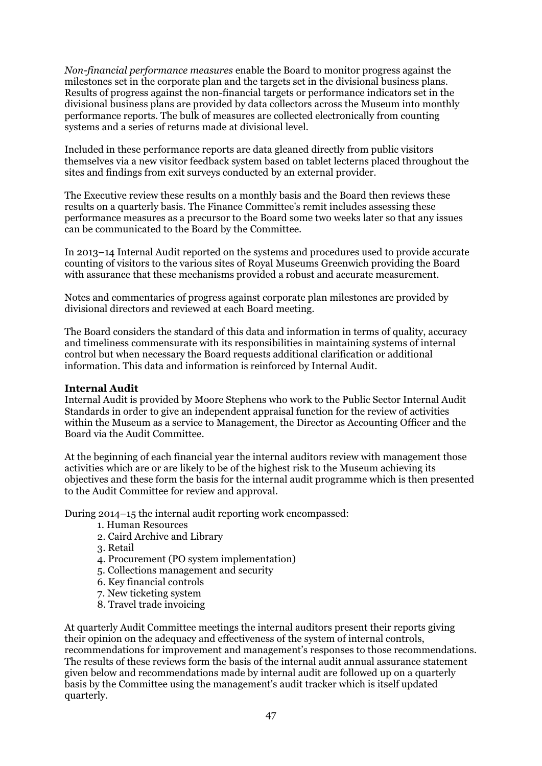*Non-financial performance measures* enable the Board to monitor progress against the milestones set in the corporate plan and the targets set in the divisional business plans. Results of progress against the non-financial targets or performance indicators set in the divisional business plans are provided by data collectors across the Museum into monthly performance reports. The bulk of measures are collected electronically from counting systems and a series of returns made at divisional level.

Included in these performance reports are data gleaned directly from public visitors themselves via a new visitor feedback system based on tablet lecterns placed throughout the sites and findings from exit surveys conducted by an external provider.

The Executive review these results on a monthly basis and the Board then reviews these results on a quarterly basis. The Finance Committee's remit includes assessing these performance measures as a precursor to the Board some two weeks later so that any issues can be communicated to the Board by the Committee.

In 2013–14 Internal Audit reported on the systems and procedures used to provide accurate counting of visitors to the various sites of Royal Museums Greenwich providing the Board with assurance that these mechanisms provided a robust and accurate measurement.

Notes and commentaries of progress against corporate plan milestones are provided by divisional directors and reviewed at each Board meeting.

The Board considers the standard of this data and information in terms of quality, accuracy and timeliness commensurate with its responsibilities in maintaining systems of internal control but when necessary the Board requests additional clarification or additional information. This data and information is reinforced by Internal Audit.

**Internal Audit**

Internal Audit is provided by Moore Stephens who work to the Public Sector Internal Audit Standards in order to give an independent appraisal function for the review of activities within the Museum as a service to Management, the Director as Accounting Officer and the Board via the Audit Committee.

At the beginning of each financial year the internal auditors review with management those activities which are or are likely to be of the highest risk to the Museum achieving its objectives and these form the basis for the internal audit programme which is then presented to the Audit Committee for review and approval.

During 2014–15 the internal audit reporting work encompassed:

1. Human Resources
2. Caird Archive and Library
3. Retail
4. Procurement (PO system implementation)
5. Collections management and security
6. Key financial controls
7. New ticketing system
8. Travel trade invoicing

At quarterly Audit Committee meetings the internal auditors present their reports giving their opinion on the adequacy and effectiveness of the system of internal controls, recommendations for improvement and management's responses to those recommendations. The results of these reviews form the basis of the internal audit annual assurance statement given below and recommendations made by internal audit are followed up on a quarterly basis by the Committee using the management's audit tracker which is itself updated quarterly.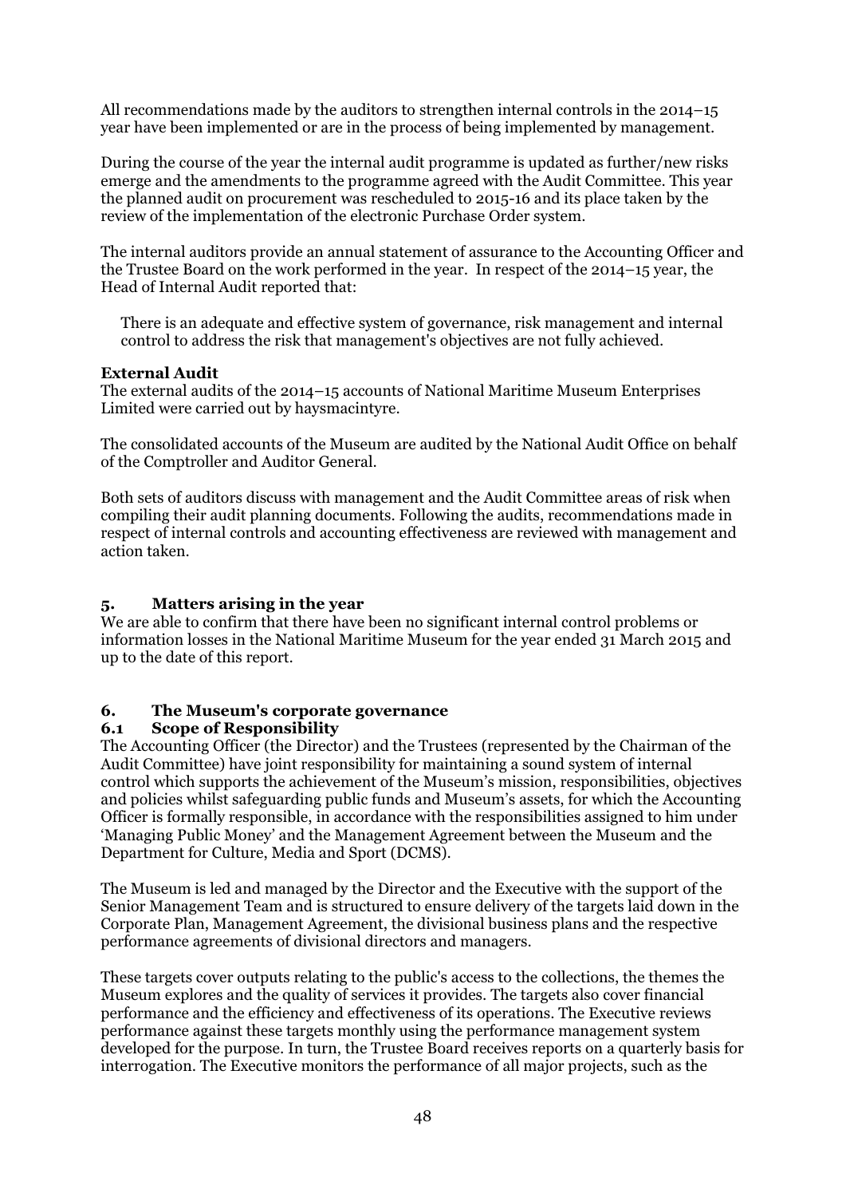All recommendations made by the auditors to strengthen internal controls in the 2014–15 year have been implemented or are in the process of being implemented by management.

During the course of the year the internal audit programme is updated as further/new risks emerge and the amendments to the programme agreed with the Audit Committee. This year the planned audit on procurement was rescheduled to 2015-16 and its place taken by the review of the implementation of the electronic Purchase Order system.

The internal auditors provide an annual statement of assurance to the Accounting Officer and the Trustee Board on the work performed in the year. In respect of the 2014–15 year, the Head of Internal Audit reported that:

> There is an adequate and effective system of governance, risk management and internal control to address the risk that management's objectives are not fully achieved.

**External Audit**

The external audits of the 2014–15 accounts of National Maritime Museum Enterprises Limited were carried out by haysmacintyre.

The consolidated accounts of the Museum are audited by the National Audit Office on behalf of the Comptroller and Auditor General.

Both sets of auditors discuss with management and the Audit Committee areas of risk when compiling their audit planning documents. Following the audits, recommendations made in respect of internal controls and accounting effectiveness are reviewed with management and action taken.

## 5. Matters arising in the year

We are able to confirm that there have been no significant internal control problems or information losses in the National Maritime Museum for the year ended 31 March 2015 and up to the date of this report.

## 6. The Museum's corporate governance

### 6.1 Scope of Responsibility

The Accounting Officer (the Director) and the Trustees (represented by the Chairman of the Audit Committee) have joint responsibility for maintaining a sound system of internal control which supports the achievement of the Museum's mission, responsibilities, objectives and policies whilst safeguarding public funds and Museum's assets, for which the Accounting Officer is formally responsible, in accordance with the responsibilities assigned to him under 'Managing Public Money' and the Management Agreement between the Museum and the Department for Culture, Media and Sport (DCMS).

The Museum is led and managed by the Director and the Executive with the support of the Senior Management Team and is structured to ensure delivery of the targets laid down in the Corporate Plan, Management Agreement, the divisional business plans and the respective performance agreements of divisional directors and managers.

These targets cover outputs relating to the public's access to the collections, the themes the Museum explores and the quality of services it provides. The targets also cover financial performance and the efficiency and effectiveness of its operations. The Executive reviews performance against these targets monthly using the performance management system developed for the purpose. In turn, the Trustee Board receives reports on a quarterly basis for interrogation. The Executive monitors the performance of all major projects, such as the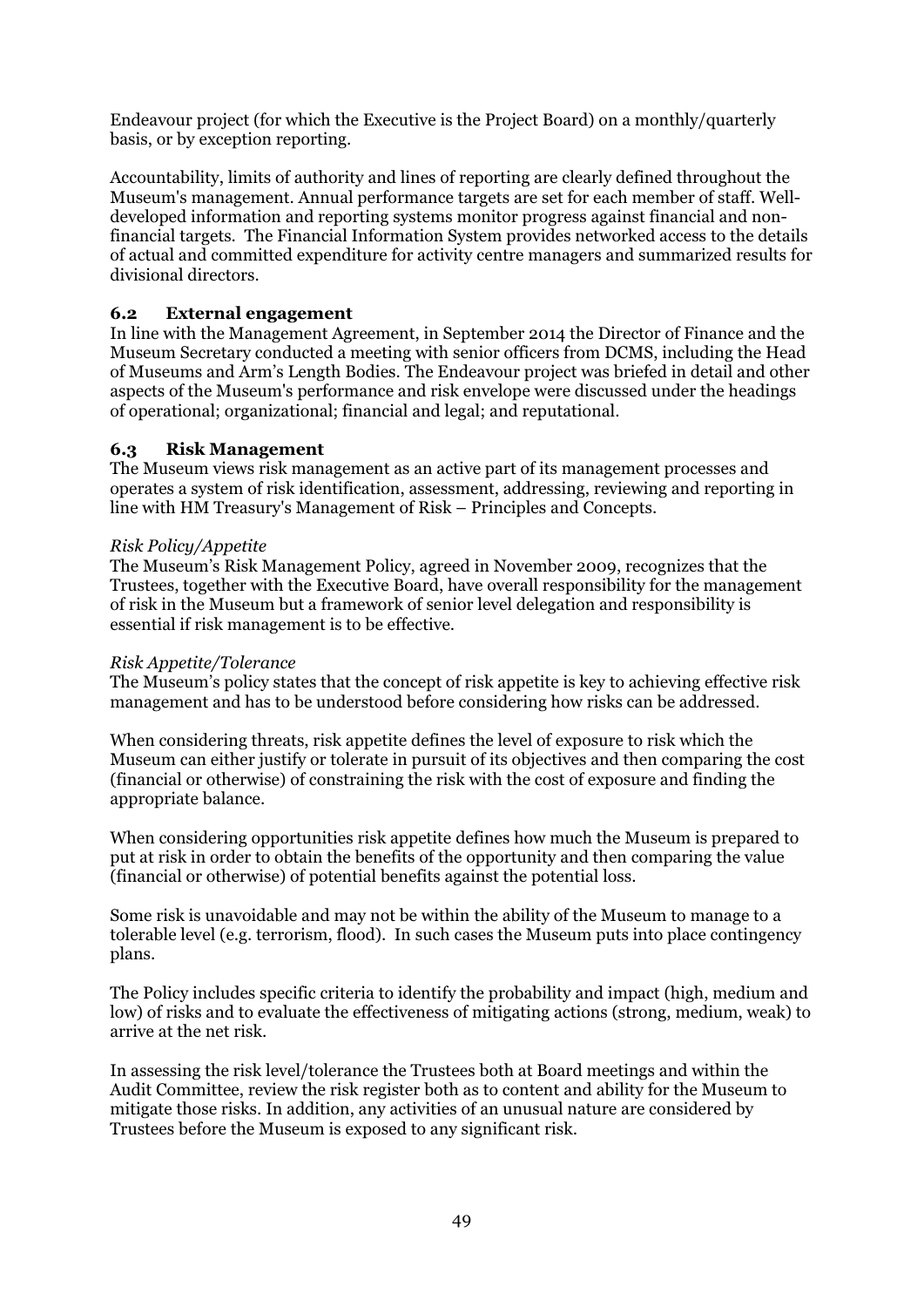Endeavour project (for which the Executive is the Project Board) on a monthly/quarterly basis, or by exception reporting.

Accountability, limits of authority and lines of reporting are clearly defined throughout the Museum's management. Annual performance targets are set for each member of staff. Well-developed information and reporting systems monitor progress against financial and non-financial targets. The Financial Information System provides networked access to the details of actual and committed expenditure for activity centre managers and summarized results for divisional directors.

### 6.2 External engagement

In line with the Management Agreement, in September 2014 the Director of Finance and the Museum Secretary conducted a meeting with senior officers from DCMS, including the Head of Museums and Arm's Length Bodies. The Endeavour project was briefed in detail and other aspects of the Museum's performance and risk envelope were discussed under the headings of operational; organizational; financial and legal; and reputational.

### 6.3 Risk Management

The Museum views risk management as an active part of its management processes and operates a system of risk identification, assessment, addressing, reviewing and reporting in line with HM Treasury's Management of Risk – Principles and Concepts.

*Risk Policy/Appetite*

The Museum's Risk Management Policy, agreed in November 2009, recognizes that the Trustees, together with the Executive Board, have overall responsibility for the management of risk in the Museum but a framework of senior level delegation and responsibility is essential if risk management is to be effective.

*Risk Appetite/Tolerance*

The Museum's policy states that the concept of risk appetite is key to achieving effective risk management and has to be understood before considering how risks can be addressed.

When considering threats, risk appetite defines the level of exposure to risk which the Museum can either justify or tolerate in pursuit of its objectives and then comparing the cost (financial or otherwise) of constraining the risk with the cost of exposure and finding the appropriate balance.

When considering opportunities risk appetite defines how much the Museum is prepared to put at risk in order to obtain the benefits of the opportunity and then comparing the value (financial or otherwise) of potential benefits against the potential loss.

Some risk is unavoidable and may not be within the ability of the Museum to manage to a tolerable level (e.g. terrorism, flood). In such cases the Museum puts into place contingency plans.

The Policy includes specific criteria to identify the probability and impact (high, medium and low) of risks and to evaluate the effectiveness of mitigating actions (strong, medium, weak) to arrive at the net risk.

In assessing the risk level/tolerance the Trustees both at Board meetings and within the Audit Committee, review the risk register both as to content and ability for the Museum to mitigate those risks. In addition, any activities of an unusual nature are considered by Trustees before the Museum is exposed to any significant risk.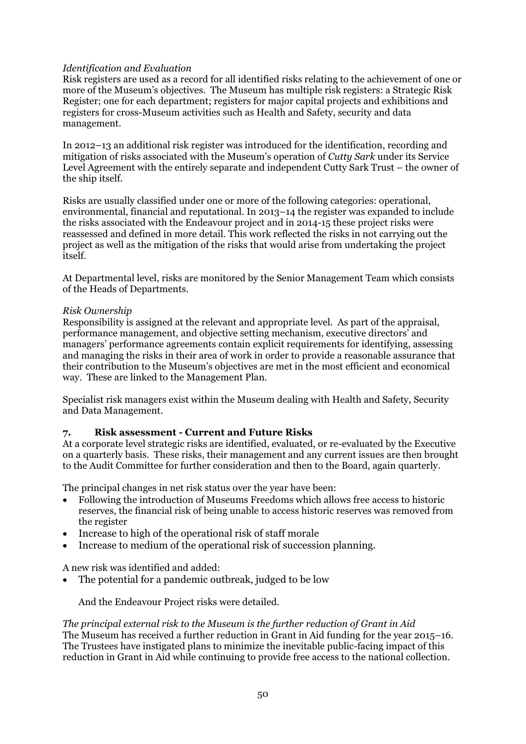*Identification and Evaluation*
Risk registers are used as a record for all identified risks relating to the achievement of one or more of the Museum's objectives. The Museum has multiple risk registers: a Strategic Risk Register; one for each department; registers for major capital projects and exhibitions and registers for cross-Museum activities such as Health and Safety, security and data management.

In 2012–13 an additional risk register was introduced for the identification, recording and mitigation of risks associated with the Museum's operation of *Cutty Sark* under its Service Level Agreement with the entirely separate and independent Cutty Sark Trust – the owner of the ship itself.

Risks are usually classified under one or more of the following categories: operational, environmental, financial and reputational. In 2013–14 the register was expanded to include the risks associated with the Endeavour project and in 2014-15 these project risks were reassessed and defined in more detail. This work reflected the risks in not carrying out the project as well as the mitigation of the risks that would arise from undertaking the project itself.

At Departmental level, risks are monitored by the Senior Management Team which consists of the Heads of Departments.

*Risk Ownership*
Responsibility is assigned at the relevant and appropriate level. As part of the appraisal, performance management, and objective setting mechanism, executive directors' and managers' performance agreements contain explicit requirements for identifying, assessing and managing the risks in their area of work in order to provide a reasonable assurance that their contribution to the Museum's objectives are met in the most efficient and economical way. These are linked to the Management Plan.

Specialist risk managers exist within the Museum dealing with Health and Safety, Security and Data Management.

## 7. Risk assessment - Current and Future Risks

At a corporate level strategic risks are identified, evaluated, or re-evaluated by the Executive on a quarterly basis. These risks, their management and any current issues are then brought to the Audit Committee for further consideration and then to the Board, again quarterly.

The principal changes in net risk status over the year have been:

- Following the introduction of Museums Freedoms which allows free access to historic reserves, the financial risk of being unable to access historic reserves was removed from the register
- Increase to high of the operational risk of staff morale
- Increase to medium of the operational risk of succession planning.

A new risk was identified and added:

- The potential for a pandemic outbreak, judged to be low

And the Endeavour Project risks were detailed.

*The principal external risk to the Museum is the further reduction of Grant in Aid*
The Museum has received a further reduction in Grant in Aid funding for the year 2015–16. The Trustees have instigated plans to minimize the inevitable public-facing impact of this reduction in Grant in Aid while continuing to provide free access to the national collection.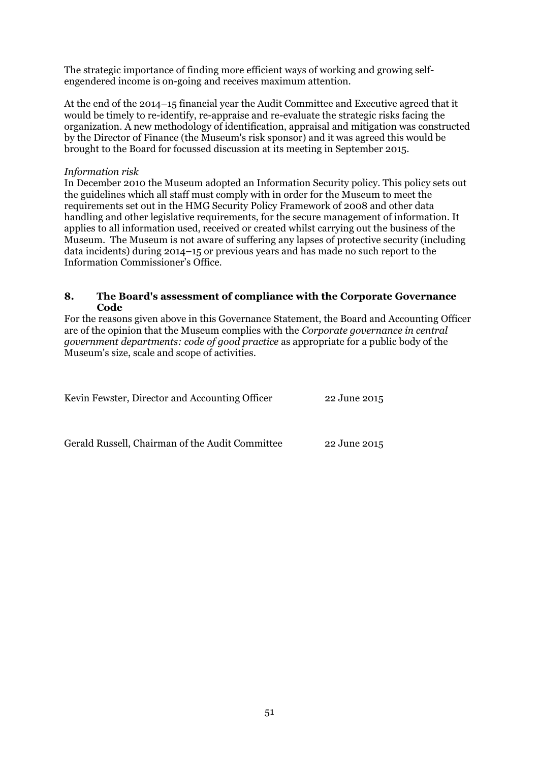The strategic importance of finding more efficient ways of working and growing self-engendered income is on-going and receives maximum attention.

At the end of the 2014–15 financial year the Audit Committee and Executive agreed that it would be timely to re-identify, re-appraise and re-evaluate the strategic risks facing the organization. A new methodology of identification, appraisal and mitigation was constructed by the Director of Finance (the Museum's risk sponsor) and it was agreed this would be brought to the Board for focussed discussion at its meeting in September 2015.

*Information risk*

In December 2010 the Museum adopted an Information Security policy. This policy sets out the guidelines which all staff must comply with in order for the Museum to meet the requirements set out in the HMG Security Policy Framework of 2008 and other data handling and other legislative requirements, for the secure management of information. It applies to all information used, received or created whilst carrying out the business of the Museum. The Museum is not aware of suffering any lapses of protective security (including data incidents) during 2014–15 or previous years and has made no such report to the Information Commissioner's Office.

## 8. The Board's assessment of compliance with the Corporate Governance Code

For the reasons given above in this Governance Statement, the Board and Accounting Officer are of the opinion that the Museum complies with the *Corporate governance in central government departments: code of good practice* as appropriate for a public body of the Museum's size, scale and scope of activities.

Kevin Fewster, Director and Accounting Officer 22 June 2015

Gerald Russell, Chairman of the Audit Committee 22 June 2015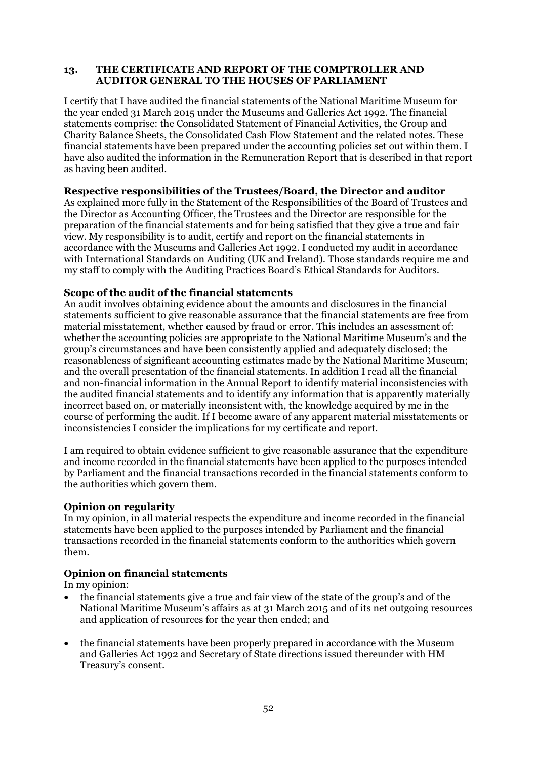## 13. THE CERTIFICATE AND REPORT OF THE COMPTROLLER AND AUDITOR GENERAL TO THE HOUSES OF PARLIAMENT

I certify that I have audited the financial statements of the National Maritime Museum for the year ended 31 March 2015 under the Museums and Galleries Act 1992. The financial statements comprise: the Consolidated Statement of Financial Activities, the Group and Charity Balance Sheets, the Consolidated Cash Flow Statement and the related notes. These financial statements have been prepared under the accounting policies set out within them. I have also audited the information in the Remuneration Report that is described in that report as having been audited.

**Respective responsibilities of the Trustees/Board, the Director and auditor**

As explained more fully in the Statement of the Responsibilities of the Board of Trustees and the Director as Accounting Officer, the Trustees and the Director are responsible for the preparation of the financial statements and for being satisfied that they give a true and fair view. My responsibility is to audit, certify and report on the financial statements in accordance with the Museums and Galleries Act 1992. I conducted my audit in accordance with International Standards on Auditing (UK and Ireland). Those standards require me and my staff to comply with the Auditing Practices Board's Ethical Standards for Auditors.

**Scope of the audit of the financial statements**

An audit involves obtaining evidence about the amounts and disclosures in the financial statements sufficient to give reasonable assurance that the financial statements are free from material misstatement, whether caused by fraud or error. This includes an assessment of: whether the accounting policies are appropriate to the National Maritime Museum's and the group's circumstances and have been consistently applied and adequately disclosed; the reasonableness of significant accounting estimates made by the National Maritime Museum; and the overall presentation of the financial statements. In addition I read all the financial and non-financial information in the Annual Report to identify material inconsistencies with the audited financial statements and to identify any information that is apparently materially incorrect based on, or materially inconsistent with, the knowledge acquired by me in the course of performing the audit. If I become aware of any apparent material misstatements or inconsistencies I consider the implications for my certificate and report.

I am required to obtain evidence sufficient to give reasonable assurance that the expenditure and income recorded in the financial statements have been applied to the purposes intended by Parliament and the financial transactions recorded in the financial statements conform to the authorities which govern them.

**Opinion on regularity**

In my opinion, in all material respects the expenditure and income recorded in the financial statements have been applied to the purposes intended by Parliament and the financial transactions recorded in the financial statements conform to the authorities which govern them.

**Opinion on financial statements**

In my opinion:

- the financial statements give a true and fair view of the state of the group's and of the National Maritime Museum's affairs as at 31 March 2015 and of its net outgoing resources and application of resources for the year then ended; and

- the financial statements have been properly prepared in accordance with the Museum and Galleries Act 1992 and Secretary of State directions issued thereunder with HM Treasury's consent.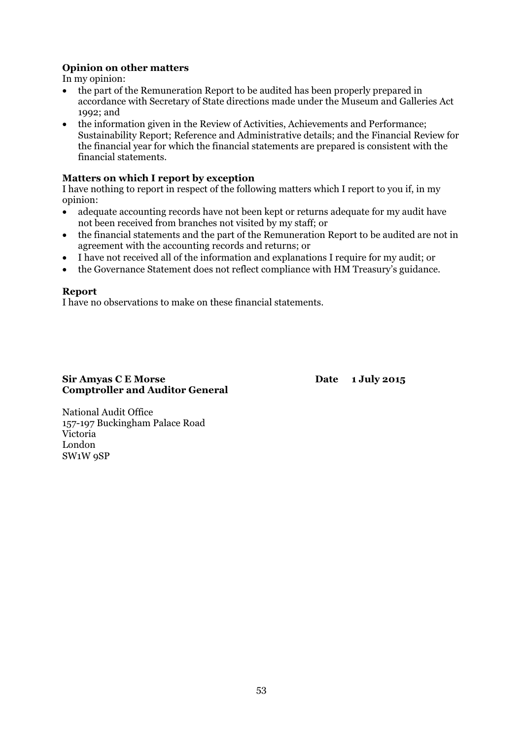**Opinion on other matters**

In my opinion:

- the part of the Remuneration Report to be audited has been properly prepared in accordance with Secretary of State directions made under the Museum and Galleries Act 1992; and
- the information given in the Review of Activities, Achievements and Performance; Sustainability Report; Reference and Administrative details; and the Financial Review for the financial year for which the financial statements are prepared is consistent with the financial statements.

**Matters on which I report by exception**

I have nothing to report in respect of the following matters which I report to you if, in my opinion:

- adequate accounting records have not been kept or returns adequate for my audit have not been received from branches not visited by my staff; or
- the financial statements and the part of the Remuneration Report to be audited are not in agreement with the accounting records and returns; or
- I have not received all of the information and explanations I require for my audit; or
- the Governance Statement does not reflect compliance with HM Treasury's guidance.

**Report**

I have no observations to make on these financial statements.

**Sir Amyas C E Morse**
**Comptroller and Auditor General**

**Date 1 July 2015**

National Audit Office
157-197 Buckingham Palace Road
Victoria
London
SW1W 9SP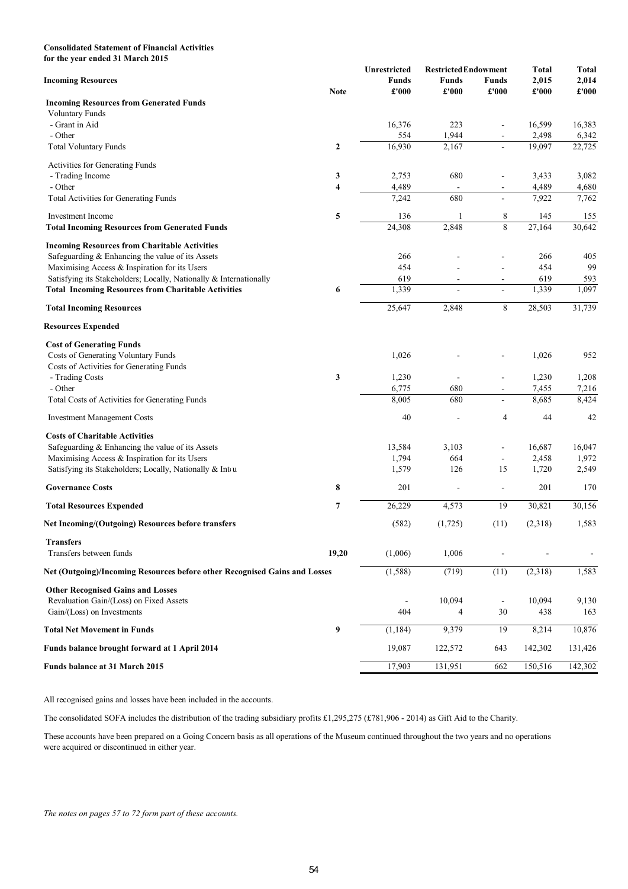**Consolidated Statement of Financial Activities**
**for the year ended 31 March 2015**

| **Incoming Resources** | **Note** | **Unrestricted Funds £'000** | **Restricted Funds £'000** | **Endowment Funds £'000** | **Total 2,015 £'000** | **Total 2,014 £'000** |
|---|---|---|---|---|---|---|
| **Incoming Resources from Generated Funds** | | | | | | |
| Voluntary Funds | | | | | | |
| - Grant in Aid | | 16,376 | 223 | - | 16,599 | 16,383 |
| - Other | | 554 | 1,944 | - | 2,498 | 6,342 |
| Total Voluntary Funds | 2 | 16,930 | 2,167 | - | 19,097 | 22,725 |
| Activities for Generating Funds | | | | | | |
| - Trading Income | 3 | 2,753 | 680 | - | 3,433 | 3,082 |
| - Other | 4 | 4,489 | - | - | 4,489 | 4,680 |
| Total Activities for Generating Funds | | 7,242 | 680 | - | 7,922 | 7,762 |
| Investment Income | 5 | 136 | 1 | 8 | 145 | 155 |
| **Total Incoming Resources from Generated Funds** | | 24,308 | 2,848 | 8 | 27,164 | 30,642 |
| **Incoming Resources from Charitable Activities** | | | | | | |
| Safeguarding & Enhancing the value of its Assets | | 266 | - | - | 266 | 405 |
| Maximising Access & Inspiration for its Users | | 454 | - | - | 454 | 99 |
| Satisfying its Stakeholders; Locally, Nationally & Internationally | | 619 | - | - | 619 | 593 |
| **Total Incoming Resources from Charitable Activities** | 6 | 1,339 | - | - | 1,339 | 1,097 |
| **Total Incoming Resources** | | 25,647 | 2,848 | 8 | 28,503 | 31,739 |
| **Resources Expended** | | | | | | |
| **Cost of Generating Funds** | | | | | | |
| Costs of Generating Voluntary Funds | | 1,026 | - | - | 1,026 | 952 |
| Costs of Activities for Generating Funds | | | | | | |
| - Trading Costs | 3 | 1,230 | - | - | 1,230 | 1,208 |
| - Other | | 6,775 | 680 | - | 7,455 | 7,216 |
| Total Costs of Activities for Generating Funds | | 8,005 | 680 | - | 8,685 | 8,424 |
| Investment Management Costs | | 40 | - | 4 | 44 | 42 |
| **Costs of Charitable Activities** | | | | | | |
| Safeguarding & Enhancing the value of its Assets | | 13,584 | 3,103 | - | 16,687 | 16,047 |
| Maximising Access & Inspiration for its Users | | 1,794 | 664 | - | 2,458 | 1,972 |
| Satisfying its Stakeholders; Locally, Nationally & Intu | | 1,579 | 126 | 15 | 1,720 | 2,549 |
| **Governance Costs** | 8 | 201 | - | - | 201 | 170 |
| **Total Resources Expended** | 7 | 26,229 | 4,573 | 19 | 30,821 | 30,156 |
| **Net Incoming/(Outgoing) Resources before transfers** | | (582) | (1,725) | (11) | (2,318) | 1,583 |
| **Transfers** | | | | | | |
| Transfers between funds | 19,20 | (1,006) | 1,006 | - | - | - |
| **Net (Outgoing)/Incoming Resources before other Recognised Gains and Losses** | | (1,588) | (719) | (11) | (2,318) | 1,583 |
| **Other Recognised Gains and Losses** | | | | | | |
| Revaluation Gain/(Loss) on Fixed Assets | | - | 10,094 | - | 10,094 | 9,130 |
| Gain/(Loss) on Investments | | 404 | 4 | 30 | 438 | 163 |
| **Total Net Movement in Funds** | 9 | (1,184) | 9,379 | 19 | 8,214 | 10,876 |
| **Funds balance brought forward at 1 April 2014** | | 19,087 | 122,572 | 643 | 142,302 | 131,426 |
| **Funds balance at 31 March 2015** | | 17,903 | 131,951 | 662 | 150,516 | 142,302 |

All recognised gains and losses have been included in the accounts.

The consolidated SOFA includes the distribution of the trading subsidiary profits £1,295,275 (£781,906 - 2014) as Gift Aid to the Charity.

These accounts have been prepared on a Going Concern basis as all operations of the Museum continued throughout the two years and no operations were acquired or discontinued in either year.

*The notes on pages 57 to 72 form part of these accounts.*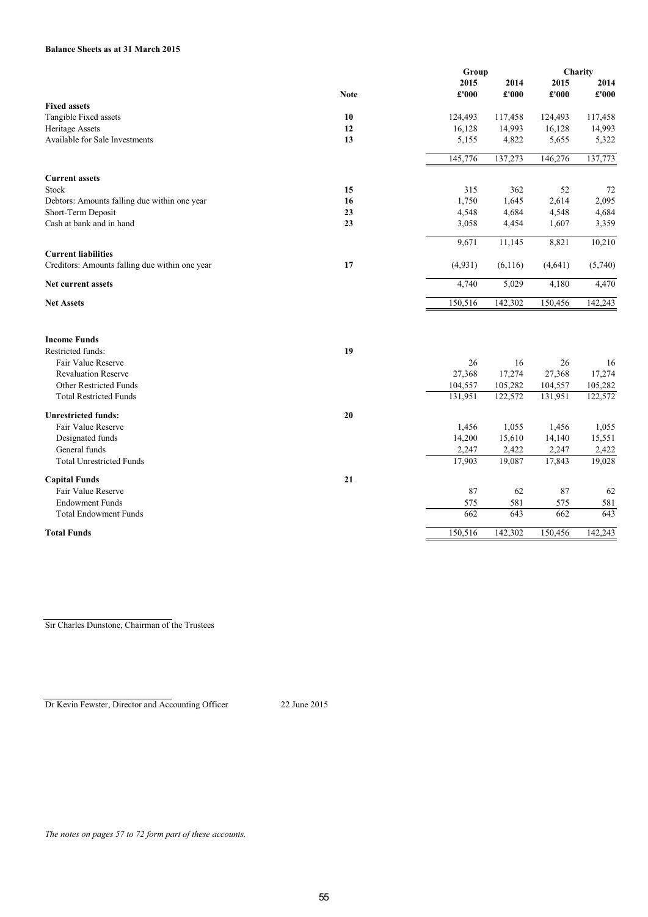**Balance Sheets as at 31 March 2015**

| | Note | Group 2015 £'000 | Group 2014 £'000 | Charity 2015 £'000 | Charity 2014 £'000 |
|---|---|---|---|---|---|
| **Fixed assets** | | | | | |
| Tangible Fixed assets | 10 | 124,493 | 117,458 | 124,493 | 117,458 |
| Heritage Assets | 12 | 16,128 | 14,993 | 16,128 | 14,993 |
| Available for Sale Investments | 13 | 5,155 | 4,822 | 5,655 | 5,322 |
| | | 145,776 | 137,273 | 146,276 | 137,773 |
| **Current assets** | | | | | |
| Stock | 15 | 315 | 362 | 52 | 72 |
| Debtors: Amounts falling due within one year | 16 | 1,750 | 1,645 | 2,614 | 2,095 |
| Short-Term Deposit | 23 | 4,548 | 4,684 | 4,548 | 4,684 |
| Cash at bank and in hand | 23 | 3,058 | 4,454 | 1,607 | 3,359 |
| | | 9,671 | 11,145 | 8,821 | 10,210 |
| **Current liabilities** | | | | | |
| Creditors: Amounts falling due within one year | 17 | (4,931) | (6,116) | (4,641) | (5,740) |
| **Net current assets** | | 4,740 | 5,029 | 4,180 | 4,470 |
| **Net Assets** | | 150,516 | 142,302 | 150,456 | 142,243 |
| | | | | | |
| **Income Funds** | | | | | |
| Restricted funds: | 19 | | | | |
| Fair Value Reserve | | 26 | 16 | 26 | 16 |
| Revaluation Reserve | | 27,368 | 17,274 | 27,368 | 17,274 |
| Other Restricted Funds | | 104,557 | 105,282 | 104,557 | 105,282 |
| Total Restricted Funds | | 131,951 | 122,572 | 131,951 | 122,572 |
| **Unrestricted funds:** | 20 | | | | |
| Fair Value Reserve | | 1,456 | 1,055 | 1,456 | 1,055 |
| Designated funds | | 14,200 | 15,610 | 14,140 | 15,551 |
| General funds | | 2,247 | 2,422 | 2,247 | 2,422 |
| Total Unrestricted Funds | | 17,903 | 19,087 | 17,843 | 19,028 |
| **Capital Funds** | 21 | | | | |
| Fair Value Reserve | | 87 | 62 | 87 | 62 |
| Endowment Funds | | 575 | 581 | 575 | 581 |
| Total Endowment Funds | | 662 | 643 | 662 | 643 |
| **Total Funds** | | 150,516 | 142,302 | 150,456 | 142,243 |

Sir Charles Dunstone, Chairman of the Trustees

Dr Kevin Fewster, Director and Accounting Officer 22 June 2015

*The notes on pages 57 to 72 form part of these accounts.*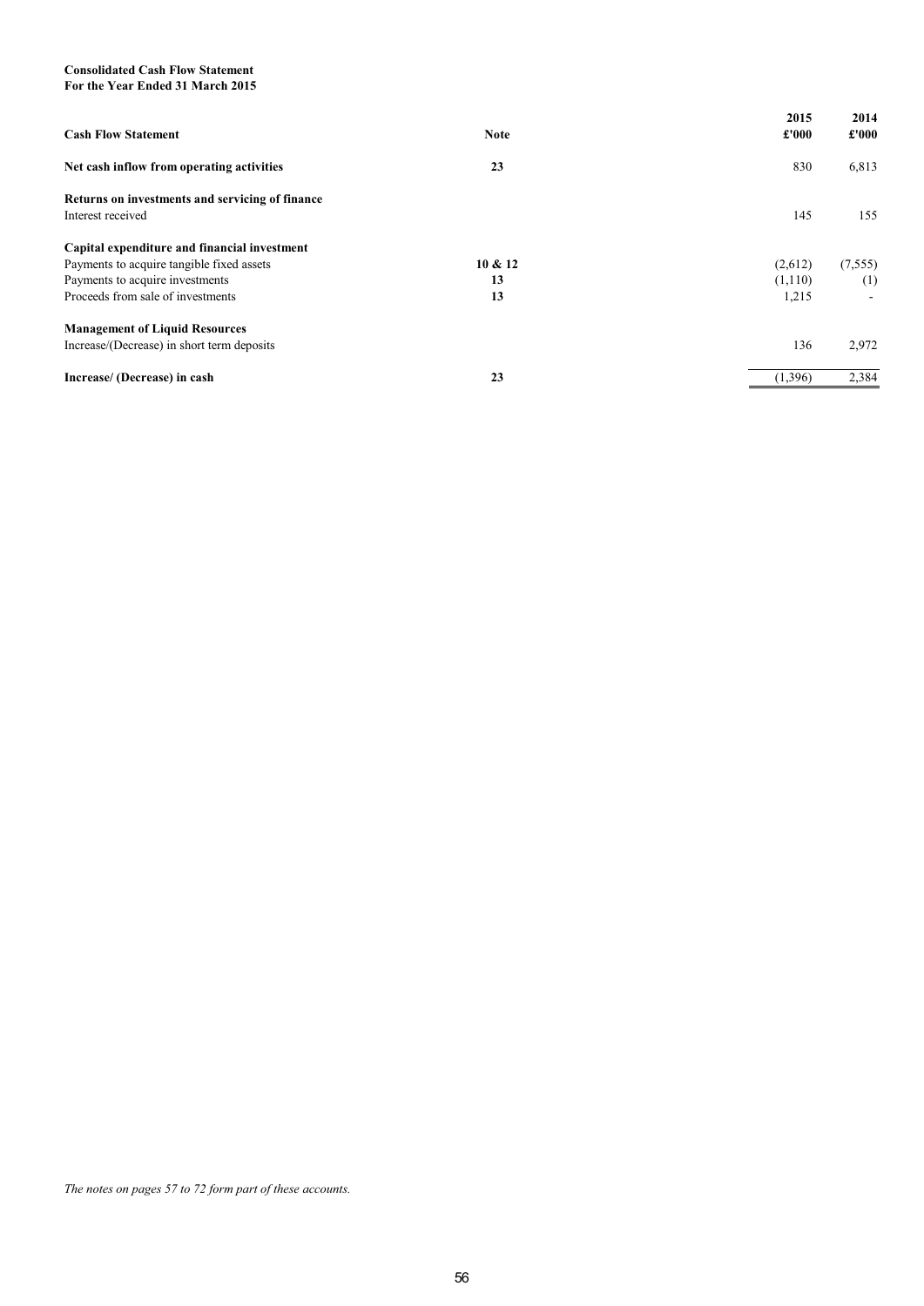**Consolidated Cash Flow Statement**
**For the Year Ended 31 March 2015**

| **Cash Flow Statement** | **Note** | **2015 £'000** | **2014 £'000** |
|---|---|---|---|
| **Net cash inflow from operating activities** | **23** | 830 | 6,813 |
| **Returns on investments and servicing of finance** | | | |
| Interest received | | 145 | 155 |
| **Capital expenditure and financial investment** | | | |
| Payments to acquire tangible fixed assets | **10 & 12** | (2,612) | (7,555) |
| Payments to acquire investments | **13** | (1,110) | (1) |
| Proceeds from sale of investments | **13** | 1,215 | - |
| **Management of Liquid Resources** | | | |
| Increase/(Decrease) in short term deposits | | 136 | 2,972 |
| **Increase/ (Decrease) in cash** | **23** | (1,396) | 2,384 |

*The notes on pages 57 to 72 form part of these accounts.*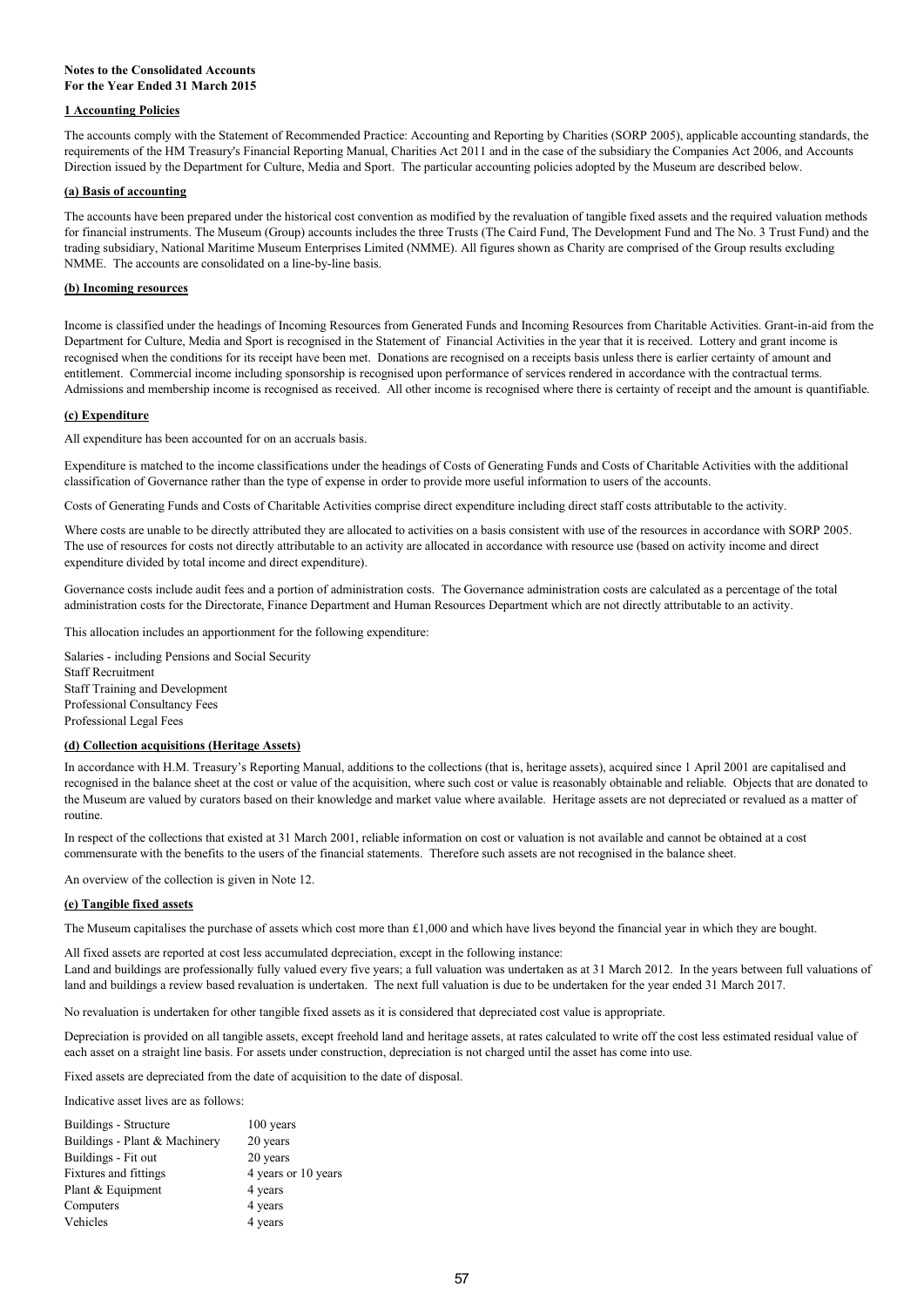**Notes to the Consolidated Accounts**
**For the Year Ended 31 March 2015**

## 1 Accounting Policies

The accounts comply with the Statement of Recommended Practice: Accounting and Reporting by Charities (SORP 2005), applicable accounting standards, the requirements of the HM Treasury's Financial Reporting Manual, Charities Act 2011 and in the case of the subsidiary the Companies Act 2006, and Accounts Direction issued by the Department for Culture, Media and Sport. The particular accounting policies adopted by the Museum are described below.

### (a) Basis of accounting

The accounts have been prepared under the historical cost convention as modified by the revaluation of tangible fixed assets and the required valuation methods for financial instruments. The Museum (Group) accounts includes the three Trusts (The Caird Fund, The Development Fund and The No. 3 Trust Fund) and the trading subsidiary, National Maritime Museum Enterprises Limited (NMME). All figures shown as Charity are comprised of the Group results excluding NMME. The accounts are consolidated on a line-by-line basis.

### (b) Incoming resources

Income is classified under the headings of Incoming Resources from Generated Funds and Incoming Resources from Charitable Activities. Grant-in-aid from the Department for Culture, Media and Sport is recognised in the Statement of Financial Activities in the year that it is received. Lottery and grant income is recognised when the conditions for its receipt have been met. Donations are recognised on a receipts basis unless there is earlier certainty of amount and entitlement. Commercial income including sponsorship is recognised upon performance of services rendered in accordance with the contractual terms. Admissions and membership income is recognised as received. All other income is recognised where there is certainty of receipt and the amount is quantifiable.

### (c) Expenditure

All expenditure has been accounted for on an accruals basis.

Expenditure is matched to the income classifications under the headings of Costs of Generating Funds and Costs of Charitable Activities with the additional classification of Governance rather than the type of expense in order to provide more useful information to users of the accounts.

Costs of Generating Funds and Costs of Charitable Activities comprise direct expenditure including direct staff costs attributable to the activity.

Where costs are unable to be directly attributed they are allocated to activities on a basis consistent with use of the resources in accordance with SORP 2005. The use of resources for costs not directly attributable to an activity are allocated in accordance with resource use (based on activity income and direct expenditure divided by total income and direct expenditure).

Governance costs include audit fees and a portion of administration costs. The Governance administration costs are calculated as a percentage of the total administration costs for the Directorate, Finance Department and Human Resources Department which are not directly attributable to an activity.

This allocation includes an apportionment for the following expenditure:

Salaries - including Pensions and Social Security
Staff Recruitment
Staff Training and Development
Professional Consultancy Fees
Professional Legal Fees

### (d) Collection acquisitions (Heritage Assets)

In accordance with H.M. Treasury's Reporting Manual, additions to the collections (that is, heritage assets), acquired since 1 April 2001 are capitalised and recognised in the balance sheet at the cost or value of the acquisition, where such cost or value is reasonably obtainable and reliable. Objects that are donated to the Museum are valued by curators based on their knowledge and market value where available. Heritage assets are not depreciated or revalued as a matter of routine.

In respect of the collections that existed at 31 March 2001, reliable information on cost or valuation is not available and cannot be obtained at a cost commensurate with the benefits to the users of the financial statements. Therefore such assets are not recognised in the balance sheet.

An overview of the collection is given in Note 12.

### (e) Tangible fixed assets

The Museum capitalises the purchase of assets which cost more than £1,000 and which have lives beyond the financial year in which they are bought.

All fixed assets are reported at cost less accumulated depreciation, except in the following instance:
Land and buildings are professionally fully valued every five years; a full valuation was undertaken as at 31 March 2012. In the years between full valuations of land and buildings a review based revaluation is undertaken. The next full valuation is due to be undertaken for the year ended 31 March 2017.

No revaluation is undertaken for other tangible fixed assets as it is considered that depreciated cost value is appropriate.

Depreciation is provided on all tangible assets, except freehold land and heritage assets, at rates calculated to write off the cost less estimated residual value of each asset on a straight line basis. For assets under construction, depreciation is not charged until the asset has come into use.

Fixed assets are depreciated from the date of acquisition to the date of disposal.

Indicative asset lives are as follows:

| | |
|---|---|
| Buildings - Structure | 100 years |
| Buildings - Plant & Machinery | 20 years |
| Buildings - Fit out | 20 years |
| Fixtures and fittings | 4 years or 10 years |
| Plant & Equipment | 4 years |
| Computers | 4 years |
| Vehicles | 4 years |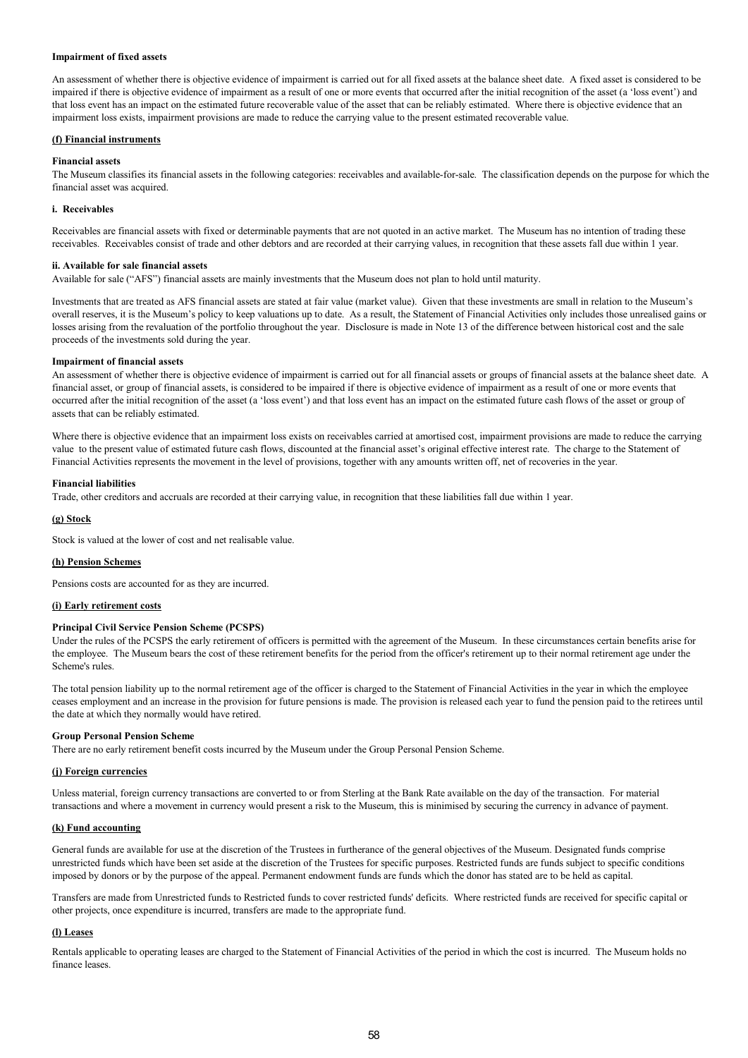**Impairment of fixed assets**

An assessment of whether there is objective evidence of impairment is carried out for all fixed assets at the balance sheet date. A fixed asset is considered to be impaired if there is objective evidence of impairment as a result of one or more events that occurred after the initial recognition of the asset (a 'loss event') and that loss event has an impact on the estimated future recoverable value of the asset that can be reliably estimated. Where there is objective evidence that an impairment loss exists, impairment provisions are made to reduce the carrying value to the present estimated recoverable value.

**(f) Financial instruments**

**Financial assets**

The Museum classifies its financial assets in the following categories: receivables and available-for-sale. The classification depends on the purpose for which the financial asset was acquired.

**i. Receivables**

Receivables are financial assets with fixed or determinable payments that are not quoted in an active market. The Museum has no intention of trading these receivables. Receivables consist of trade and other debtors and are recorded at their carrying values, in recognition that these assets fall due within 1 year.

**ii. Available for sale financial assets**

Available for sale ("AFS") financial assets are mainly investments that the Museum does not plan to hold until maturity.

Investments that are treated as AFS financial assets are stated at fair value (market value). Given that these investments are small in relation to the Museum's overall reserves, it is the Museum's policy to keep valuations up to date. As a result, the Statement of Financial Activities only includes those unrealised gains or losses arising from the revaluation of the portfolio throughout the year. Disclosure is made in Note 13 of the difference between historical cost and the sale proceeds of the investments sold during the year.

**Impairment of financial assets**

An assessment of whether there is objective evidence of impairment is carried out for all financial assets or groups of financial assets at the balance sheet date. A financial asset, or group of financial assets, is considered to be impaired if there is objective evidence of impairment as a result of one or more events that occurred after the initial recognition of the asset (a 'loss event') and that loss event has an impact on the estimated future cash flows of the asset or group of assets that can be reliably estimated.

Where there is objective evidence that an impairment loss exists on receivables carried at amortised cost, impairment provisions are made to reduce the carrying value to the present value of estimated future cash flows, discounted at the financial asset's original effective interest rate. The charge to the Statement of Financial Activities represents the movement in the level of provisions, together with any amounts written off, net of recoveries in the year.

**Financial liabilities**

Trade, other creditors and accruals are recorded at their carrying value, in recognition that these liabilities fall due within 1 year.

**(g) Stock**

Stock is valued at the lower of cost and net realisable value.

**(h) Pension Schemes**

Pensions costs are accounted for as they are incurred.

**(i) Early retirement costs**

**Principal Civil Service Pension Scheme (PCSPS)**

Under the rules of the PCSPS the early retirement of officers is permitted with the agreement of the Museum. In these circumstances certain benefits arise for the employee. The Museum bears the cost of these retirement benefits for the period from the officer's retirement up to their normal retirement age under the Scheme's rules.

The total pension liability up to the normal retirement age of the officer is charged to the Statement of Financial Activities in the year in which the employee ceases employment and an increase in the provision for future pensions is made. The provision is released each year to fund the pension paid to the retirees until the date at which they normally would have retired.

**Group Personal Pension Scheme**

There are no early retirement benefit costs incurred by the Museum under the Group Personal Pension Scheme.

**(j) Foreign currencies**

Unless material, foreign currency transactions are converted to or from Sterling at the Bank Rate available on the day of the transaction. For material transactions and where a movement in currency would present a risk to the Museum, this is minimised by securing the currency in advance of payment.

**(k) Fund accounting**

General funds are available for use at the discretion of the Trustees in furtherance of the general objectives of the Museum. Designated funds comprise unrestricted funds which have been set aside at the discretion of the Trustees for specific purposes. Restricted funds are funds subject to specific conditions imposed by donors or by the purpose of the appeal. Permanent endowment funds are funds which the donor has stated are to be held as capital.

Transfers are made from Unrestricted funds to Restricted funds to cover restricted funds' deficits. Where restricted funds are received for specific capital or other projects, once expenditure is incurred, transfers are made to the appropriate fund.

**(l) Leases**

Rentals applicable to operating leases are charged to the Statement of Financial Activities of the period in which the cost is incurred. The Museum holds no finance leases.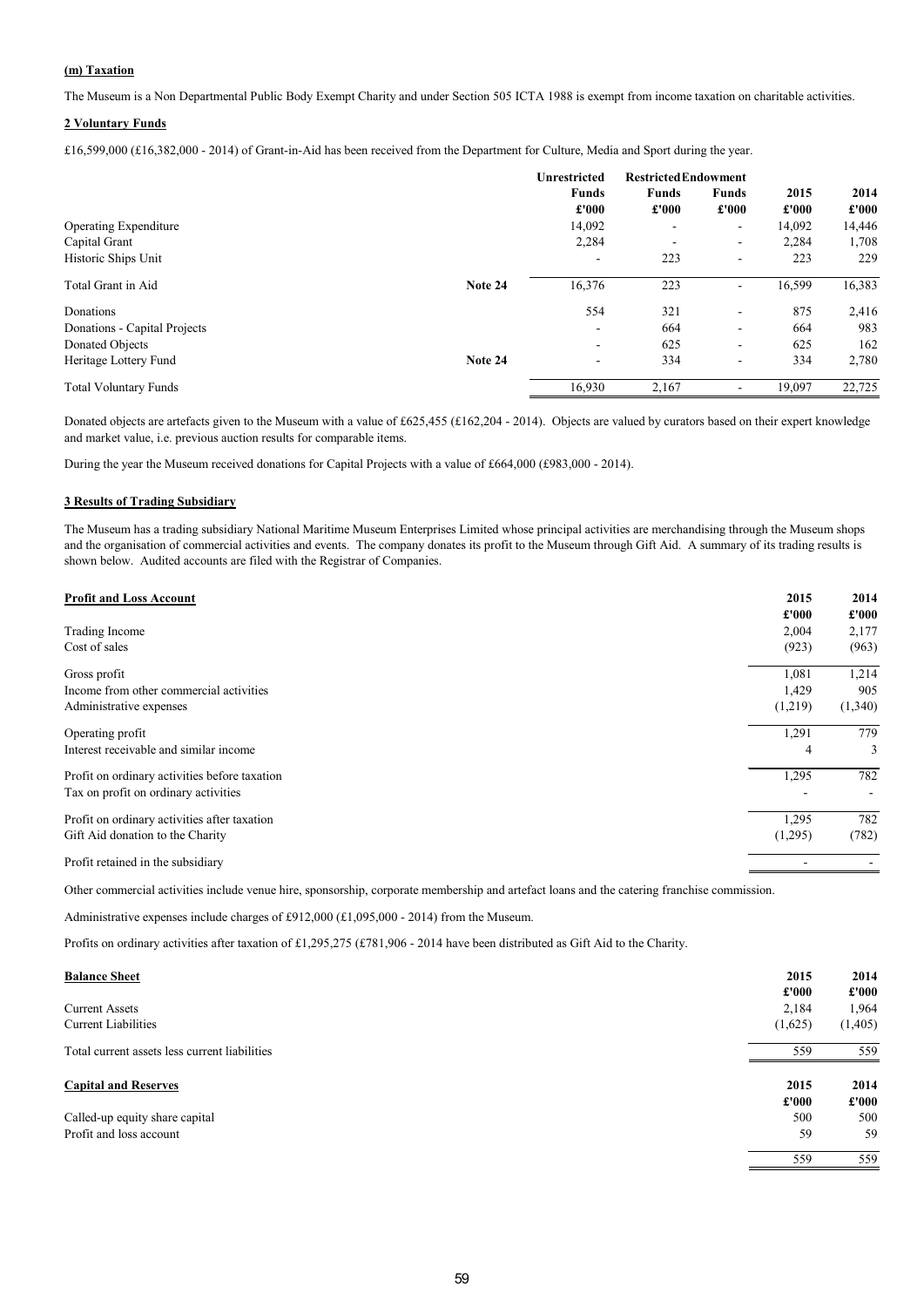**(m) Taxation**

The Museum is a Non Departmental Public Body Exempt Charity and under Section 505 ICTA 1988 is exempt from income taxation on charitable activities.

**2 Voluntary Funds**

£16,599,000 (£16,382,000 - 2014) of Grant-in-Aid has been received from the Department for Culture, Media and Sport during the year.

| | | Unrestricted Funds £'000 | Restricted Funds £'000 | Endowment Funds £'000 | 2015 £'000 | 2014 £'000 |
|---|---|---|---|---|---|---|
| Operating Expenditure | | 14,092 | - | - | 14,092 | 14,446 |
| Capital Grant | | 2,284 | - | - | 2,284 | 1,708 |
| Historic Ships Unit | | - | 223 | - | 223 | 229 |
| Total Grant in Aid | Note 24 | 16,376 | 223 | - | 16,599 | 16,383 |
| Donations | | 554 | 321 | - | 875 | 2,416 |
| Donations - Capital Projects | | - | 664 | - | 664 | 983 |
| Donated Objects | | - | 625 | - | 625 | 162 |
| Heritage Lottery Fund | Note 24 | - | 334 | - | 334 | 2,780 |
| Total Voluntary Funds | | 16,930 | 2,167 | - | 19,097 | 22,725 |

Donated objects are artefacts given to the Museum with a value of £625,455 (£162,204 - 2014). Objects are valued by curators based on their expert knowledge and market value, i.e. previous auction results for comparable items.

During the year the Museum received donations for Capital Projects with a value of £664,000 (£983,000 - 2014).

**3 Results of Trading Subsidiary**

The Museum has a trading subsidiary National Maritime Museum Enterprises Limited whose principal activities are merchandising through the Museum shops and the organisation of commercial activities and events. The company donates its profit to the Museum through Gift Aid. A summary of its trading results is shown below. Audited accounts are filed with the Registrar of Companies.

| **Profit and Loss Account** | 2015 £'000 | 2014 £'000 |
|---|---|---|
| Trading Income | 2,004 | 2,177 |
| Cost of sales | (923) | (963) |
| Gross profit | 1,081 | 1,214 |
| Income from other commercial activities | 1,429 | 905 |
| Administrative expenses | (1,219) | (1,340) |
| Operating profit | 1,291 | 779 |
| Interest receivable and similar income | 4 | 3 |
| Profit on ordinary activities before taxation | 1,295 | 782 |
| Tax on profit on ordinary activities | - | - |
| Profit on ordinary activities after taxation | 1,295 | 782 |
| Gift Aid donation to the Charity | (1,295) | (782) |
| Profit retained in the subsidiary | - | - |

Other commercial activities include venue hire, sponsorship, corporate membership and artefact loans and the catering franchise commission.

Administrative expenses include charges of £912,000 (£1,095,000 - 2014) from the Museum.

Profits on ordinary activities after taxation of £1,295,275 (£781,906 - 2014 have been distributed as Gift Aid to the Charity.

| **Balance Sheet** | 2015 £'000 | 2014 £'000 |
|---|---|---|
| Current Assets | 2,184 | 1,964 |
| Current Liabilities | (1,625) | (1,405) |
| Total current assets less current liabilities | 559 | 559 |

| **Capital and Reserves** | 2015 £'000 | 2014 £'000 |
|---|---|---|
| Called-up equity share capital | 500 | 500 |
| Profit and loss account | 59 | 59 |
| | 559 | 559 |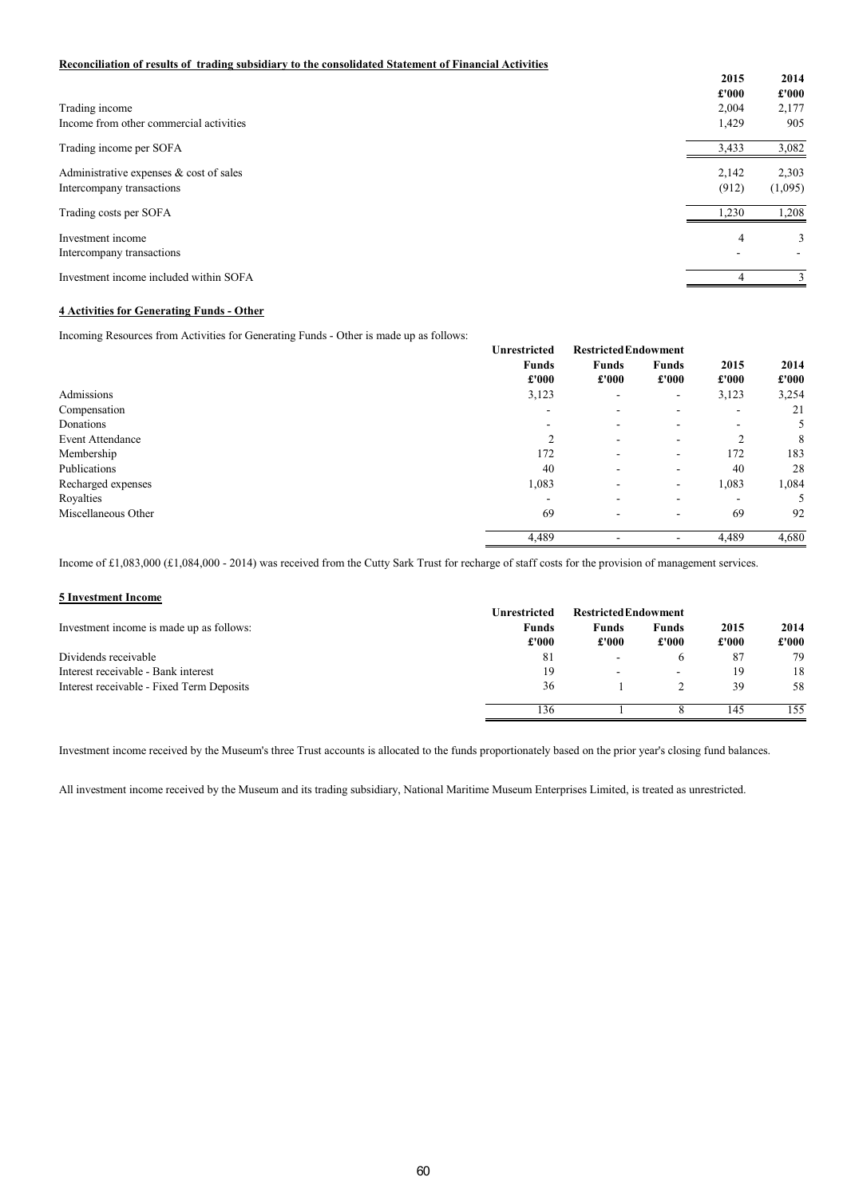**Reconciliation of results of trading subsidiary to the consolidated Statement of Financial Activities**

| | 2015 | 2014 |
|---|---|---|
| | £'000 | £'000 |
| Trading income | 2,004 | 2,177 |
| Income from other commercial activities | 1,429 | 905 |
| Trading income per SOFA | 3,433 | 3,082 |
| Administrative expenses & cost of sales | 2,142 | 2,303 |
| Intercompany transactions | (912) | (1,095) |
| Trading costs per SOFA | 1,230 | 1,208 |
| Investment income | 4 | 3 |
| Intercompany transactions | - | - |
| Investment income included within SOFA | 4 | 3 |

**4 Activities for Generating Funds - Other**

Incoming Resources from Activities for Generating Funds - Other is made up as follows:

| | Unrestricted Funds | Restricted Funds | Endowment Funds | 2015 | 2014 |
|---|---|---|---|---|---|
| | £'000 | £'000 | £'000 | £'000 | £'000 |
| Admissions | 3,123 | - | - | 3,123 | 3,254 |
| Compensation | - | - | - | - | 21 |
| Donations | - | - | - | - | 5 |
| Event Attendance | 2 | - | - | 2 | 8 |
| Membership | 172 | - | - | 172 | 183 |
| Publications | 40 | - | - | 40 | 28 |
| Recharged expenses | 1,083 | - | - | 1,083 | 1,084 |
| Royalties | - | - | - | - | 5 |
| Miscellaneous Other | 69 | - | - | 69 | 92 |
| | 4,489 | - | - | 4,489 | 4,680 |

Income of £1,083,000 (£1,084,000 - 2014) was received from the Cutty Sark Trust for recharge of staff costs for the provision of management services.

**5 Investment Income**

| Investment income is made up as follows: | Unrestricted Funds | Restricted Funds | Endowment Funds | 2015 | 2014 |
|---|---|---|---|---|---|
| | £'000 | £'000 | £'000 | £'000 | £'000 |
| Dividends receivable | 81 | - | 6 | 87 | 79 |
| Interest receivable - Bank interest | 19 | - | - | 19 | 18 |
| Interest receivable - Fixed Term Deposits | 36 | 1 | 2 | 39 | 58 |
| | 136 | 1 | 8 | 145 | 155 |

Investment income received by the Museum's three Trust accounts is allocated to the funds proportionately based on the prior year's closing fund balances.

All investment income received by the Museum and its trading subsidiary, National Maritime Museum Enterprises Limited, is treated as unrestricted.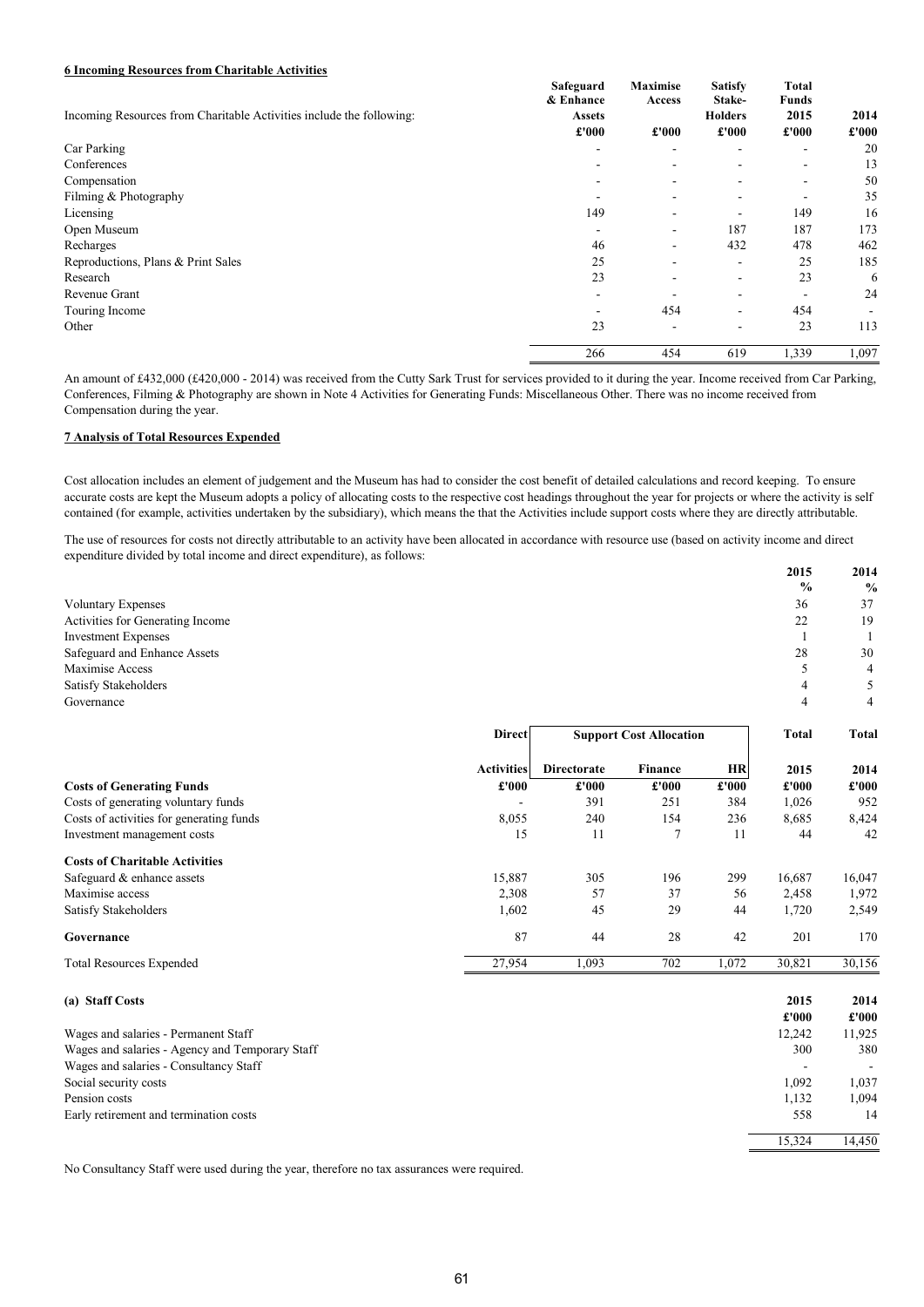**6 Incoming Resources from Charitable Activities**

| Incoming Resources from Charitable Activities include the following: | Safeguard & Enhance Assets £'000 | Maximise Access £'000 | Satisfy Stake-Holders £'000 | Total Funds 2015 £'000 | 2014 £'000 |
|---|---|---|---|---|---|
| Car Parking | - | - | - | - | 20 |
| Conferences | - | - | - | - | 13 |
| Compensation | - | - | - | - | 50 |
| Filming & Photography | - | - | - | - | 35 |
| Licensing | 149 | - | - | 149 | 16 |
| Open Museum | - | - | 187 | 187 | 173 |
| Recharges | 46 | - | 432 | 478 | 462 |
| Reproductions, Plans & Print Sales | 25 | - | - | 25 | 185 |
| Research | 23 | - | - | 23 | 6 |
| Revenue Grant | - | - | - | - | 24 |
| Touring Income | - | 454 | - | 454 | - |
| Other | 23 | - | - | 23 | 113 |
| | 266 | 454 | 619 | 1,339 | 1,097 |

An amount of £432,000 (£420,000 - 2014) was received from the Cutty Sark Trust for services provided to it during the year. Income received from Car Parking, Conferences, Filming & Photography are shown in Note 4 Activities for Generating Funds: Miscellaneous Other. There was no income received from Compensation during the year.

**7 Analysis of Total Resources Expended**

Cost allocation includes an element of judgement and the Museum has had to consider the cost benefit of detailed calculations and record keeping. To ensure accurate costs are kept the Museum adopts a policy of allocating costs to the respective cost headings throughout the year for projects or where the activity is self contained (for example, activities undertaken by the subsidiary), which means the that the Activities include support costs where they are directly attributable.

The use of resources for costs not directly attributable to an activity have been allocated in accordance with resource use (based on activity income and direct expenditure divided by total income and direct expenditure), as follows:

| | 2015 % | 2014 % |
|---|---|---|
| Voluntary Expenses | 36 | 37 |
| Activities for Generating Income | 22 | 19 |
| Investment Expenses | 1 | 1 |
| Safeguard and Enhance Assets | 28 | 30 |
| Maximise Access | 5 | 4 |
| Satisfy Stakeholders | 4 | 5 |
| Governance | 4 | 4 |

| | Direct | Support Cost Allocation | | | Total | Total |
|---|---|---|---|---|---|---|
| | Activities £'000 | Directorate £'000 | Finance £'000 | HR £'000 | 2015 £'000 | 2014 £'000 |
| **Costs of Generating Funds** | | | | | | |
| Costs of generating voluntary funds | - | 391 | 251 | 384 | 1,026 | 952 |
| Costs of activities for generating funds | 8,055 | 240 | 154 | 236 | 8,685 | 8,424 |
| Investment management costs | 15 | 11 | 7 | 11 | 44 | 42 |
| **Costs of Charitable Activities** | | | | | | |
| Safeguard & enhance assets | 15,887 | 305 | 196 | 299 | 16,687 | 16,047 |
| Maximise access | 2,308 | 57 | 37 | 56 | 2,458 | 1,972 |
| Satisfy Stakeholders | 1,602 | 45 | 29 | 44 | 1,720 | 2,549 |
| **Governance** | 87 | 44 | 28 | 42 | 201 | 170 |
| Total Resources Expended | 27,954 | 1,093 | 702 | 1,072 | 30,821 | 30,156 |

**(a) Staff Costs**

| | 2015 £'000 | 2014 £'000 |
|---|---|---|
| Wages and salaries - Permanent Staff | 12,242 | 11,925 |
| Wages and salaries - Agency and Temporary Staff | 300 | 380 |
| Wages and salaries - Consultancy Staff | - | - |
| Social security costs | 1,092 | 1,037 |
| Pension costs | 1,132 | 1,094 |
| Early retirement and termination costs | 558 | 14 |
| | 15,324 | 14,450 |

No Consultancy Staff were used during the year, therefore no tax assurances were required.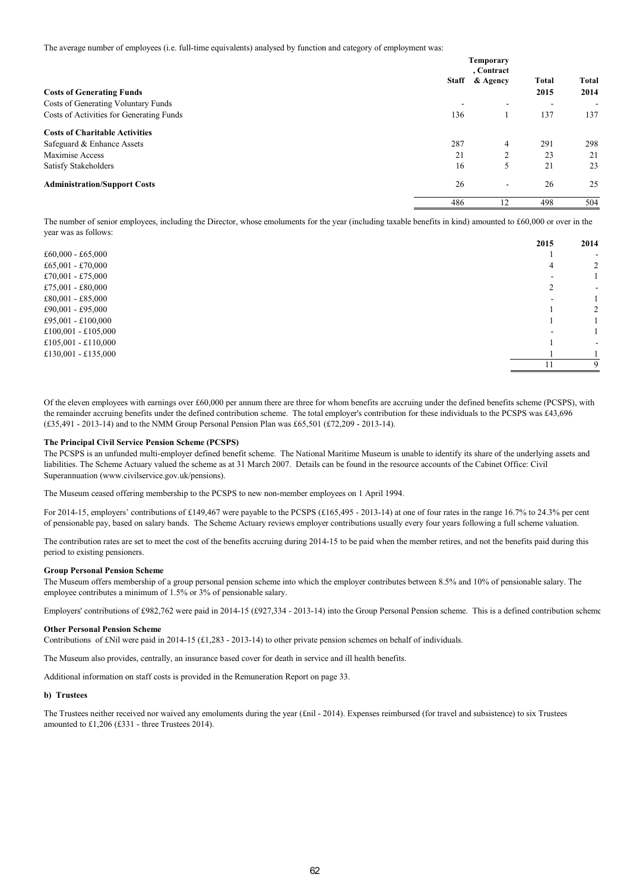The average number of employees (i.e. full-time equivalents) analysed by function and category of employment was:

| | Staff | Temporary, Contract & Agency | Total 2015 | Total 2014 |
|---|---|---|---|---|
| **Costs of Generating Funds** | | | | |
| Costs of Generating Voluntary Funds | - | - | - | - |
| Costs of Activities for Generating Funds | 136 | 1 | 137 | 137 |
| **Costs of Charitable Activities** | | | | |
| Safeguard & Enhance Assets | 287 | 4 | 291 | 298 |
| Maximise Access | 21 | 2 | 23 | 21 |
| Satisfy Stakeholders | 16 | 5 | 21 | 23 |
| **Administration/Support Costs** | 26 | - | 26 | 25 |
| | 486 | 12 | 498 | 504 |

The number of senior employees, including the Director, whose emoluments for the year (including taxable benefits in kind) amounted to £60,000 or over in the year was as follows:

| | 2015 | 2014 |
|---|---|---|
| £60,000 - £65,000 | 1 | - |
| £65,001 - £70,000 | 4 | 2 |
| £70,001 - £75,000 | - | 1 |
| £75,001 - £80,000 | 2 | - |
| £80,001 - £85,000 | - | 1 |
| £90,001 - £95,000 | 1 | 2 |
| £95,001 - £100,000 | 1 | 1 |
| £100,001 - £105,000 | - | 1 |
| £105,001 - £110,000 | 1 | - |
| £130,001 - £135,000 | 1 | 1 |
| | 11 | 9 |

Of the eleven employees with earnings over £60,000 per annum there are three for whom benefits are accruing under the defined benefits scheme (PCSPS), with the remainder accruing benefits under the defined contribution scheme. The total employer's contribution for these individuals to the PCSPS was £43,696 (£35,491 - 2013-14) and to the NMM Group Personal Pension Plan was £65,501 (£72,209 - 2013-14).

**The Principal Civil Service Pension Scheme (PCSPS)**

The PCSPS is an unfunded multi-employer defined benefit scheme. The National Maritime Museum is unable to identify its share of the underlying assets and liabilities. The Scheme Actuary valued the scheme as at 31 March 2007. Details can be found in the resource accounts of the Cabinet Office: Civil Superannuation (www.civilservice.gov.uk/pensions).

The Museum ceased offering membership to the PCSPS to new non-member employees on 1 April 1994.

For 2014-15, employers' contributions of £149,467 were payable to the PCSPS (£165,495 - 2013-14) at one of four rates in the range 16.7% to 24.3% per cent of pensionable pay, based on salary bands. The Scheme Actuary reviews employer contributions usually every four years following a full scheme valuation.

The contribution rates are set to meet the cost of the benefits accruing during 2014-15 to be paid when the member retires, and not the benefits paid during this period to existing pensioners.

**Group Personal Pension Scheme**

The Museum offers membership of a group personal pension scheme into which the employer contributes between 8.5% and 10% of pensionable salary. The employee contributes a minimum of 1.5% or 3% of pensionable salary.

Employers' contributions of £982,762 were paid in 2014-15 (£927,334 - 2013-14) into the Group Personal Pension scheme. This is a defined contribution scheme

**Other Personal Pension Scheme**

Contributions of £Nil were paid in 2014-15 (£1,283 - 2013-14) to other private pension schemes on behalf of individuals.

The Museum also provides, centrally, an insurance based cover for death in service and ill health benefits.

Additional information on staff costs is provided in the Remuneration Report on page 33.

**b) Trustees**

The Trustees neither received nor waived any emoluments during the year (£nil - 2014). Expenses reimbursed (for travel and subsistence) to six Trustees amounted to £1,206 (£331 - three Trustees 2014).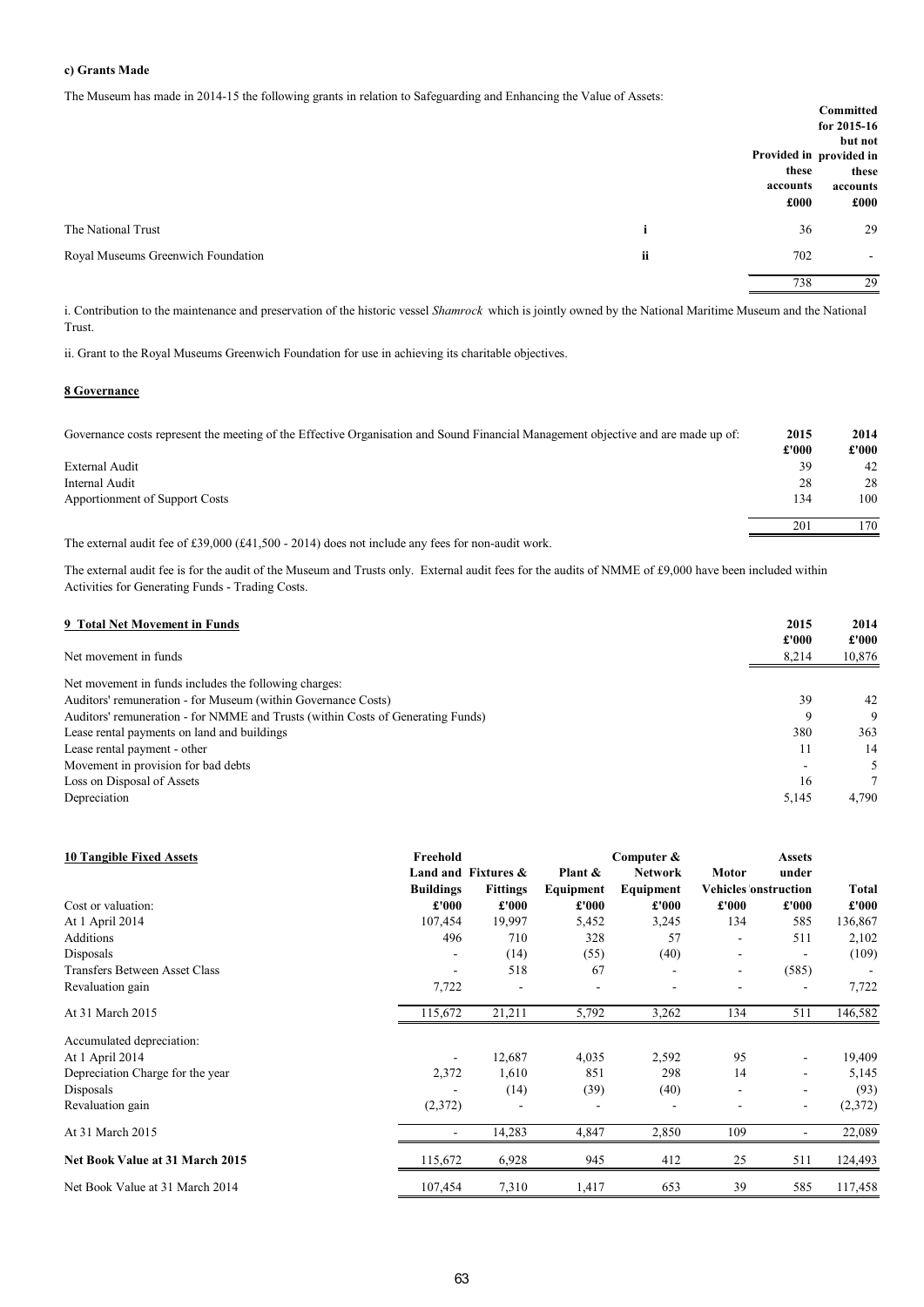**c) Grants Made**

The Museum has made in 2014-15 the following grants in relation to Safeguarding and Enhancing the Value of Assets:

| | | Provided in these accounts £000 | Committed for 2015-16 but not provided in these accounts £000 |
|---|---|---|---|
| The National Trust | i | 36 | 29 |
| Royal Museums Greenwich Foundation | ii | 702 | - |
| | | 738 | 29 |

i. Contribution to the maintenance and preservation of the historic vessel *Shamrock* which is jointly owned by the National Maritime Museum and the National Trust.

ii. Grant to the Royal Museums Greenwich Foundation for use in achieving its charitable objectives.

## 8 Governance

| Governance costs represent the meeting of the Effective Organisation and Sound Financial Management objective and are made up of: | 2015 £'000 | 2014 £'000 |
|---|---|---|
| External Audit | 39 | 42 |
| Internal Audit | 28 | 28 |
| Apportionment of Support Costs | 134 | 100 |
| | 201 | 170 |

The external audit fee of £39,000 (£41,500 - 2014) does not include any fees for non-audit work.

The external audit fee is for the audit of the Museum and Trusts only. External audit fees for the audits of NMME of £9,000 have been included within Activities for Generating Funds - Trading Costs.

## 9 Total Net Movement in Funds

| | 2015 £'000 | 2014 £'000 |
|---|---|---|
| Net movement in funds | 8,214 | 10,876 |
| Net movement in funds includes the following charges: | | |
| Auditors' remuneration - for Museum (within Governance Costs) | 39 | 42 |
| Auditors' remuneration - for NMME and Trusts (within Costs of Generating Funds) | 9 | 9 |
| Lease rental payments on land and buildings | 380 | 363 |
| Lease rental payment - other | 11 | 14 |
| Movement in provision for bad debts | - | 5 |
| Loss on Disposal of Assets | 16 | 7 |
| Depreciation | 5,145 | 4,790 |

## 10 Tangible Fixed Assets

| | Freehold Land and Buildings £'000 | Fixtures & Fittings £'000 | Plant & Equipment £'000 | Computer & Network Equipment £'000 | Motor Vehicles £'000 | Assets under Construction £'000 | Total £'000 |
|---|---|---|---|---|---|---|---|
| **Cost or valuation:** | | | | | | | |
| At 1 April 2014 | 107,454 | 19,997 | 5,452 | 3,245 | 134 | 585 | 136,867 |
| Additions | 496 | 710 | 328 | 57 | - | 511 | 2,102 |
| Disposals | - | (14) | (55) | (40) | - | - | (109) |
| Transfers Between Asset Class | - | 518 | 67 | - | - | (585) | - |
| Revaluation gain | 7,722 | - | - | - | - | - | 7,722 |
| At 31 March 2015 | 115,672 | 21,211 | 5,792 | 3,262 | 134 | 511 | 146,582 |
| **Accumulated depreciation:** | | | | | | | |
| At 1 April 2014 | - | 12,687 | 4,035 | 2,592 | 95 | - | 19,409 |
| Depreciation Charge for the year | 2,372 | 1,610 | 851 | 298 | 14 | - | 5,145 |
| Disposals | - | (14) | (39) | (40) | - | - | (93) |
| Revaluation gain | (2,372) | - | - | - | - | - | (2,372) |
| At 31 March 2015 | - | 14,283 | 4,847 | 2,850 | 109 | - | 22,089 |
| **Net Book Value at 31 March 2015** | 115,672 | 6,928 | 945 | 412 | 25 | 511 | 124,493 |
| Net Book Value at 31 March 2014 | 107,454 | 7,310 | 1,417 | 653 | 39 | 585 | 117,458 |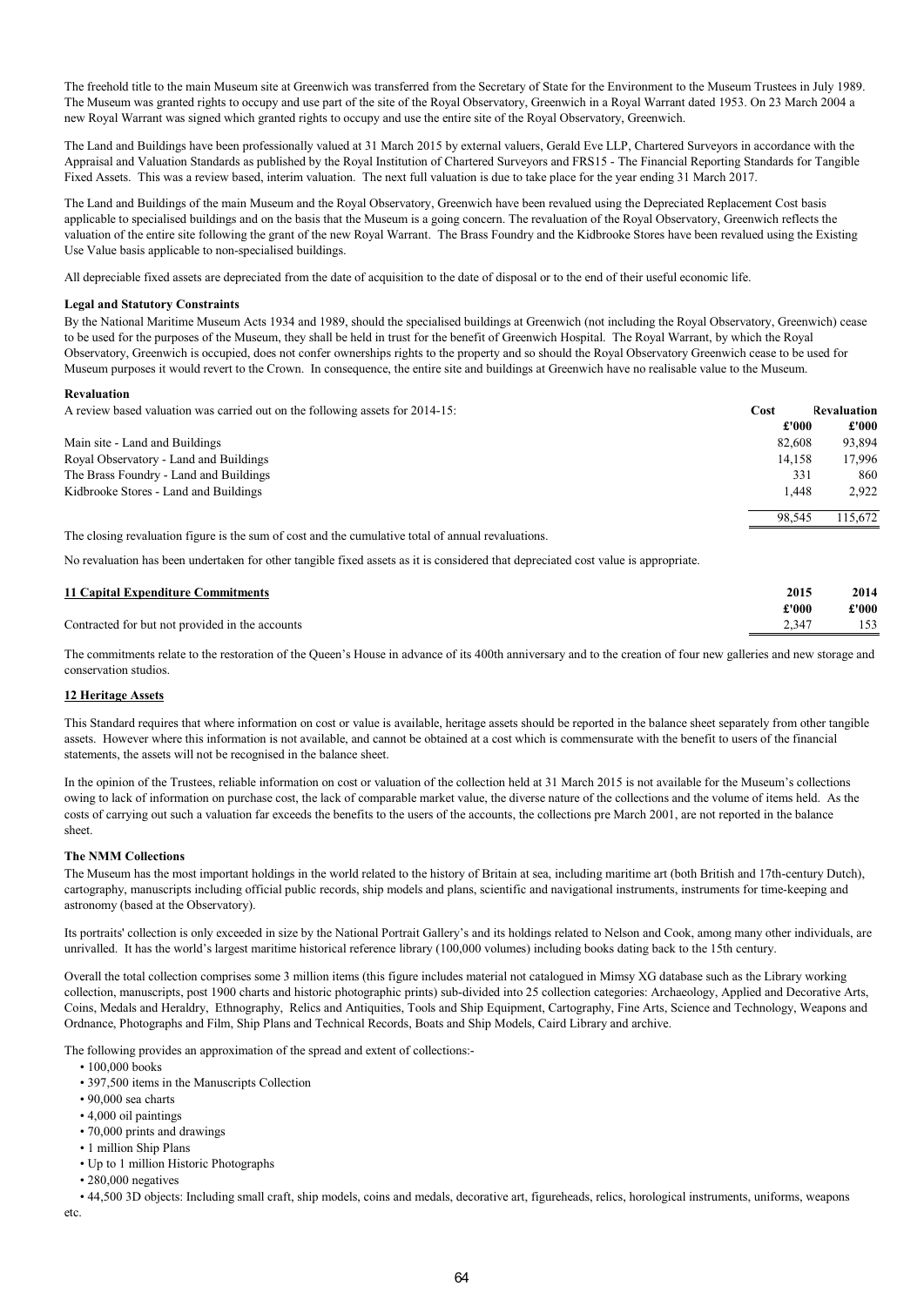The freehold title to the main Museum site at Greenwich was transferred from the Secretary of State for the Environment to the Museum Trustees in July 1989. The Museum was granted rights to occupy and use part of the site of the Royal Observatory, Greenwich in a Royal Warrant dated 1953. On 23 March 2004 a new Royal Warrant was signed which granted rights to occupy and use the entire site of the Royal Observatory, Greenwich.

The Land and Buildings have been professionally valued at 31 March 2015 by external valuers, Gerald Eve LLP, Chartered Surveyors in accordance with the Appraisal and Valuation Standards as published by the Royal Institution of Chartered Surveyors and FRS15 - The Financial Reporting Standards for Tangible Fixed Assets. This was a review based, interim valuation. The next full valuation is due to take place for the year ending 31 March 2017.

The Land and Buildings of the main Museum and the Royal Observatory, Greenwich have been revalued using the Depreciated Replacement Cost basis applicable to specialised buildings and on the basis that the Museum is a going concern. The revaluation of the Royal Observatory, Greenwich reflects the valuation of the entire site following the grant of the new Royal Warrant. The Brass Foundry and the Kidbrooke Stores have been revalued using the Existing Use Value basis applicable to non-specialised buildings.

All depreciable fixed assets are depreciated from the date of acquisition to the date of disposal or to the end of their useful economic life.

**Legal and Statutory Constraints**

By the National Maritime Museum Acts 1934 and 1989, should the specialised buildings at Greenwich (not including the Royal Observatory, Greenwich) cease to be used for the purposes of the Museum, they shall be held in trust for the benefit of Greenwich Hospital. The Royal Warrant, by which the Royal Observatory, Greenwich is occupied, does not confer ownerships rights to the property and so should the Royal Observatory Greenwich cease to be used for Museum purposes it would revert to the Crown. In consequence, the entire site and buildings at Greenwich have no realisable value to the Museum.

**Revaluation**

| A review based valuation was carried out on the following assets for 2014-15: | Cost | Revaluation |
|---|---|---|
| | £'000 | £'000 |
| Main site - Land and Buildings | 82,608 | 93,894 |
| Royal Observatory - Land and Buildings | 14,158 | 17,996 |
| The Brass Foundry - Land and Buildings | 331 | 860 |
| Kidbrooke Stores - Land and Buildings | 1,448 | 2,922 |
| | 98,545 | 115,672 |

The closing revaluation figure is the sum of cost and the cumulative total of annual revaluations.

No revaluation has been undertaken for other tangible fixed assets as it is considered that depreciated cost value is appropriate.

| **11 Capital Expenditure Commitments** | 2015 | 2014 |
|---|---|---|
| | £'000 | £'000 |
| Contracted for but not provided in the accounts | 2,347 | 153 |

The commitments relate to the restoration of the Queen's House in advance of its 400th anniversary and to the creation of four new galleries and new storage and conservation studios.

**12 Heritage Assets**

This Standard requires that where information on cost or value is available, heritage assets should be reported in the balance sheet separately from other tangible assets. However where this information is not available, and cannot be obtained at a cost which is commensurate with the benefit to users of the financial statements, the assets will not be recognised in the balance sheet.

In the opinion of the Trustees, reliable information on cost or valuation of the collection held at 31 March 2015 is not available for the Museum's collections owing to lack of information on purchase cost, the lack of comparable market value, the diverse nature of the collections and the volume of items held. As the costs of carrying out such a valuation far exceeds the benefits to the users of the accounts, the collections pre March 2001, are not reported in the balance sheet.

**The NMM Collections**

The Museum has the most important holdings in the world related to the history of Britain at sea, including maritime art (both British and 17th-century Dutch), cartography, manuscripts including official public records, ship models and plans, scientific and navigational instruments, instruments for time-keeping and astronomy (based at the Observatory).

Its portraits' collection is only exceeded in size by the National Portrait Gallery's and its holdings related to Nelson and Cook, among many other individuals, are unrivalled. It has the world's largest maritime historical reference library (100,000 volumes) including books dating back to the 15th century.

Overall the total collection comprises some 3 million items (this figure includes material not catalogued in Mimsy XG database such as the Library working collection, manuscripts, post 1900 charts and historic photographic prints) sub-divided into 25 collection categories: Archaeology, Applied and Decorative Arts, Coins, Medals and Heraldry, Ethnography, Relics and Antiquities, Tools and Ship Equipment, Cartography, Fine Arts, Science and Technology, Weapons and Ordnance, Photographs and Film, Ship Plans and Technical Records, Boats and Ship Models, Caird Library and archive.

The following provides an approximation of the spread and extent of collections:-

- 100,000 books
- 397,500 items in the Manuscripts Collection
- 90,000 sea charts
- 4,000 oil paintings
- 70,000 prints and drawings
- 1 million Ship Plans
- Up to 1 million Historic Photographs
- 280,000 negatives
- 44,500 3D objects: Including small craft, ship models, coins and medals, decorative art, figureheads, relics, horological instruments, uniforms, weapons etc.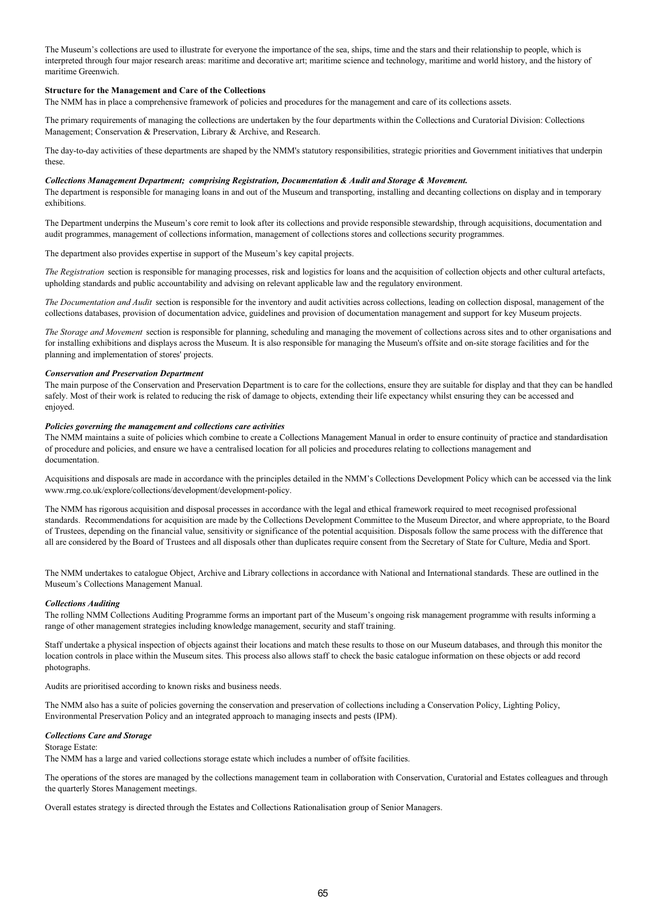The Museum's collections are used to illustrate for everyone the importance of the sea, ships, time and the stars and their relationship to people, which is interpreted through four major research areas: maritime and decorative art; maritime science and technology, maritime and world history, and the history of maritime Greenwich.

**Structure for the Management and Care of the Collections**

The NMM has in place a comprehensive framework of policies and procedures for the management and care of its collections assets.

The primary requirements of managing the collections are undertaken by the four departments within the Collections and Curatorial Division: Collections Management; Conservation & Preservation, Library & Archive, and Research.

The day-to-day activities of these departments are shaped by the NMM's statutory responsibilities, strategic priorities and Government initiatives that underpin these.

***Collections Management Department; comprising Registration, Documentation & Audit and Storage & Movement.***

The department is responsible for managing loans in and out of the Museum and transporting, installing and decanting collections on display and in temporary exhibitions.

The Department underpins the Museum's core remit to look after its collections and provide responsible stewardship, through acquisitions, documentation and audit programmes, management of collections information, management of collections stores and collections security programmes.

The department also provides expertise in support of the Museum's key capital projects.

*The Registration* section is responsible for managing processes, risk and logistics for loans and the acquisition of collection objects and other cultural artefacts, upholding standards and public accountability and advising on relevant applicable law and the regulatory environment.

*The Documentation and Audit* section is responsible for the inventory and audit activities across collections, leading on collection disposal, management of the collections databases, provision of documentation advice, guidelines and provision of documentation management and support for key Museum projects.

*The Storage and Movement* section is responsible for planning, scheduling and managing the movement of collections across sites and to other organisations and for installing exhibitions and displays across the Museum. It is also responsible for managing the Museum's offsite and on-site storage facilities and for the planning and implementation of stores' projects.

***Conservation and Preservation Department***

The main purpose of the Conservation and Preservation Department is to care for the collections, ensure they are suitable for display and that they can be handled safely. Most of their work is related to reducing the risk of damage to objects, extending their life expectancy whilst ensuring they can be accessed and enjoyed.

***Policies governing the management and collections care activities***

The NMM maintains a suite of policies which combine to create a Collections Management Manual in order to ensure continuity of practice and standardisation of procedure and policies, and ensure we have a centralised location for all policies and procedures relating to collections management and documentation.

Acquisitions and disposals are made in accordance with the principles detailed in the NMM's Collections Development Policy which can be accessed via the link www.rmg.co.uk/explore/collections/development/development-policy.

The NMM has rigorous acquisition and disposal processes in accordance with the legal and ethical framework required to meet recognised professional standards. Recommendations for acquisition are made by the Collections Development Committee to the Museum Director, and where appropriate, to the Board of Trustees, depending on the financial value, sensitivity or significance of the potential acquisition. Disposals follow the same process with the difference that all are considered by the Board of Trustees and all disposals other than duplicates require consent from the Secretary of State for Culture, Media and Sport.

The NMM undertakes to catalogue Object, Archive and Library collections in accordance with National and International standards. These are outlined in the Museum's Collections Management Manual.

***Collections Auditing***

The rolling NMM Collections Auditing Programme forms an important part of the Museum's ongoing risk management programme with results informing a range of other management strategies including knowledge management, security and staff training.

Staff undertake a physical inspection of objects against their locations and match these results to those on our Museum databases, and through this monitor the location controls in place within the Museum sites. This process also allows staff to check the basic catalogue information on these objects or add record photographs.

Audits are prioritised according to known risks and business needs.

The NMM also has a suite of policies governing the conservation and preservation of collections including a Conservation Policy, Lighting Policy, Environmental Preservation Policy and an integrated approach to managing insects and pests (IPM).

***Collections Care and Storage***

Storage Estate:

The NMM has a large and varied collections storage estate which includes a number of offsite facilities.

The operations of the stores are managed by the collections management team in collaboration with Conservation, Curatorial and Estates colleagues and through the quarterly Stores Management meetings.

Overall estates strategy is directed through the Estates and Collections Rationalisation group of Senior Managers.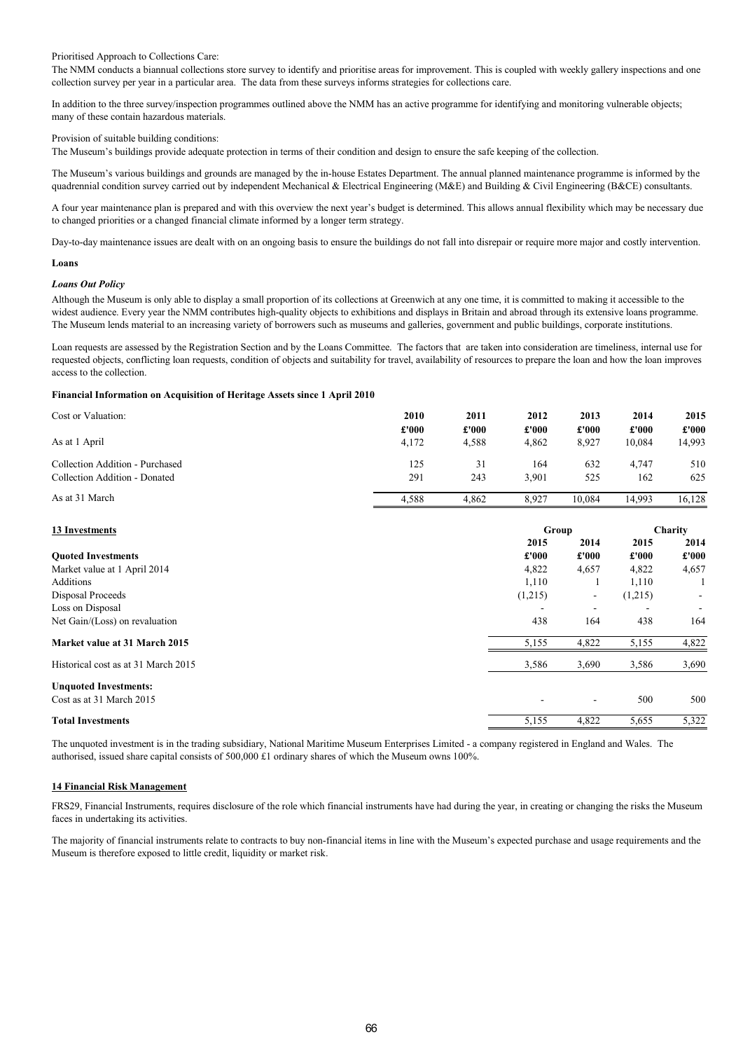Prioritised Approach to Collections Care:

The NMM conducts a biannual collections store survey to identify and prioritise areas for improvement. This is coupled with weekly gallery inspections and one collection survey per year in a particular area. The data from these surveys informs strategies for collections care.

In addition to the three survey/inspection programmes outlined above the NMM has an active programme for identifying and monitoring vulnerable objects; many of these contain hazardous materials.

Provision of suitable building conditions:

The Museum's buildings provide adequate protection in terms of their condition and design to ensure the safe keeping of the collection.

The Museum's various buildings and grounds are managed by the in-house Estates Department. The annual planned maintenance programme is informed by the quadrennial condition survey carried out by independent Mechanical & Electrical Engineering (M&E) and Building & Civil Engineering (B&CE) consultants.

A four year maintenance plan is prepared and with this overview the next year's budget is determined. This allows annual flexibility which may be necessary due to changed priorities or a changed financial climate informed by a longer term strategy.

Day-to-day maintenance issues are dealt with on an ongoing basis to ensure the buildings do not fall into disrepair or require more major and costly intervention.

**Loans**

***Loans Out Policy***

Although the Museum is only able to display a small proportion of its collections at Greenwich at any one time, it is committed to making it accessible to the widest audience. Every year the NMM contributes high-quality objects to exhibitions and displays in Britain and abroad through its extensive loans programme. The Museum lends material to an increasing variety of borrowers such as museums and galleries, government and public buildings, corporate institutions.

Loan requests are assessed by the Registration Section and by the Loans Committee. The factors that are taken into consideration are timeliness, internal use for requested objects, conflicting loan requests, condition of objects and suitability for travel, availability of resources to prepare the loan and how the loan improves access to the collection.

**Financial Information on Acquisition of Heritage Assets since 1 April 2010**

| Cost or Valuation: | 2010 | 2011 | 2012 | 2013 | 2014 | 2015 |
|---|---|---|---|---|---|---|
| | £'000 | £'000 | £'000 | £'000 | £'000 | £'000 |
| As at 1 April | 4,172 | 4,588 | 4,862 | 8,927 | 10,084 | 14,993 |
| Collection Addition - Purchased | 125 | 31 | 164 | 632 | 4,747 | 510 |
| Collection Addition - Donated | 291 | 243 | 3,901 | 525 | 162 | 625 |
| As at 31 March | 4,588 | 4,862 | 8,927 | 10,084 | 14,993 | 16,128 |

**13 Investments**

| | Group | | Charity | |
|---|---|---|---|---|
| | 2015 | 2014 | 2015 | 2014 |
| **Quoted Investments** | £'000 | £'000 | £'000 | £'000 |
| Market value at 1 April 2014 | 4,822 | 4,657 | 4,822 | 4,657 |
| Additions | 1,110 | 1 | 1,110 | 1 |
| Disposal Proceeds | (1,215) | - | (1,215) | - |
| Loss on Disposal | - | - | - | - |
| Net Gain/(Loss) on revaluation | 438 | 164 | 438 | 164 |
| **Market value at 31 March 2015** | 5,155 | 4,822 | 5,155 | 4,822 |
| Historical cost as at 31 March 2015 | 3,586 | 3,690 | 3,586 | 3,690 |
| **Unquoted Investments:** | | | | |
| Cost as at 31 March 2015 | - | - | 500 | 500 |
| **Total Investments** | 5,155 | 4,822 | 5,655 | 5,322 |

The unquoted investment is in the trading subsidiary, National Maritime Museum Enterprises Limited - a company registered in England and Wales. The authorised, issued share capital consists of 500,000 £1 ordinary shares of which the Museum owns 100%.

**14 Financial Risk Management**

FRS29, Financial Instruments, requires disclosure of the role which financial instruments have had during the year, in creating or changing the risks the Museum faces in undertaking its activities.

The majority of financial instruments relate to contracts to buy non-financial items in line with the Museum's expected purchase and usage requirements and the Museum is therefore exposed to little credit, liquidity or market risk.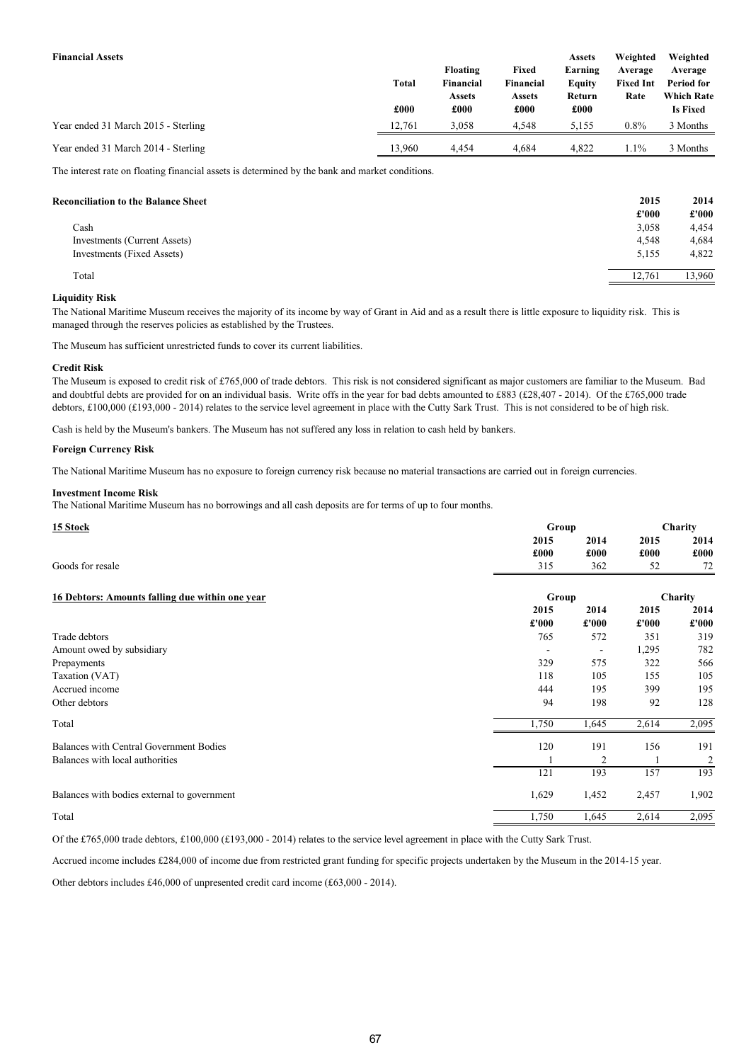**Financial Assets**

| | Total | Floating Financial Assets | Fixed Financial Assets | Assets Earning Equity Return | Weighted Average Fixed Int Rate | Weighted Average Period for Which Rate Is Fixed |
|---|---|---|---|---|---|---|
| | £000 | £000 | £000 | £000 | | |
| Year ended 31 March 2015 - Sterling | 12,761 | 3,058 | 4,548 | 5,155 | 0.8% | 3 Months |
| Year ended 31 March 2014 - Sterling | 13,960 | 4,454 | 4,684 | 4,822 | 1.1% | 3 Months |

The interest rate on floating financial assets is determined by the bank and market conditions.

**Reconciliation to the Balance Sheet**

| | 2015 | 2014 |
|---|---|---|
| | £'000 | £'000 |
| Cash | 3,058 | 4,454 |
| Investments (Current Assets) | 4,548 | 4,684 |
| Investments (Fixed Assets) | 5,155 | 4,822 |
| Total | 12,761 | 13,960 |

**Liquidity Risk**

The National Maritime Museum receives the majority of its income by way of Grant in Aid and as a result there is little exposure to liquidity risk. This is managed through the reserves policies as established by the Trustees.

The Museum has sufficient unrestricted funds to cover its current liabilities.

**Credit Risk**

The Museum is exposed to credit risk of £765,000 of trade debtors. This risk is not considered significant as major customers are familiar to the Museum. Bad and doubtful debts are provided for on an individual basis. Write offs in the year for bad debts amounted to £883 (£28,407 - 2014). Of the £765,000 trade debtors, £100,000 (£193,000 - 2014) relates to the service level agreement in place with the Cutty Sark Trust. This is not considered to be of high risk.

Cash is held by the Museum's bankers. The Museum has not suffered any loss in relation to cash held by bankers.

**Foreign Currency Risk**

The National Maritime Museum has no exposure to foreign currency risk because no material transactions are carried out in foreign currencies.

**Investment Income Risk**

The National Maritime Museum has no borrowings and all cash deposits are for terms of up to four months.

**15 Stock**

| | Group | | Charity | |
|---|---|---|---|---|
| | 2015 | 2014 | 2015 | 2014 |
| | £000 | £000 | £000 | £000 |
| Goods for resale | 315 | 362 | 52 | 72 |

**16 Debtors: Amounts falling due within one year**

| | Group | | Charity | |
|---|---|---|---|---|
| | 2015 | 2014 | 2015 | 2014 |
| | £'000 | £'000 | £'000 | £'000 |
| Trade debtors | 765 | 572 | 351 | 319 |
| Amount owed by subsidiary | - | - | 1,295 | 782 |
| Prepayments | 329 | 575 | 322 | 566 |
| Taxation (VAT) | 118 | 105 | 155 | 105 |
| Accrued income | 444 | 195 | 399 | 195 |
| Other debtors | 94 | 198 | 92 | 128 |
| Total | 1,750 | 1,645 | 2,614 | 2,095 |
| Balances with Central Government Bodies | 120 | 191 | 156 | 191 |
| Balances with local authorities | 1 | 2 | 1 | 2 |
| | 121 | 193 | 157 | 193 |
| Balances with bodies external to government | 1,629 | 1,452 | 2,457 | 1,902 |
| Total | 1,750 | 1,645 | 2,614 | 2,095 |

Of the £765,000 trade debtors, £100,000 (£193,000 - 2014) relates to the service level agreement in place with the Cutty Sark Trust.

Accrued income includes £284,000 of income due from restricted grant funding for specific projects undertaken by the Museum in the 2014-15 year.

Other debtors includes £46,000 of unpresented credit card income (£63,000 - 2014).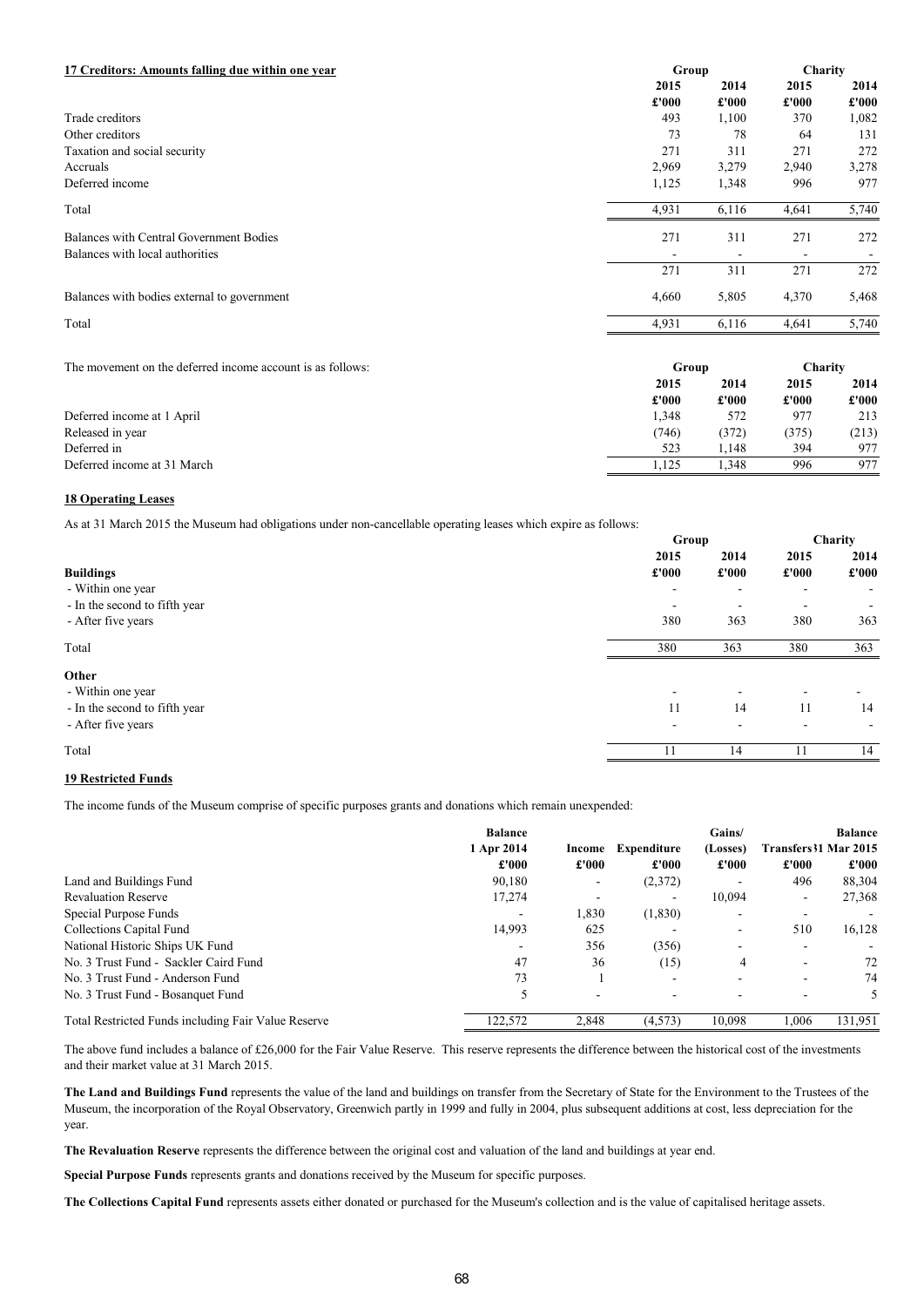## 17 Creditors: Amounts falling due within one year

| | Group | | Charity | |
|---|---|---|---|---|
| | 2015 | 2014 | 2015 | 2014 |
| | £'000 | £'000 | £'000 | £'000 |
| Trade creditors | 493 | 1,100 | 370 | 1,082 |
| Other creditors | 73 | 78 | 64 | 131 |
| Taxation and social security | 271 | 311 | 271 | 272 |
| Accruals | 2,969 | 3,279 | 2,940 | 3,278 |
| Deferred income | 1,125 | 1,348 | 996 | 977 |
| Total | 4,931 | 6,116 | 4,641 | 5,740 |
| Balances with Central Government Bodies | 271 | 311 | 271 | 272 |
| Balances with local authorities | - | - | - | - |
| | 271 | 311 | 271 | 272 |
| Balances with bodies external to government | 4,660 | 5,805 | 4,370 | 5,468 |
| Total | 4,931 | 6,116 | 4,641 | 5,740 |

| The movement on the deferred income account is as follows: | Group | | Charity | |
|---|---|---|---|---|
| | 2015 | 2014 | 2015 | 2014 |
| | £'000 | £'000 | £'000 | £'000 |
| Deferred income at 1 April | 1,348 | 572 | 977 | 213 |
| Released in year | (746) | (372) | (375) | (213) |
| Deferred in | 523 | 1,148 | 394 | 977 |
| Deferred income at 31 March | 1,125 | 1,348 | 996 | 977 |

## 18 Operating Leases

As at 31 March 2015 the Museum had obligations under non-cancellable operating leases which expire as follows:

| | Group | | Charity | |
|---|---|---|---|---|
| | 2015 | 2014 | 2015 | 2014 |
| **Buildings** | £'000 | £'000 | £'000 | £'000 |
| - Within one year | - | - | - | - |
| - In the second to fifth year | - | - | - | - |
| - After five years | 380 | 363 | 380 | 363 |
| Total | 380 | 363 | 380 | 363 |
| **Other** | | | | |
| - Within one year | - | - | - | - |
| - In the second to fifth year | 11 | 14 | 11 | 14 |
| - After five years | - | - | - | - |
| Total | 11 | 14 | 11 | 14 |

## 19 Restricted Funds

The income funds of the Museum comprise of specific purposes grants and donations which remain unexpended:

| | Balance 1 Apr 2014 | Income | Expenditure | Gains/ (Losses) | Transfers | Balance 31 Mar 2015 |
|---|---|---|---|---|---|---|
| | £'000 | £'000 | £'000 | £'000 | £'000 | £'000 |
| Land and Buildings Fund | 90,180 | - | (2,372) | - | 496 | 88,304 |
| Revaluation Reserve | 17,274 | - | - | 10,094 | - | 27,368 |
| Special Purpose Funds | - | 1,830 | (1,830) | - | - | - |
| Collections Capital Fund | 14,993 | 625 | - | - | 510 | 16,128 |
| National Historic Ships UK Fund | - | 356 | (356) | - | - | - |
| No. 3 Trust Fund - Sackler Caird Fund | 47 | 36 | (15) | 4 | - | 72 |
| No. 3 Trust Fund - Anderson Fund | 73 | 1 | - | - | - | 74 |
| No. 3 Trust Fund - Bosanquet Fund | 5 | - | - | - | - | 5 |
| Total Restricted Funds including Fair Value Reserve | 122,572 | 2,848 | (4,573) | 10,098 | 1,006 | 131,951 |

The above fund includes a balance of £26,000 for the Fair Value Reserve. This reserve represents the difference between the historical cost of the investments and their market value at 31 March 2015.

**The Land and Buildings Fund** represents the value of the land and buildings on transfer from the Secretary of State for the Environment to the Trustees of the Museum, the incorporation of the Royal Observatory, Greenwich partly in 1999 and fully in 2004, plus subsequent additions at cost, less depreciation for the year.

**The Revaluation Reserve** represents the difference between the original cost and valuation of the land and buildings at year end.

**Special Purpose Funds** represents grants and donations received by the Museum for specific purposes.

**The Collections Capital Fund** represents assets either donated or purchased for the Museum's collection and is the value of capitalised heritage assets.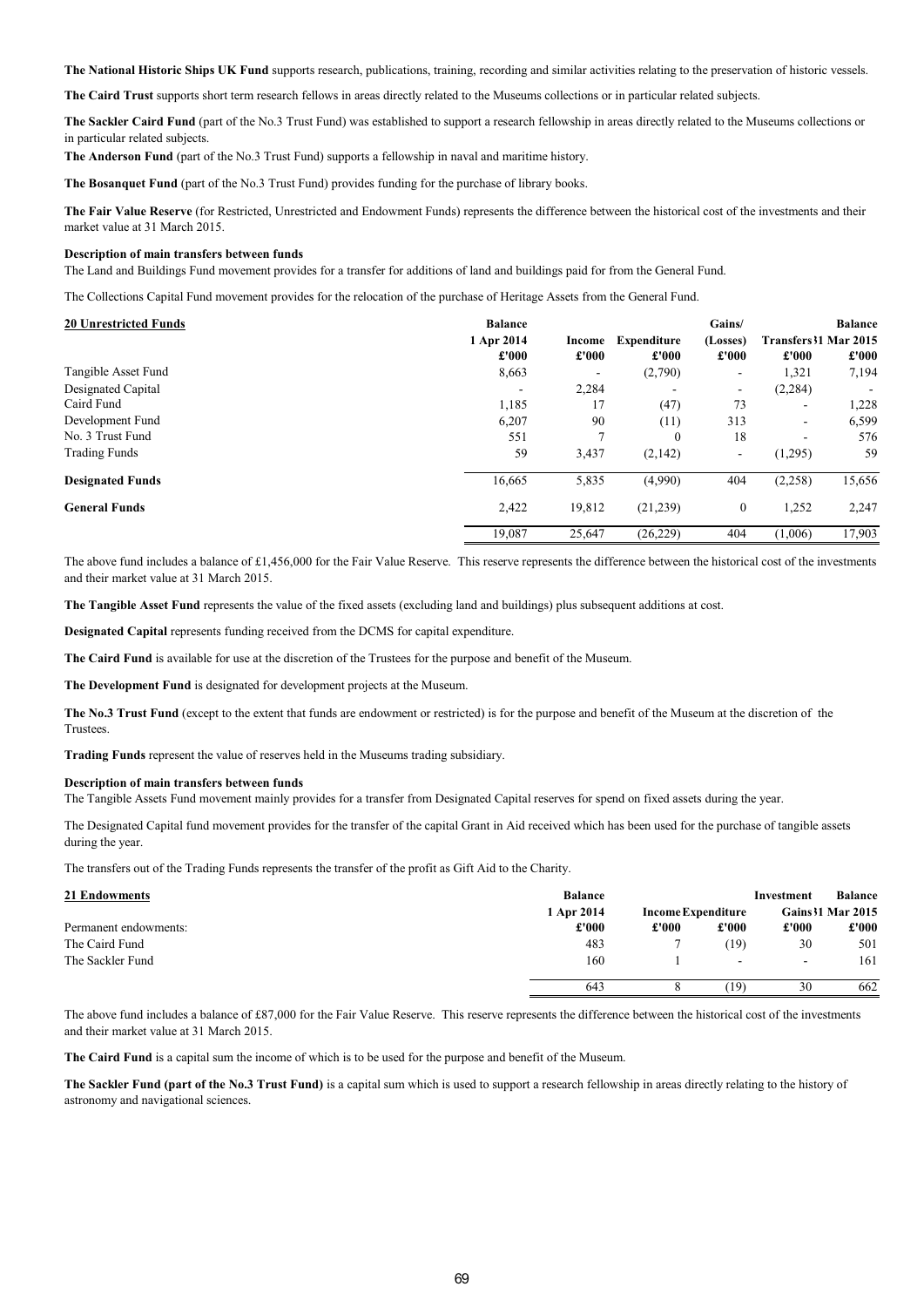**The National Historic Ships UK Fund** supports research, publications, training, recording and similar activities relating to the preservation of historic vessels.

**The Caird Trust** supports short term research fellows in areas directly related to the Museums collections or in particular related subjects.

**The Sackler Caird Fund** (part of the No.3 Trust Fund) was established to support a research fellowship in areas directly related to the Museums collections or in particular related subjects.

**The Anderson Fund** (part of the No.3 Trust Fund) supports a fellowship in naval and maritime history.

**The Bosanquet Fund** (part of the No.3 Trust Fund) provides funding for the purchase of library books.

**The Fair Value Reserve** (for Restricted, Unrestricted and Endowment Funds) represents the difference between the historical cost of the investments and their market value at 31 March 2015.

**Description of main transfers between funds**

The Land and Buildings Fund movement provides for a transfer for additions of land and buildings paid for from the General Fund.

The Collections Capital Fund movement provides for the relocation of the purchase of Heritage Assets from the General Fund.

| **20 Unrestricted Funds** | **Balance 1 Apr 2014 £'000** | **Income £'000** | **Expenditure £'000** | **Gains/ (Losses) £'000** | **Transfers £'000** | **Balance 31 Mar 2015 £'000** |
|---|---|---|---|---|---|---|
| Tangible Asset Fund | 8,663 | - | (2,790) | - | 1,321 | 7,194 |
| Designated Capital | - | 2,284 | - | - | (2,284) | - |
| Caird Fund | 1,185 | 17 | (47) | 73 | - | 1,228 |
| Development Fund | 6,207 | 90 | (11) | 313 | - | 6,599 |
| No. 3 Trust Fund | 551 | 7 | 0 | 18 | - | 576 |
| Trading Funds | 59 | 3,437 | (2,142) | - | (1,295) | 59 |
| **Designated Funds** | 16,665 | 5,835 | (4,990) | 404 | (2,258) | 15,656 |
| **General Funds** | 2,422 | 19,812 | (21,239) | 0 | 1,252 | 2,247 |
| | 19,087 | 25,647 | (26,229) | 404 | (1,006) | 17,903 |

The above fund includes a balance of £1,456,000 for the Fair Value Reserve. This reserve represents the difference between the historical cost of the investments and their market value at 31 March 2015.

**The Tangible Asset Fund** represents the value of the fixed assets (excluding land and buildings) plus subsequent additions at cost.

**Designated Capital** represents funding received from the DCMS for capital expenditure.

**The Caird Fund** is available for use at the discretion of the Trustees for the purpose and benefit of the Museum.

**The Development Fund** is designated for development projects at the Museum.

**The No.3 Trust Fund** (except to the extent that funds are endowment or restricted) is for the purpose and benefit of the Museum at the discretion of the Trustees.

**Trading Funds** represent the value of reserves held in the Museums trading subsidiary.

**Description of main transfers between funds**

The Tangible Assets Fund movement mainly provides for a transfer from Designated Capital reserves for spend on fixed assets during the year.

The Designated Capital fund movement provides for the transfer of the capital Grant in Aid received which has been used for the purchase of tangible assets during the year.

The transfers out of the Trading Funds represents the transfer of the profit as Gift Aid to the Charity.

| **21 Endowments** | **Balance 1 Apr 2014** | **Income** | **Expenditure** | **Investment Gains** | **Balance 31 Mar 2015** |
|---|---|---|---|---|---|
| Permanent endowments: | **£'000** | **£'000** | **£'000** | **£'000** | **£'000** |
| The Caird Fund | 483 | 7 | (19) | 30 | 501 |
| The Sackler Fund | 160 | 1 | - | - | 161 |
| | 643 | 8 | (19) | 30 | 662 |

The above fund includes a balance of £87,000 for the Fair Value Reserve. This reserve represents the difference between the historical cost of the investments and their market value at 31 March 2015.

**The Caird Fund** is a capital sum the income of which is to be used for the purpose and benefit of the Museum.

**The Sackler Fund (part of the No.3 Trust Fund)** is a capital sum which is used to support a research fellowship in areas directly relating to the history of astronomy and navigational sciences.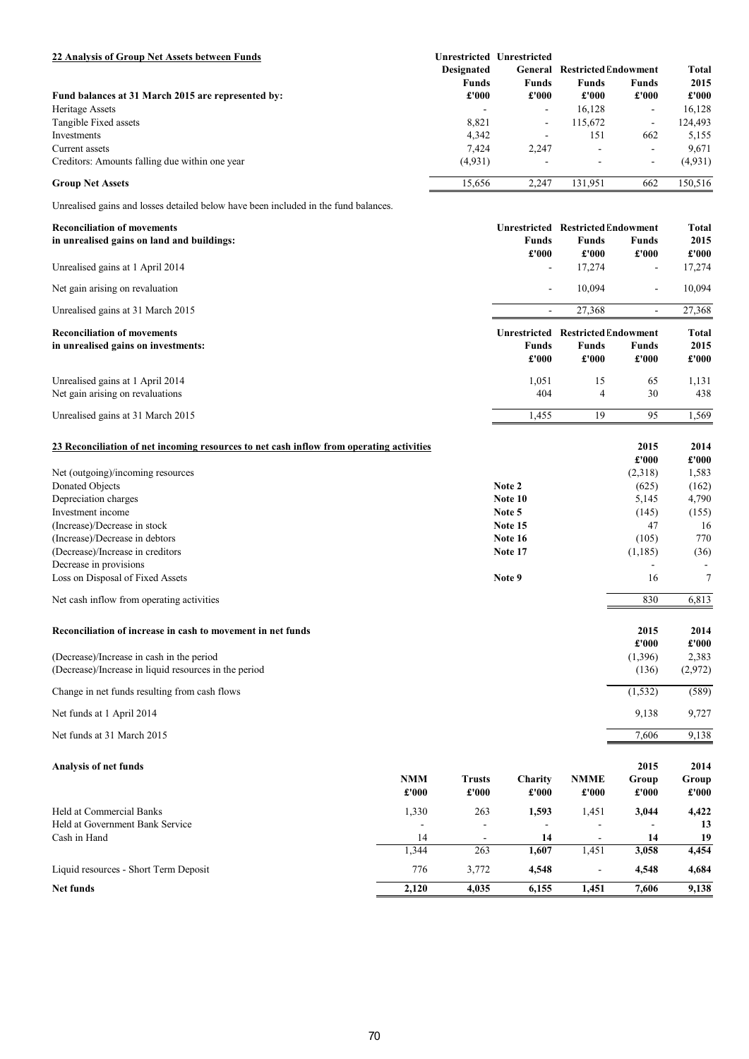## 22 Analysis of Group Net Assets between Funds

| Fund balances at 31 March 2015 are represented by: | Unrestricted Designated Funds £'000 | Unrestricted General Funds £'000 | Restricted Funds £'000 | Endowment Funds £'000 | Total 2015 £'000 |
|---|---|---|---|---|---|
| Heritage Assets | - | - | 16,128 | - | 16,128 |
| Tangible Fixed assets | 8,821 | - | 115,672 | - | 124,493 |
| Investments | 4,342 | - | 151 | 662 | 5,155 |
| Current assets | 7,424 | 2,247 | - | - | 9,671 |
| Creditors: Amounts falling due within one year | (4,931) | - | - | - | (4,931) |
| **Group Net Assets** | 15,656 | 2,247 | 131,951 | 662 | 150,516 |

Unrealised gains and losses detailed below have been included in the fund balances.

| **Reconciliation of movements in unrealised gains on land and buildings:** | Unrestricted Funds £'000 | Restricted Funds £'000 | Endowment Funds £'000 | Total 2015 £'000 |
|---|---|---|---|---|
| Unrealised gains at 1 April 2014 | - | 17,274 | - | 17,274 |
| Net gain arising on revaluation | - | 10,094 | - | 10,094 |
| Unrealised gains at 31 March 2015 | - | 27,368 | - | 27,368 |

| **Reconciliation of movements in unrealised gains on investments:** | Unrestricted Funds £'000 | Restricted Funds £'000 | Endowment Funds £'000 | Total 2015 £'000 |
|---|---|---|---|---|
| Unrealised gains at 1 April 2014 | 1,051 | 15 | 65 | 1,131 |
| Net gain arising on revaluations | 404 | 4 | 30 | 438 |
| Unrealised gains at 31 March 2015 | 1,455 | 19 | 95 | 1,569 |

## 23 Reconciliation of net incoming resources to net cash inflow from operating activities

| | | 2015 £'000 | 2014 £'000 |
|---|---|---|---|
| Net (outgoing)/incoming resources | | (2,318) | 1,583 |
| Donated Objects | Note 2 | (625) | (162) |
| Depreciation charges | Note 10 | 5,145 | 4,790 |
| Investment income | Note 5 | (145) | (155) |
| (Increase)/Decrease in stock | Note 15 | 47 | 16 |
| (Increase)/Decrease in debtors | Note 16 | (105) | 770 |
| (Decrease)/Increase in creditors | Note 17 | (1,185) | (36) |
| Decrease in provisions | | - | - |
| Loss on Disposal of Fixed Assets | Note 9 | 16 | 7 |
| Net cash inflow from operating activities | | 830 | 6,813 |

### Reconciliation of increase in cash to movement in net funds

| | 2015 £'000 | 2014 £'000 |
|---|---|---|
| (Decrease)/Increase in cash in the period | (1,396) | 2,383 |
| (Decrease)/Increase in liquid resources in the period | (136) | (2,972) |
| Change in net funds resulting from cash flows | (1,532) | (589) |
| Net funds at 1 April 2014 | 9,138 | 9,727 |
| Net funds at 31 March 2015 | 7,606 | 9,138 |

### Analysis of net funds

| | NMM £'000 | Trusts £'000 | Charity £'000 | NMME £'000 | 2015 Group £'000 | 2014 Group £'000 |
|---|---|---|---|---|---|---|
| Held at Commercial Banks | 1,330 | 263 | **1,593** | 1,451 | **3,044** | **4,422** |
| Held at Government Bank Service | - | - | - | - | - | **13** |
| Cash in Hand | 14 | - | **14** | - | **14** | **19** |
| | 1,344 | 263 | **1,607** | 1,451 | **3,058** | **4,454** |
| Liquid resources - Short Term Deposit | 776 | 3,772 | **4,548** | - | **4,548** | **4,684** |
| **Net funds** | **2,120** | **4,035** | **6,155** | **1,451** | **7,606** | **9,138** |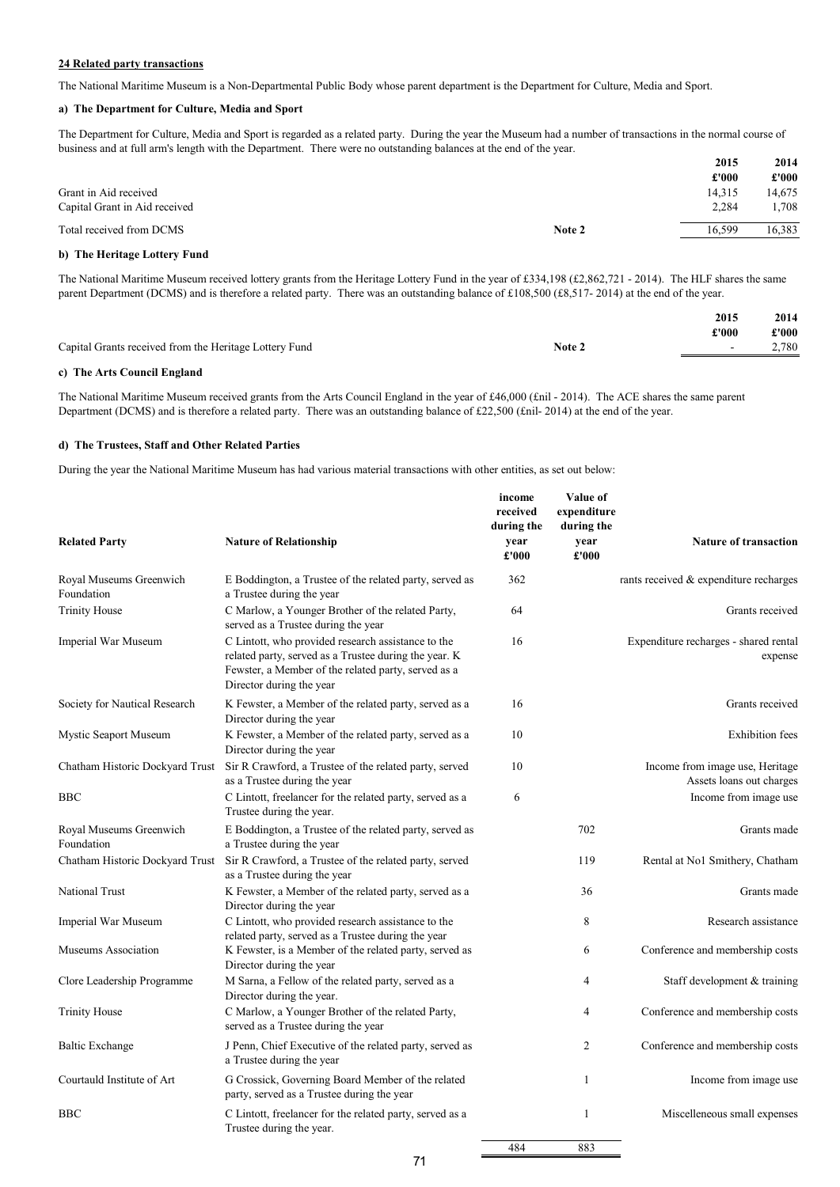**24 Related party transactions**

The National Maritime Museum is a Non-Departmental Public Body whose parent department is the Department for Culture, Media and Sport.

**a) The Department for Culture, Media and Sport**

The Department for Culture, Media and Sport is regarded as a related party. During the year the Museum had a number of transactions in the normal course of business and at full arm's length with the Department. There were no outstanding balances at the end of the year.

| | | 2015 | 2014 |
|---|---|---|---|
| | | £'000 | £'000 |
| Grant in Aid received | | 14,315 | 14,675 |
| Capital Grant in Aid received | | 2,284 | 1,708 |
| Total received from DCMS | Note 2 | 16,599 | 16,383 |

**b) The Heritage Lottery Fund**

The National Maritime Museum received lottery grants from the Heritage Lottery Fund in the year of £334,198 (£2,862,721 - 2014). The HLF shares the same parent Department (DCMS) and is therefore a related party. There was an outstanding balance of £108,500 (£8,517- 2014) at the end of the year.

| | | 2015 | 2014 |
|---|---|---|---|
| | | £'000 | £'000 |
| Capital Grants received from the Heritage Lottery Fund | Note 2 | - | 2,780 |

**c) The Arts Council England**

The National Maritime Museum received grants from the Arts Council England in the year of £46,000 (£nil - 2014). The ACE shares the same parent Department (DCMS) and is therefore a related party. There was an outstanding balance of £22,500 (£nil- 2014) at the end of the year.

**d) The Trustees, Staff and Other Related Parties**

During the year the National Maritime Museum has had various material transactions with other entities, as set out below:

| Related Party | Nature of Relationship | income received during the year £'000 | Value of expenditure during the year £'000 | Nature of transaction |
|---|---|---|---|---|
| Royal Museums Greenwich Foundation | E Boddington, a Trustee of the related party, served as a Trustee during the year | 362 | | rants received & expenditure recharges |
| Trinity House | C Marlow, a Younger Brother of the related Party, served as a Trustee during the year | 64 | | Grants received |
| Imperial War Museum | C Lintott, who provided research assistance to the related party, served as a Trustee during the year. K Fewster, a Member of the related party, served as a Director during the year | 16 | | Expenditure recharges - shared rental expense |
| Society for Nautical Research | K Fewster, a Member of the related party, served as a Director during the year | 16 | | Grants received |
| Mystic Seaport Museum | K Fewster, a Member of the related party, served as a Director during the year | 10 | | Exhibition fees |
| Chatham Historic Dockyard Trust | Sir R Crawford, a Trustee of the related party, served as a Trustee during the year | 10 | | Income from image use, Heritage Assets loans out charges |
| BBC | C Lintott, freelancer for the related party, served as a Trustee during the year. | 6 | | Income from image use |
| Royal Museums Greenwich Foundation | E Boddington, a Trustee of the related party, served as a Trustee during the year | | 702 | Grants made |
| Chatham Historic Dockyard Trust | Sir R Crawford, a Trustee of the related party, served as a Trustee during the year | | 119 | Rental at No1 Smithery, Chatham |
| National Trust | K Fewster, a Member of the related party, served as a Director during the year | | 36 | Grants made |
| Imperial War Museum | C Lintott, who provided research assistance to the related party, served as a Trustee during the year | | 8 | Research assistance |
| Museums Association | K Fewster, is a Member of the related party, served as Director during the year | | 6 | Conference and membership costs |
| Clore Leadership Programme | M Sarna, a Fellow of the related party, served as a Director during the year. | | 4 | Staff development & training |
| Trinity House | C Marlow, a Younger Brother of the related Party, served as a Trustee during the year | | 4 | Conference and membership costs |
| Baltic Exchange | J Penn, Chief Executive of the related party, served as a Trustee during the year | | 2 | Conference and membership costs |
| Courtauld Institute of Art | G Crossick, Governing Board Member of the related party, served as a Trustee during the year | | 1 | Income from image use |
| BBC | C Lintott, freelancer for the related party, served as a Trustee during the year. | | 1 | Miscelleneous small expenses |
| | | 484 | 883 | |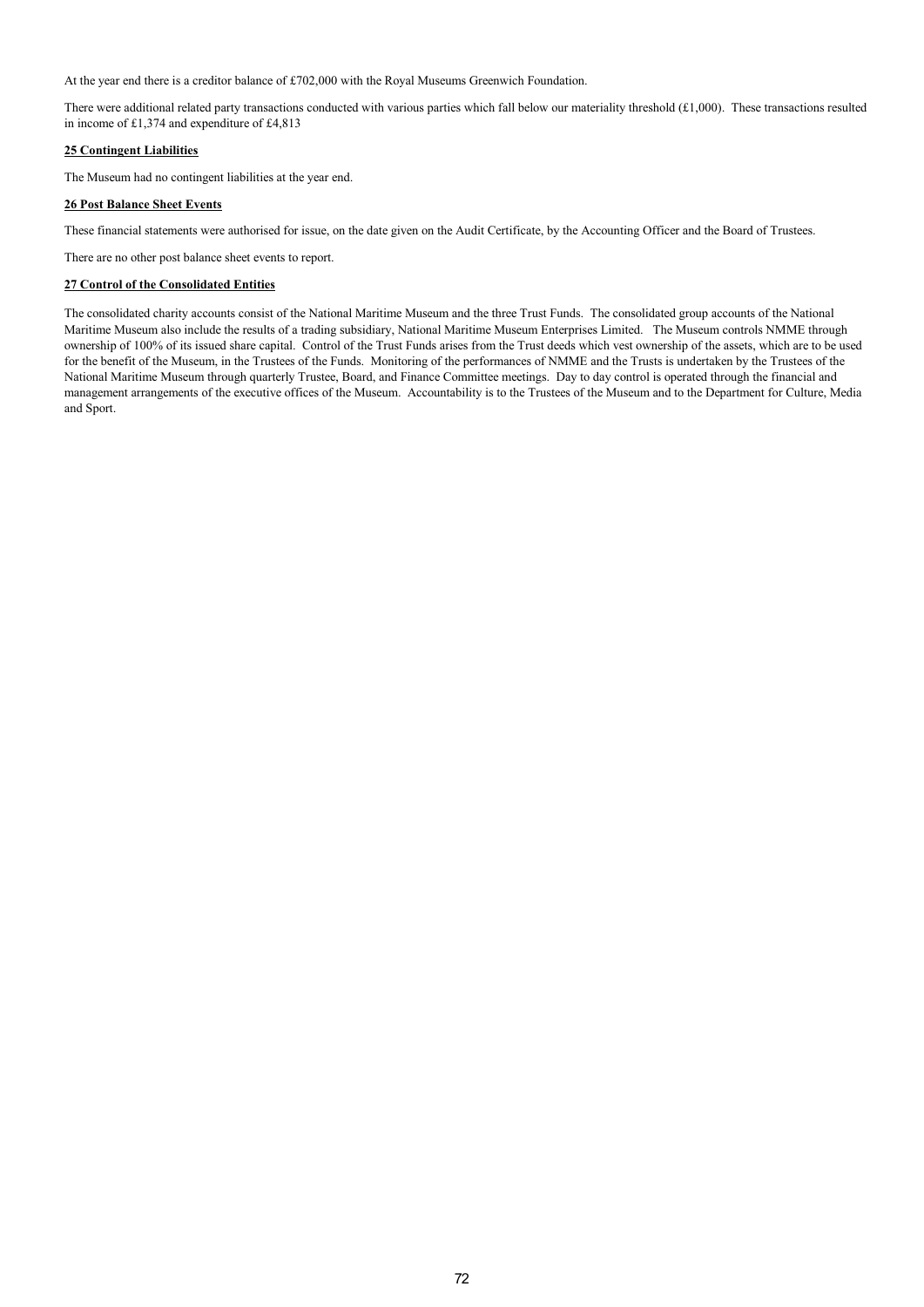At the year end there is a creditor balance of £702,000 with the Royal Museums Greenwich Foundation.

There were additional related party transactions conducted with various parties which fall below our materiality threshold (£1,000). These transactions resulted in income of £1,374 and expenditure of £4,813

**25 Contingent Liabilities**

The Museum had no contingent liabilities at the year end.

**26 Post Balance Sheet Events**

These financial statements were authorised for issue, on the date given on the Audit Certificate, by the Accounting Officer and the Board of Trustees.

There are no other post balance sheet events to report.

**27 Control of the Consolidated Entities**

The consolidated charity accounts consist of the National Maritime Museum and the three Trust Funds. The consolidated group accounts of the National Maritime Museum also include the results of a trading subsidiary, National Maritime Museum Enterprises Limited. The Museum controls NMME through ownership of 100% of its issued share capital. Control of the Trust Funds arises from the Trust deeds which vest ownership of the assets, which are to be used for the benefit of the Museum, in the Trustees of the Funds. Monitoring of the performances of NMME and the Trusts is undertaken by the Trustees of the National Maritime Museum through quarterly Trustee, Board, and Finance Committee meetings. Day to day control is operated through the financial and management arrangements of the executive offices of the Museum. Accountability is to the Trustees of the Museum and to the Department for Culture, Media and Sport.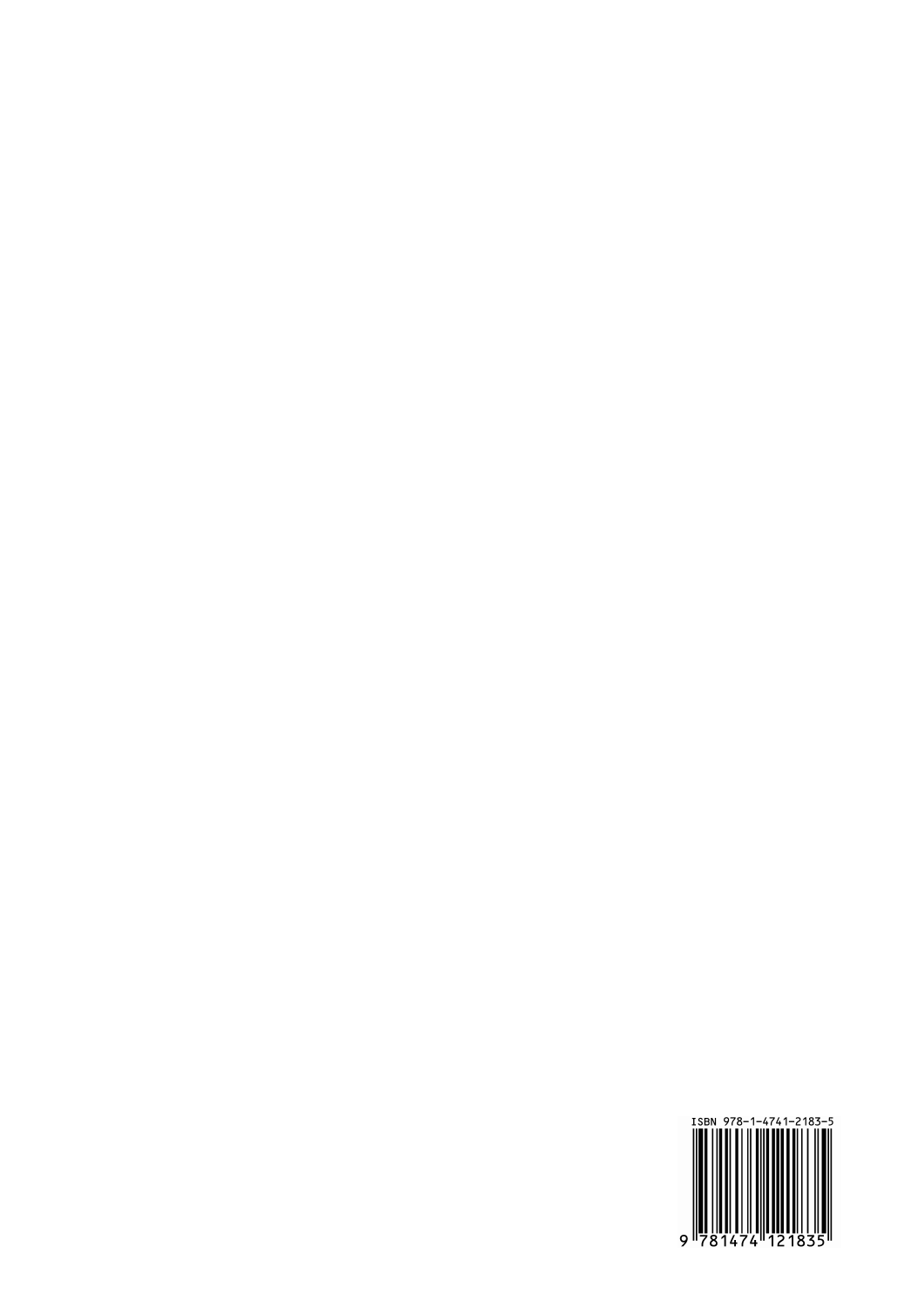ISBN 978-1-4741-2183-5

9 781474 121835